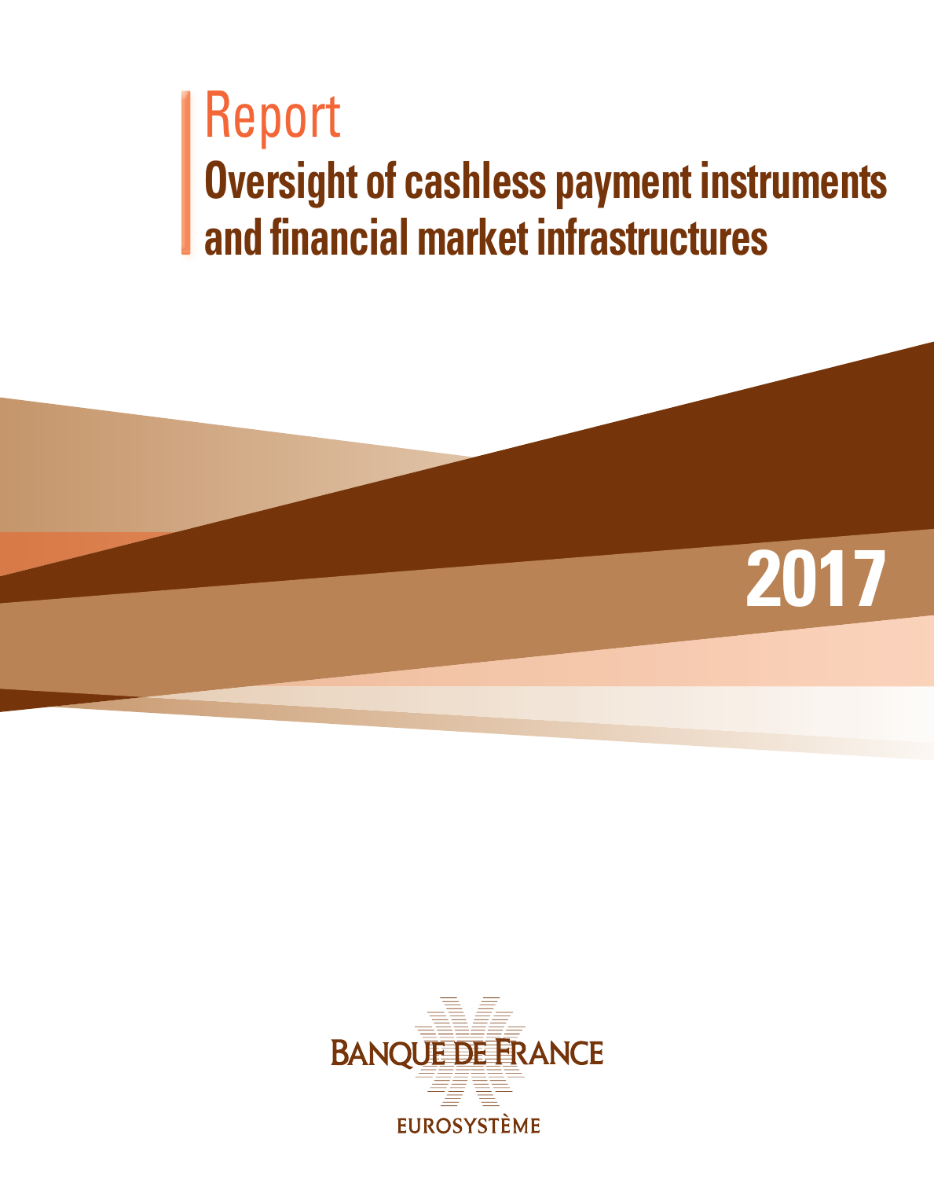# Report

## Oversight of cashless payment instruments and financial market infrastructures

2017

BANQUE DE FRANCE

EUROSYSTÈME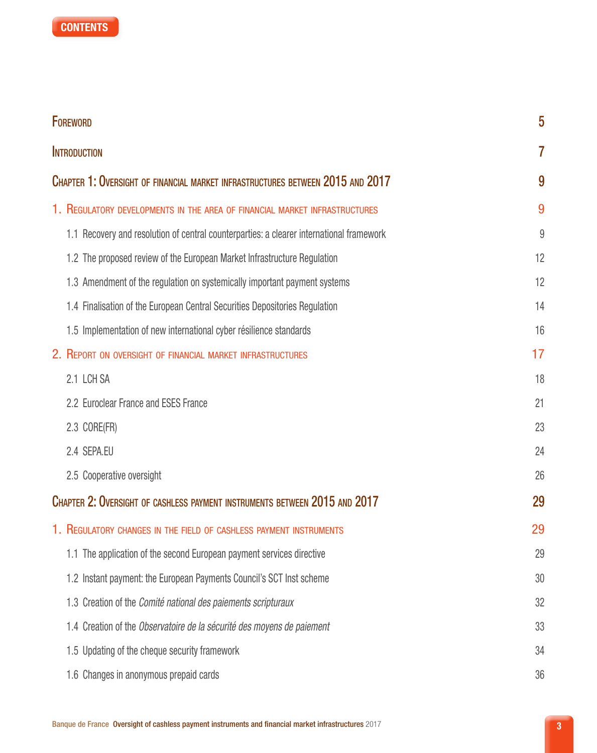# CONTENTS

| | |
|---|---|
| **Foreword** | **5** |
| **Introduction** | **7** |
| **Chapter 1: Oversight of financial market infrastructures between 2015 and 2017** | **9** |
| **1. Regulatory developments in the area of financial market infrastructures** | **9** |
| 1.1 Recovery and resolution of central counterparties: a clearer international framework | 9 |
| 1.2 The proposed review of the European Market Infrastructure Regulation | 12 |
| 1.3 Amendment of the regulation on systemically important payment systems | 12 |
| 1.4 Finalisation of the European Central Securities Depositories Regulation | 14 |
| 1.5 Implementation of new international cyber résilience standards | 16 |
| **2. Report on oversight of financial market infrastructures** | **17** |
| 2.1 LCH SA | 18 |
| 2.2 Euroclear France and ESES France | 21 |
| 2.3 CORE(FR) | 23 |
| 2.4 SEPA.EU | 24 |
| 2.5 Cooperative oversight | 26 |
| **Chapter 2: Oversight of cashless payment instruments between 2015 and 2017** | **29** |
| **1. Regulatory changes in the field of cashless payment instruments** | **29** |
| 1.1 The application of the second European payment services directive | 29 |
| 1.2 Instant payment: the European Payments Council's SCT Inst scheme | 30 |
| 1.3 Creation of the *Comité national des paiements scripturaux* | 32 |
| 1.4 Creation of the *Observatoire de la sécurité des moyens de paiement* | 33 |
| 1.5 Updating of the cheque security framework | 34 |
| 1.6 Changes in anonymous prepaid cards | 36 |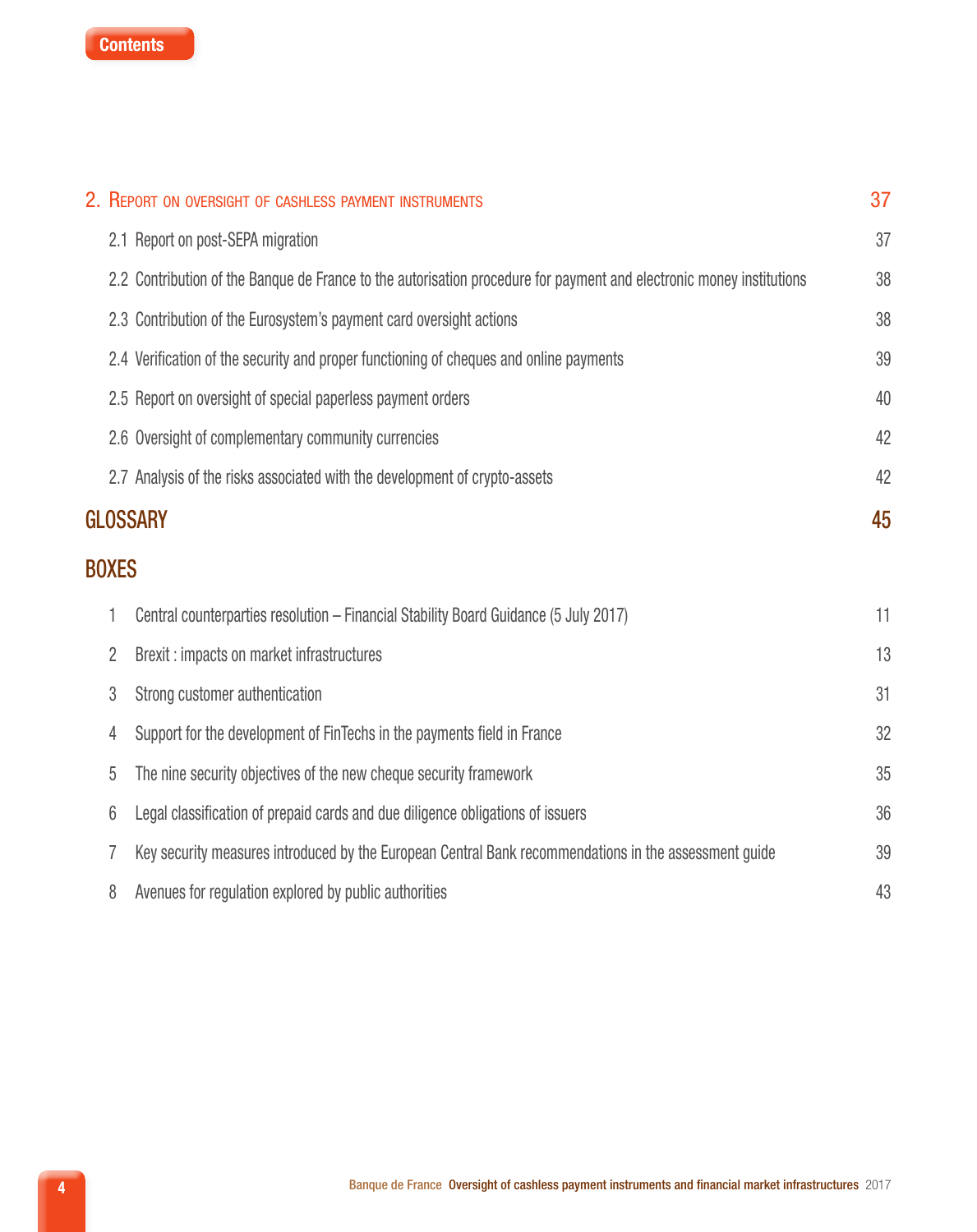Contents

## 2. Report on oversight of cashless payment instruments — 37

- 2.1 Report on post-SEPA migration — 37
- 2.2 Contribution of the Banque de France to the autorisation procedure for payment and electronic money institutions — 38
- 2.3 Contribution of the Eurosystem's payment card oversight actions — 38
- 2.4 Verification of the security and proper functioning of cheques and online payments — 39
- 2.5 Report on oversight of special paperless payment orders — 40
- 2.6 Oversight of complementary community currencies — 42
- 2.7 Analysis of the risks associated with the development of crypto-assets — 42

## GLOSSARY — 45

## BOXES

1. Central counterparties resolution – Financial Stability Board Guidance (5 July 2017) — 11
2. Brexit : impacts on market infrastructures — 13
3. Strong customer authentication — 31
4. Support for the development of FinTechs in the payments field in France — 32
5. The nine security objectives of the new cheque security framework — 35
6. Legal classification of prepaid cards and due diligence obligations of issuers — 36
7. Key security measures introduced by the European Central Bank recommendations in the assessment guide — 39
8. Avenues for regulation explored by public authorities — 43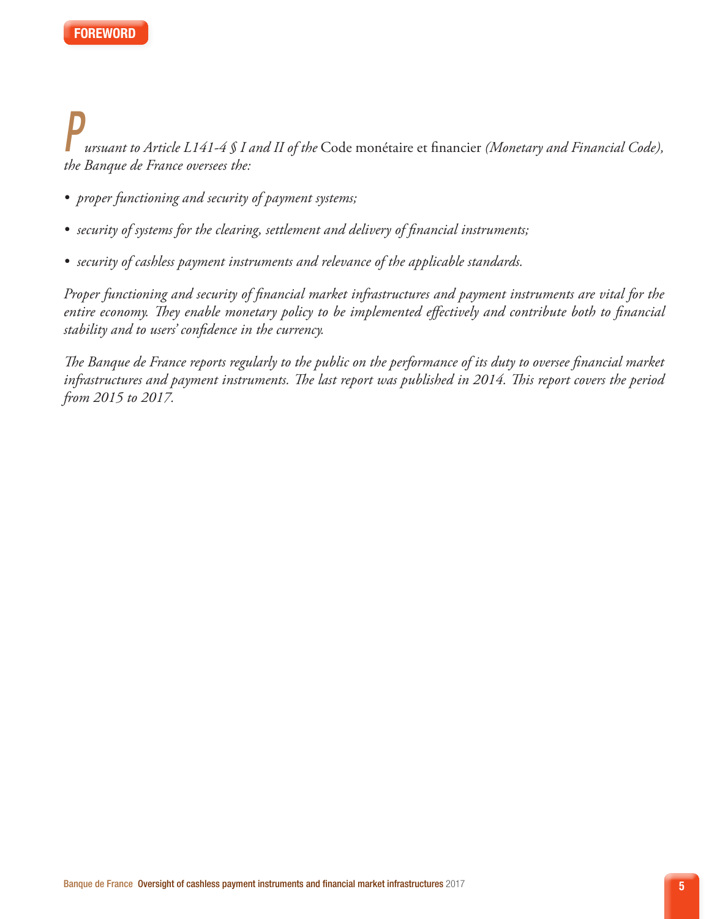# FOREWORD

*Pursuant to Article L141-4 § I and II of the* Code monétaire et financier *(Monetary and Financial Code), the Banque de France oversees the:*

- *proper functioning and security of payment systems;*
- *security of systems for the clearing, settlement and delivery of financial instruments;*
- *security of cashless payment instruments and relevance of the applicable standards.*

*Proper functioning and security of financial market infrastructures and payment instruments are vital for the entire economy. They enable monetary policy to be implemented effectively and contribute both to financial stability and to users' confidence in the currency.*

*The Banque de France reports regularly to the public on the performance of its duty to oversee financial market infrastructures and payment instruments. The last report was published in 2014. This report covers the period from 2015 to 2017.*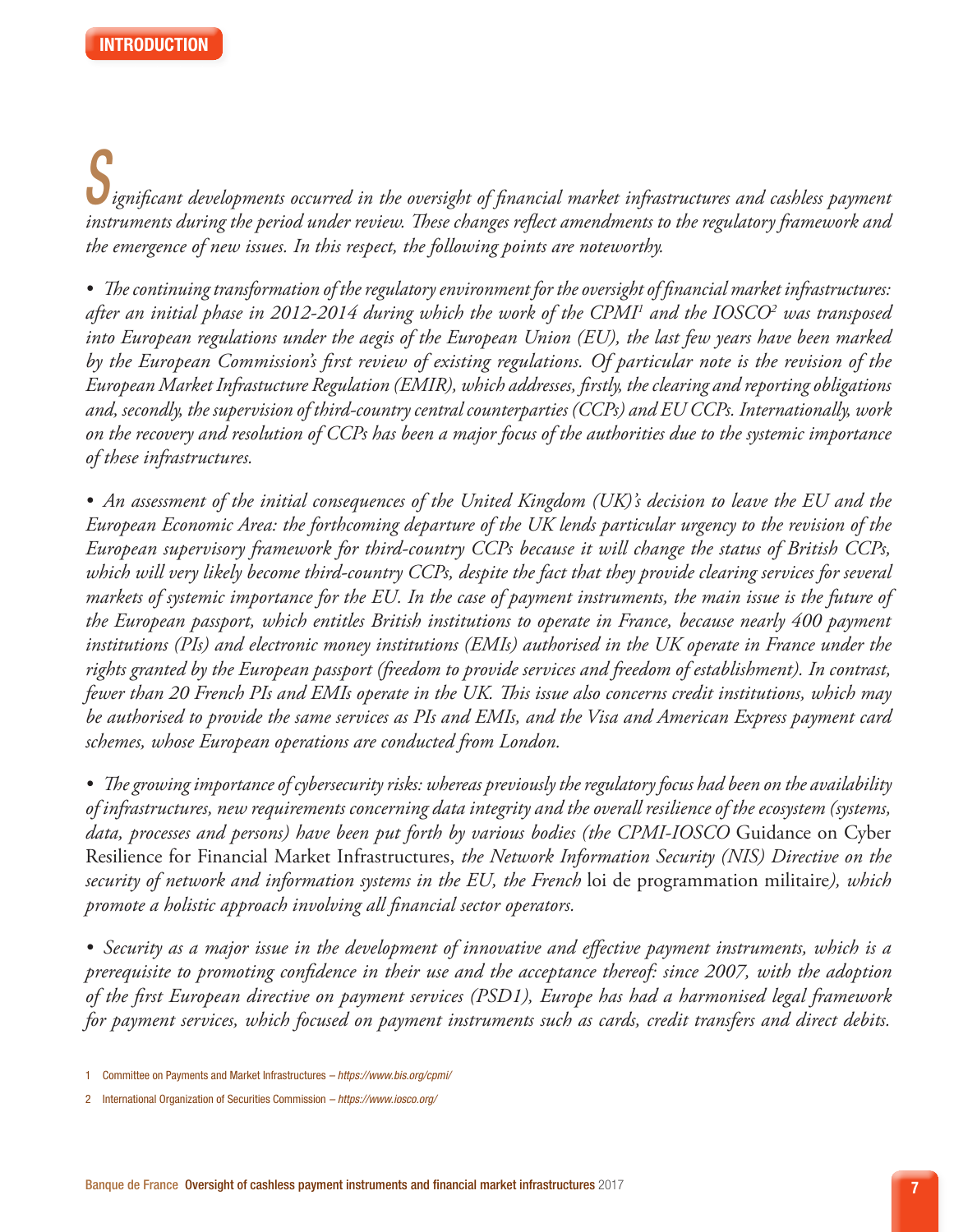# INTRODUCTION

*Significant developments occurred in the oversight of financial market infrastructures and cashless payment instruments during the period under review. These changes reflect amendments to the regulatory framework and the emergence of new issues. In this respect, the following points are noteworthy.*

- *The continuing transformation of the regulatory environment for the oversight of financial market infrastructures: after an initial phase in 2012-2014 during which the work of the CPMI[1] and the IOSCO[2] was transposed into European regulations under the aegis of the European Union (EU), the last few years have been marked by the European Commission's first review of existing regulations. Of particular note is the revision of the European Market Infrastucture Regulation (EMIR), which addresses, firstly, the clearing and reporting obligations and, secondly, the supervision of third-country central counterparties (CCPs) and EU CCPs. Internationally, work on the recovery and resolution of CCPs has been a major focus of the authorities due to the systemic importance of these infrastructures.*

- *An assessment of the initial consequences of the United Kingdom (UK)'s decision to leave the EU and the European Economic Area: the forthcoming departure of the UK lends particular urgency to the revision of the European supervisory framework for third-country CCPs because it will change the status of British CCPs, which will very likely become third-country CCPs, despite the fact that they provide clearing services for several markets of systemic importance for the EU. In the case of payment instruments, the main issue is the future of the European passport, which entitles British institutions to operate in France, because nearly 400 payment institutions (PIs) and electronic money institutions (EMIs) authorised in the UK operate in France under the rights granted by the European passport (freedom to provide services and freedom of establishment). In contrast, fewer than 20 French PIs and EMIs operate in the UK. This issue also concerns credit institutions, which may be authorised to provide the same services as PIs and EMIs, and the Visa and American Express payment card schemes, whose European operations are conducted from London.*

- *The growing importance of cybersecurity risks: whereas previously the regulatory focus had been on the availability of infrastructures, new requirements concerning data integrity and the overall resilience of the ecosystem (systems, data, processes and persons) have been put forth by various bodies (the CPMI-IOSCO* Guidance on Cyber Resilience for Financial Market Infrastructures, *the Network Information Security (NIS) Directive on the security of network and information systems in the EU, the French* loi de programmation militaire*), which promote a holistic approach involving all financial sector operators.*

- *Security as a major issue in the development of innovative and effective payment instruments, which is a prerequisite to promoting confidence in their use and the acceptance thereof: since 2007, with the adoption of the first European directive on payment services (PSD1), Europe has had a harmonised legal framework for payment services, which focused on payment instruments such as cards, credit transfers and direct debits.*

1 Committee on Payments and Market Infrastructures – *https://www.bis.org/cpmi/*

2 International Organization of Securities Commission – *https://www.iosco.org/*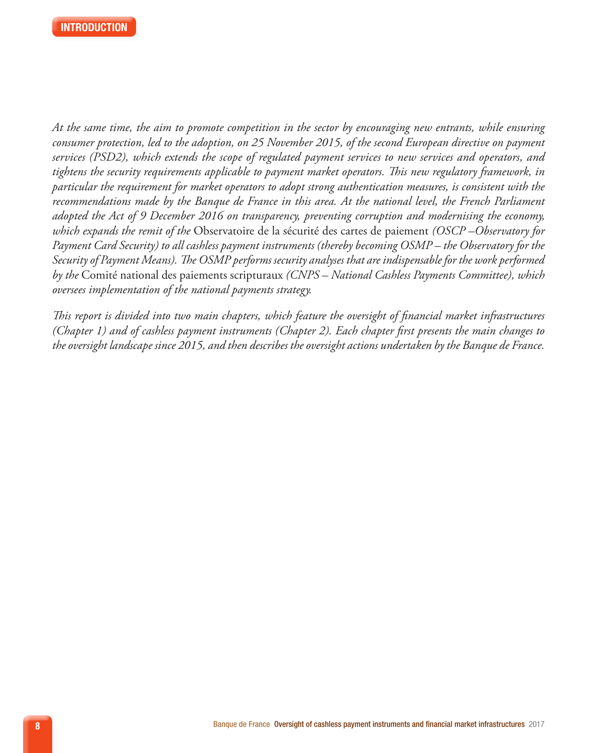*At the same time, the aim to promote competition in the sector by encouraging new entrants, while ensuring consumer protection, led to the adoption, on 25 November 2015, of the second European directive on payment services (PSD2), which extends the scope of regulated payment services to new services and operators, and tightens the security requirements applicable to payment market operators. This new regulatory framework, in particular the requirement for market operators to adopt strong authentication measures, is consistent with the recommendations made by the Banque de France in this area. At the national level, the French Parliament adopted the Act of 9 December 2016 on transparency, preventing corruption and modernising the economy, which expands the remit of the* Observatoire de la sécurité des cartes de paiement *(OSCP –Observatory for Payment Card Security) to all cashless payment instruments (thereby becoming OSMP – the Observatory for the Security of Payment Means). The OSMP performs security analyses that are indispensable for the work performed by the* Comité national des paiements scripturaux *(CNPS – National Cashless Payments Committee), which oversees implementation of the national payments strategy.*

*This report is divided into two main chapters, which feature the oversight of financial market infrastructures (Chapter 1) and of cashless payment instruments (Chapter 2). Each chapter first presents the main changes to the oversight landscape since 2015, and then describes the oversight actions undertaken by the Banque de France.*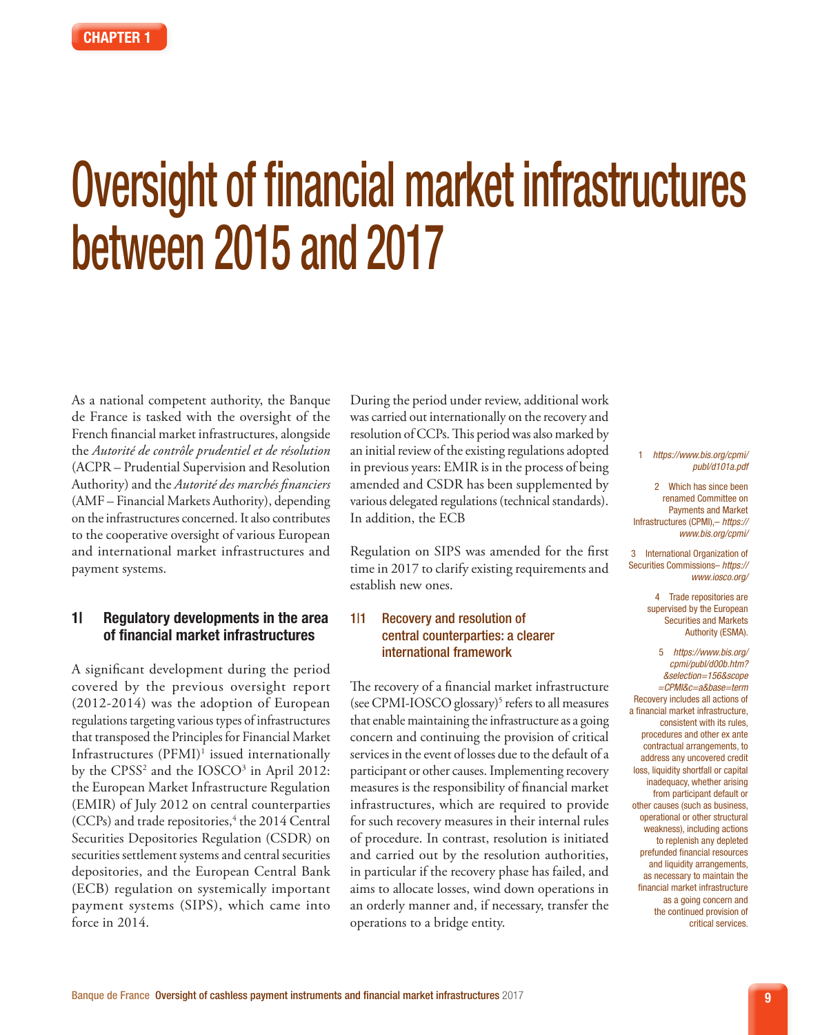CHAPTER 1

# Oversight of financial market infrastructures between 2015 and 2017

As a national competent authority, the Banque de France is tasked with the oversight of the French financial market infrastructures, alongside the *Autorité de contrôle prudentiel et de résolution* (ACPR – Prudential Supervision and Resolution Authority) and the *Autorité des marchés financiers* (AMF – Financial Markets Authority), depending on the infrastructures concerned. It also contributes to the cooperative oversight of various European and international market infrastructures and payment systems.

## 1| Regulatory developments in the area of financial market infrastructures

A significant development during the period covered by the previous oversight report (2012-2014) was the adoption of European regulations targeting various types of infrastructures that transposed the Principles for Financial Market Infrastructures (PFMI)[1] issued internationally by the CPSS[2] and the IOSCO[3] in April 2012: the European Market Infrastructure Regulation (EMIR) of July 2012 on central counterparties (CCPs) and trade repositories,[4] the 2014 Central Securities Depositories Regulation (CSDR) on securities settlement systems and central securities depositories, and the European Central Bank (ECB) regulation on systemically important payment systems (SIPS), which came into force in 2014.

During the period under review, additional work was carried out internationally on the recovery and resolution of CCPs. This period was also marked by an initial review of the existing regulations adopted in previous years: EMIR is in the process of being amended and CSDR has been supplemented by various delegated regulations (technical standards). In addition, the ECB Regulation on SIPS was amended for the first time in 2017 to clarify existing requirements and establish new ones.

### 1|1 Recovery and resolution of central counterparties: a clearer international framework

The recovery of a financial market infrastructure (see CPMI-IOSCO glossary)[5] refers to all measures that enable maintaining the infrastructure as a going concern and continuing the provision of critical services in the event of losses due to the default of a participant or other causes. Implementing recovery measures is the responsibility of financial market infrastructures, which are required to provide for such recovery measures in their internal rules of procedure. In contrast, resolution is initiated and carried out by the resolution authorities, in particular if the recovery phase has failed, and aims to allocate losses, wind down operations in an orderly manner and, if necessary, transfer the operations to a bridge entity.

1 *https://www.bis.org/cpmi/publ/d101a.pdf*

2 Which has since been renamed Committee on Payments and Market Infrastructures (CPMI),– *https://www.bis.org/cpmi/*

3 International Organization of Securities Commissions– *https://www.iosco.org/*

4 Trade repositories are supervised by the European Securities and Markets Authority (ESMA).

5 *https://www.bis.org/cpmi/publ/d00b.htm?&selection=156&scope=CPMI&c=a&base=term* Recovery includes all actions of a financial market infrastructure, consistent with its rules, procedures and other ex ante contractual arrangements, to address any uncovered credit loss, liquidity shortfall or capital inadequacy, whether arising from participant default or other causes (such as business, operational or other structural weakness), including actions to replenish any depleted prefunded financial resources and liquidity arrangements, as necessary to maintain the financial market infrastructure as a going concern and the continued provision of critical services.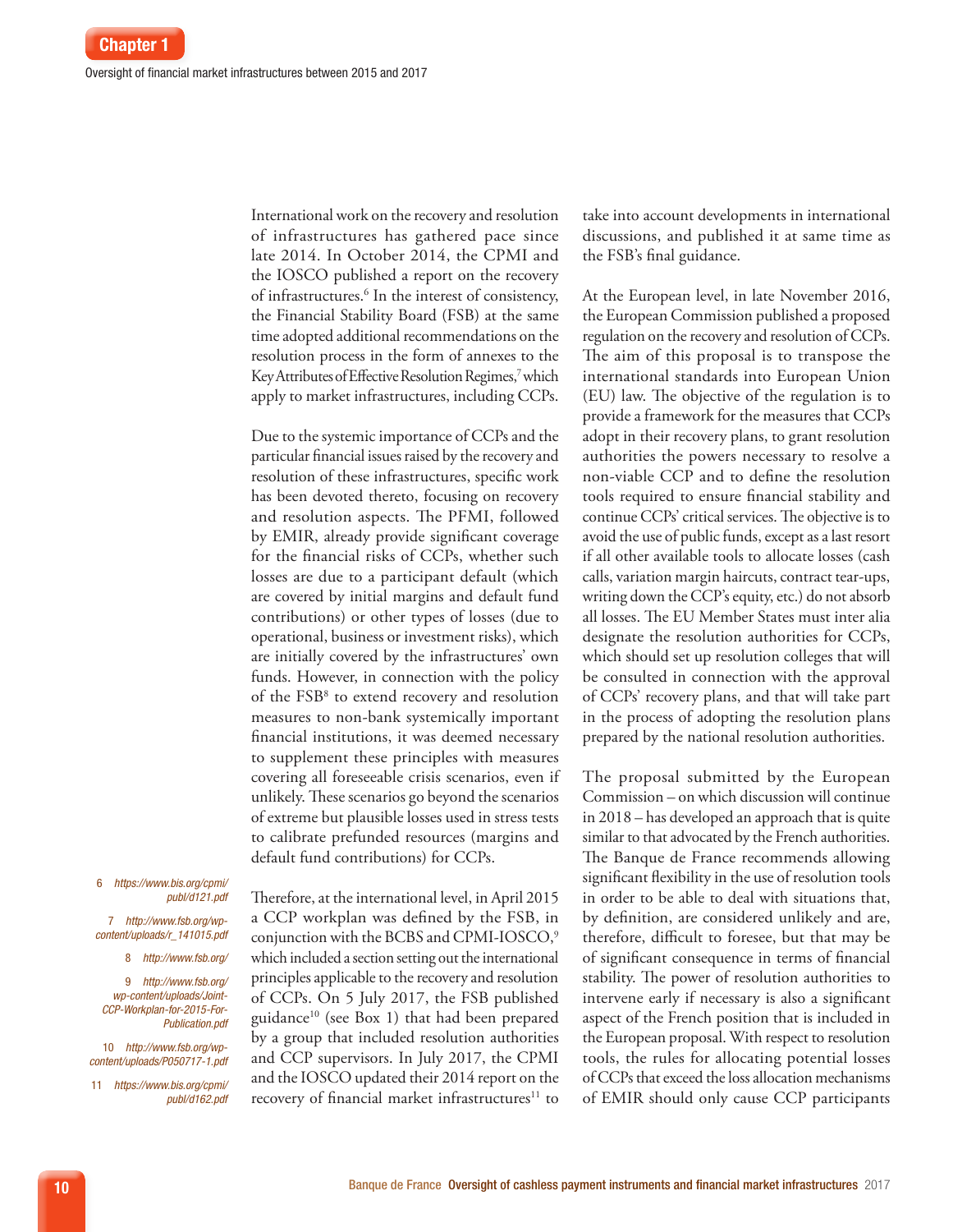International work on the recovery and resolution of infrastructures has gathered pace since late 2014. In October 2014, the CPMI and the IOSCO published a report on the recovery of infrastructures.[6] In the interest of consistency, the Financial Stability Board (FSB) at the same time adopted additional recommendations on the resolution process in the form of annexes to the Key Attributes of Effective Resolution Regimes,[7] which apply to market infrastructures, including CCPs.

Due to the systemic importance of CCPs and the particular financial issues raised by the recovery and resolution of these infrastructures, specific work has been devoted thereto, focusing on recovery and resolution aspects. The PFMI, followed by EMIR, already provide significant coverage for the financial risks of CCPs, whether such losses are due to a participant default (which are covered by initial margins and default fund contributions) or other types of losses (due to operational, business or investment risks), which are initially covered by the infrastructures' own funds. However, in connection with the policy of the FSB[8] to extend recovery and resolution measures to non-bank systemically important financial institutions, it was deemed necessary to supplement these principles with measures covering all foreseeable crisis scenarios, even if unlikely. These scenarios go beyond the scenarios of extreme but plausible losses used in stress tests to calibrate prefunded resources (margins and default fund contributions) for CCPs.

Therefore, at the international level, in April 2015 a CCP workplan was defined by the FSB, in conjunction with the BCBS and CPMI-IOSCO,[9] which included a section setting out the international principles applicable to the recovery and resolution of CCPs. On 5 July 2017, the FSB published guidance[10] (see Box 1) that had been prepared by a group that included resolution authorities and CCP supervisors. In July 2017, the CPMI and the IOSCO updated their 2014 report on the recovery of financial market infrastructures[11] to take into account developments in international discussions, and published it at same time as the FSB's final guidance.

At the European level, in late November 2016, the European Commission published a proposed regulation on the recovery and resolution of CCPs. The aim of this proposal is to transpose the international standards into European Union (EU) law. The objective of the regulation is to provide a framework for the measures that CCPs adopt in their recovery plans, to grant resolution authorities the powers necessary to resolve a non-viable CCP and to define the resolution tools required to ensure financial stability and continue CCPs' critical services. The objective is to avoid the use of public funds, except as a last resort if all other available tools to allocate losses (cash calls, variation margin haircuts, contract tear-ups, writing down the CCP's equity, etc.) do not absorb all losses. The EU Member States must inter alia designate the resolution authorities for CCPs, which should set up resolution colleges that will be consulted in connection with the approval of CCPs' recovery plans, and that will take part in the process of adopting the resolution plans prepared by the national resolution authorities.

The proposal submitted by the European Commission – on which discussion will continue in 2018 – has developed an approach that is quite similar to that advocated by the French authorities. The Banque de France recommends allowing significant flexibility in the use of resolution tools in order to be able to deal with situations that, by definition, are considered unlikely and are, therefore, difficult to foresee, but that may be of significant consequence in terms of financial stability. The power of resolution authorities to intervene early if necessary is also a significant aspect of the French position that is included in the European proposal. With respect to resolution tools, the rules for allocating potential losses of CCPs that exceed the loss allocation mechanisms of EMIR should only cause CCP participants

6 https://www.bis.org/cpmi/publ/d121.pdf

7 http://www.fsb.org/wp-content/uploads/r_141015.pdf

8 http://www.fsb.org/

9 http://www.fsb.org/wp-content/uploads/Joint-CCP-Workplan-for-2015-For-Publication.pdf

10 http://www.fsb.org/wp-content/uploads/P050717-1.pdf

11 https://www.bis.org/cpmi/publ/d162.pdf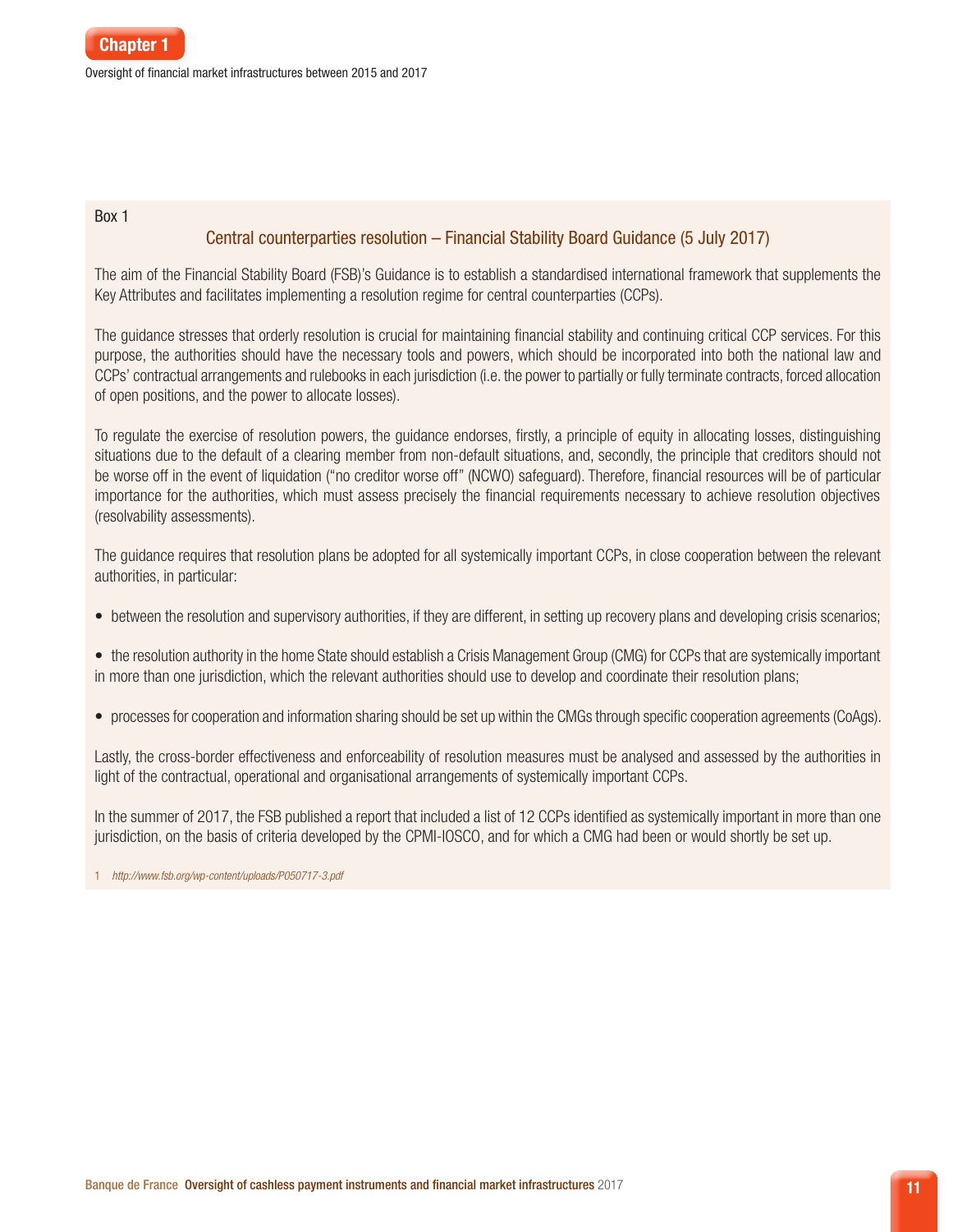Box 1

### Central counterparties resolution – Financial Stability Board Guidance (5 July 2017)

The aim of the Financial Stability Board (FSB)'s Guidance is to establish a standardised international framework that supplements the Key Attributes and facilitates implementing a resolution regime for central counterparties (CCPs).

The guidance stresses that orderly resolution is crucial for maintaining financial stability and continuing critical CCP services. For this purpose, the authorities should have the necessary tools and powers, which should be incorporated into both the national law and CCPs' contractual arrangements and rulebooks in each jurisdiction (i.e. the power to partially or fully terminate contracts, forced allocation of open positions, and the power to allocate losses).

To regulate the exercise of resolution powers, the guidance endorses, firstly, a principle of equity in allocating losses, distinguishing situations due to the default of a clearing member from non-default situations, and, secondly, the principle that creditors should not be worse off in the event of liquidation ("no creditor worse off" (NCWO) safeguard). Therefore, financial resources will be of particular importance for the authorities, which must assess precisely the financial requirements necessary to achieve resolution objectives (resolvability assessments).

The guidance requires that resolution plans be adopted for all systemically important CCPs, in close cooperation between the relevant authorities, in particular:

- between the resolution and supervisory authorities, if they are different, in setting up recovery plans and developing crisis scenarios;
- the resolution authority in the home State should establish a Crisis Management Group (CMG) for CCPs that are systemically important in more than one jurisdiction, which the relevant authorities should use to develop and coordinate their resolution plans;
- processes for cooperation and information sharing should be set up within the CMGs through specific cooperation agreements (CoAgs).

Lastly, the cross-border effectiveness and enforceability of resolution measures must be analysed and assessed by the authorities in light of the contractual, operational and organisational arrangements of systemically important CCPs.

In the summer of 2017, the FSB published a report that included a list of 12 CCPs identified as systemically important in more than one jurisdiction, on the basis of criteria developed by the CPMI-IOSCO, and for which a CMG had been or would shortly be set up.

1 *http://www.fsb.org/wp-content/uploads/P050717-3.pdf*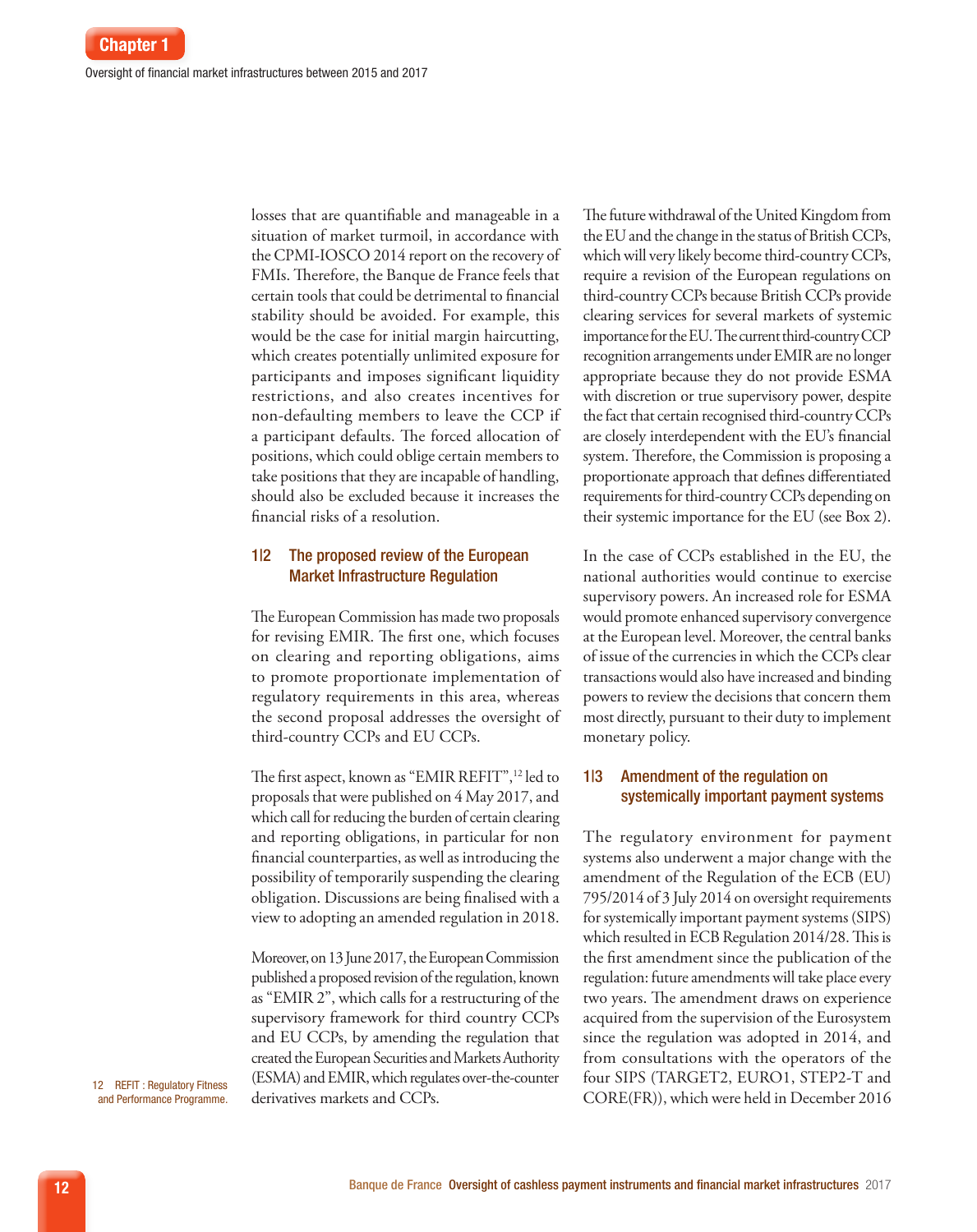losses that are quantifiable and manageable in a situation of market turmoil, in accordance with the CPMI-IOSCO 2014 report on the recovery of FMIs. Therefore, the Banque de France feels that certain tools that could be detrimental to financial stability should be avoided. For example, this would be the case for initial margin haircutting, which creates potentially unlimited exposure for participants and imposes significant liquidity restrictions, and also creates incentives for non-defaulting members to leave the CCP if a participant defaults. The forced allocation of positions, which could oblige certain members to take positions that they are incapable of handling, should also be excluded because it increases the financial risks of a resolution.

### 1|2 The proposed review of the European Market Infrastructure Regulation

The European Commission has made two proposals for revising EMIR. The first one, which focuses on clearing and reporting obligations, aims to promote proportionate implementation of regulatory requirements in this area, whereas the second proposal addresses the oversight of third-country CCPs and EU CCPs.

The first aspect, known as "EMIR REFIT",[12] led to proposals that were published on 4 May 2017, and which call for reducing the burden of certain clearing and reporting obligations, in particular for non financial counterparties, as well as introducing the possibility of temporarily suspending the clearing obligation. Discussions are being finalised with a view to adopting an amended regulation in 2018.

Moreover, on 13 June 2017, the European Commission published a proposed revision of the regulation, known as "EMIR 2", which calls for a restructuring of the supervisory framework for third country CCPs and EU CCPs, by amending the regulation that created the European Securities and Markets Authority (ESMA) and EMIR, which regulates over-the-counter derivatives markets and CCPs.

The future withdrawal of the United Kingdom from the EU and the change in the status of British CCPs, which will very likely become third-country CCPs, require a revision of the European regulations on third-country CCPs because British CCPs provide clearing services for several markets of systemic importance for the EU. The current third-country CCP recognition arrangements under EMIR are no longer appropriate because they do not provide ESMA with discretion or true supervisory power, despite the fact that certain recognised third-country CCPs are closely interdependent with the EU's financial system. Therefore, the Commission is proposing a proportionate approach that defines differentiated requirements for third-country CCPs depending on their systemic importance for the EU (see Box 2).

In the case of CCPs established in the EU, the national authorities would continue to exercise supervisory powers. An increased role for ESMA would promote enhanced supervisory convergence at the European level. Moreover, the central banks of issue of the currencies in which the CCPs clear transactions would also have increased and binding powers to review the decisions that concern them most directly, pursuant to their duty to implement monetary policy.

### 1|3 Amendment of the regulation on systemically important payment systems

The regulatory environment for payment systems also underwent a major change with the amendment of the Regulation of the ECB (EU) 795/2014 of 3 July 2014 on oversight requirements for systemically important payment systems (SIPS) which resulted in ECB Regulation 2014/28. This is the first amendment since the publication of the regulation: future amendments will take place every two years. The amendment draws on experience acquired from the supervision of the Eurosystem since the regulation was adopted in 2014, and from consultations with the operators of the four SIPS (TARGET2, EURO1, STEP2-T and CORE(FR)), which were held in December 2016

12 REFIT : Regulatory Fitness and Performance Programme.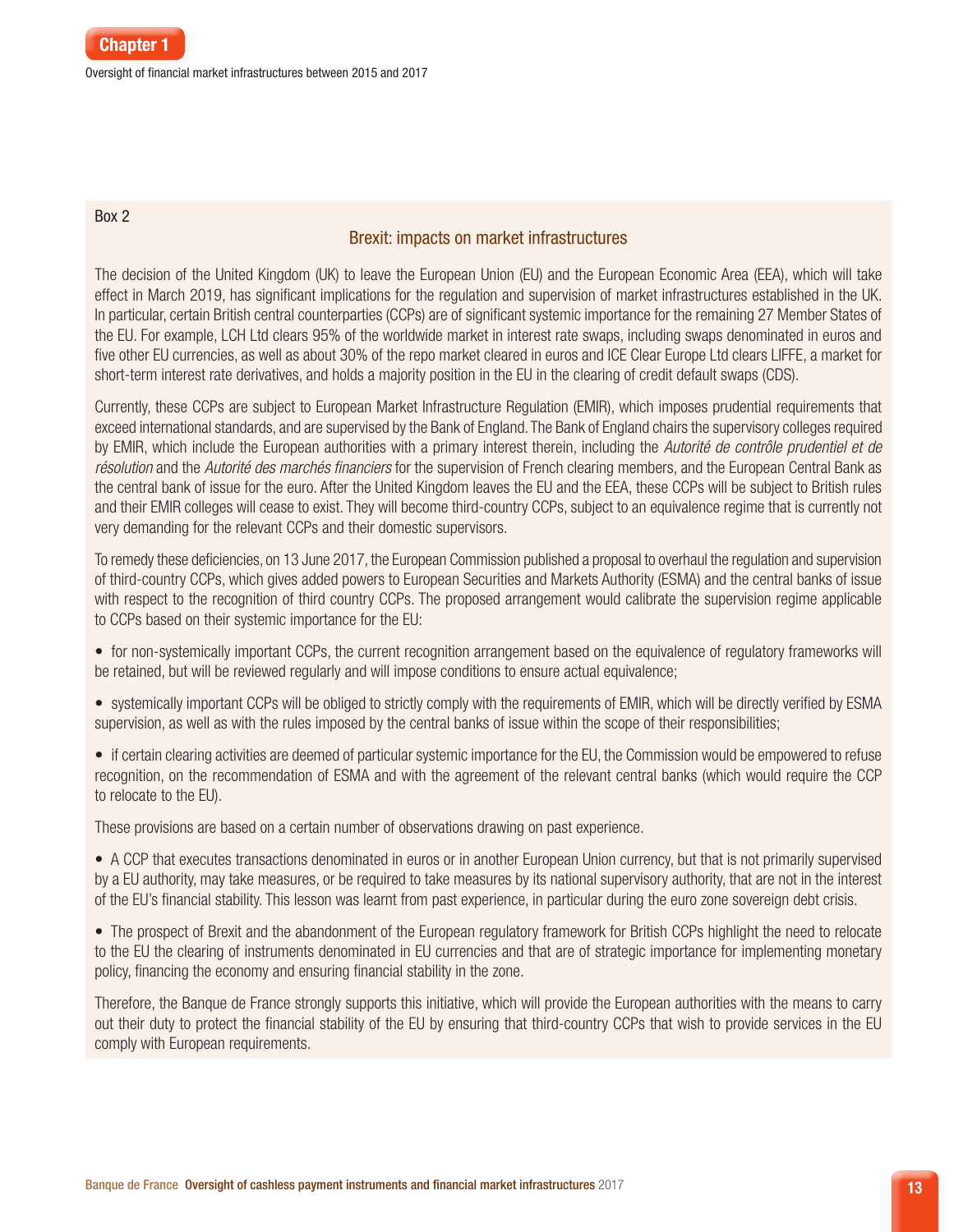Box 2

## Brexit: impacts on market infrastructures

The decision of the United Kingdom (UK) to leave the European Union (EU) and the European Economic Area (EEA), which will take effect in March 2019, has significant implications for the regulation and supervision of market infrastructures established in the UK. In particular, certain British central counterparties (CCPs) are of significant systemic importance for the remaining 27 Member States of the EU. For example, LCH Ltd clears 95% of the worldwide market in interest rate swaps, including swaps denominated in euros and five other EU currencies, as well as about 30% of the repo market cleared in euros and ICE Clear Europe Ltd clears LIFFE, a market for short-term interest rate derivatives, and holds a majority position in the EU in the clearing of credit default swaps (CDS).

Currently, these CCPs are subject to European Market Infrastructure Regulation (EMIR), which imposes prudential requirements that exceed international standards, and are supervised by the Bank of England. The Bank of England chairs the supervisory colleges required by EMIR, which include the European authorities with a primary interest therein, including the *Autorité de contrôle prudentiel et de résolution* and the *Autorité des marchés financiers* for the supervision of French clearing members, and the European Central Bank as the central bank of issue for the euro. After the United Kingdom leaves the EU and the EEA, these CCPs will be subject to British rules and their EMIR colleges will cease to exist. They will become third-country CCPs, subject to an equivalence regime that is currently not very demanding for the relevant CCPs and their domestic supervisors.

To remedy these deficiencies, on 13 June 2017, the European Commission published a proposal to overhaul the regulation and supervision of third-country CCPs, which gives added powers to European Securities and Markets Authority (ESMA) and the central banks of issue with respect to the recognition of third country CCPs. The proposed arrangement would calibrate the supervision regime applicable to CCPs based on their systemic importance for the EU:

- for non-systemically important CCPs, the current recognition arrangement based on the equivalence of regulatory frameworks will be retained, but will be reviewed regularly and will impose conditions to ensure actual equivalence;
- systemically important CCPs will be obliged to strictly comply with the requirements of EMIR, which will be directly verified by ESMA supervision, as well as with the rules imposed by the central banks of issue within the scope of their responsibilities;
- if certain clearing activities are deemed of particular systemic importance for the EU, the Commission would be empowered to refuse recognition, on the recommendation of ESMA and with the agreement of the relevant central banks (which would require the CCP to relocate to the EU).

These provisions are based on a certain number of observations drawing on past experience.

- A CCP that executes transactions denominated in euros or in another European Union currency, but that is not primarily supervised by a EU authority, may take measures, or be required to take measures by its national supervisory authority, that are not in the interest of the EU's financial stability. This lesson was learnt from past experience, in particular during the euro zone sovereign debt crisis.
- The prospect of Brexit and the abandonment of the European regulatory framework for British CCPs highlight the need to relocate to the EU the clearing of instruments denominated in EU currencies and that are of strategic importance for implementing monetary policy, financing the economy and ensuring financial stability in the zone.

Therefore, the Banque de France strongly supports this initiative, which will provide the European authorities with the means to carry out their duty to protect the financial stability of the EU by ensuring that third-country CCPs that wish to provide services in the EU comply with European requirements.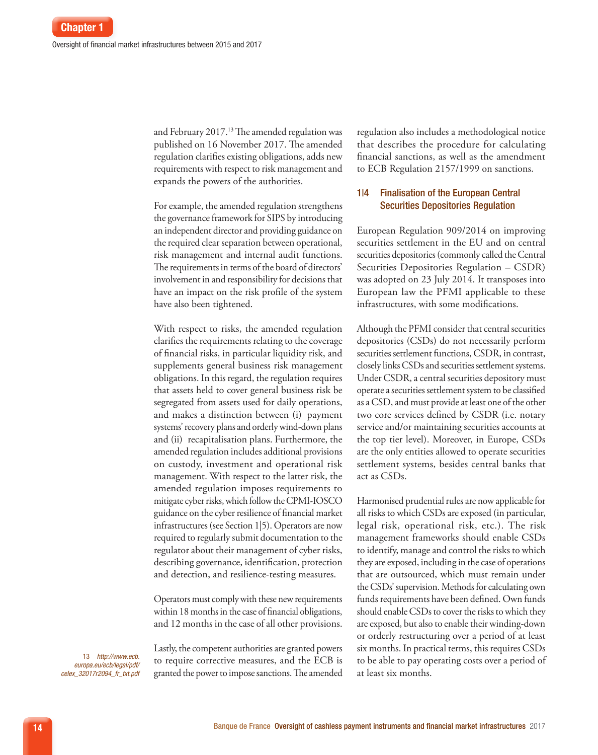and February 2017.[13] The amended regulation was published on 16 November 2017. The amended regulation clarifies existing obligations, adds new requirements with respect to risk management and expands the powers of the authorities.

For example, the amended regulation strengthens the governance framework for SIPS by introducing an independent director and providing guidance on the required clear separation between operational, risk management and internal audit functions. The requirements in terms of the board of directors' involvement in and responsibility for decisions that have an impact on the risk profile of the system have also been tightened.

With respect to risks, the amended regulation clarifies the requirements relating to the coverage of financial risks, in particular liquidity risk, and supplements general business risk management obligations. In this regard, the regulation requires that assets held to cover general business risk be segregated from assets used for daily operations, and makes a distinction between (i) payment systems' recovery plans and orderly wind-down plans and (ii) recapitalisation plans. Furthermore, the amended regulation includes additional provisions on custody, investment and operational risk management. With respect to the latter risk, the amended regulation imposes requirements to mitigate cyber risks, which follow the CPMI-IOSCO guidance on the cyber resilience of financial market infrastructures (see Section 1|5). Operators are now required to regularly submit documentation to the regulator about their management of cyber risks, describing governance, identification, protection and detection, and resilience-testing measures.

Operators must comply with these new requirements within 18 months in the case of financial obligations, and 12 months in the case of all other provisions.

Lastly, the competent authorities are granted powers to require corrective measures, and the ECB is granted the power to impose sanctions. The amended regulation also includes a methodological notice that describes the procedure for calculating financial sanctions, as well as the amendment to ECB Regulation 2157/1999 on sanctions.

13 *http://www.ecb.europa.eu/ecb/legal/pdf/celex_32017r2094_fr_txt.pdf*

## 1|4 Finalisation of the European Central Securities Depositories Regulation

European Regulation 909/2014 on improving securities settlement in the EU and on central securities depositories (commonly called the Central Securities Depositories Regulation – CSDR) was adopted on 23 July 2014. It transposes into European law the PFMI applicable to these infrastructures, with some modifications.

Although the PFMI consider that central securities depositories (CSDs) do not necessarily perform securities settlement functions, CSDR, in contrast, closely links CSDs and securities settlement systems. Under CSDR, a central securities depository must operate a securities settlement system to be classified as a CSD, and must provide at least one of the other two core services defined by CSDR (i.e. notary service and/or maintaining securities accounts at the top tier level). Moreover, in Europe, CSDs are the only entities allowed to operate securities settlement systems, besides central banks that act as CSDs.

Harmonised prudential rules are now applicable for all risks to which CSDs are exposed (in particular, legal risk, operational risk, etc.). The risk management frameworks should enable CSDs to identify, manage and control the risks to which they are exposed, including in the case of operations that are outsourced, which must remain under the CSDs' supervision. Methods for calculating own funds requirements have been defined. Own funds should enable CSDs to cover the risks to which they are exposed, but also to enable their winding-down or orderly restructuring over a period of at least six months. In practical terms, this requires CSDs to be able to pay operating costs over a period of at least six months.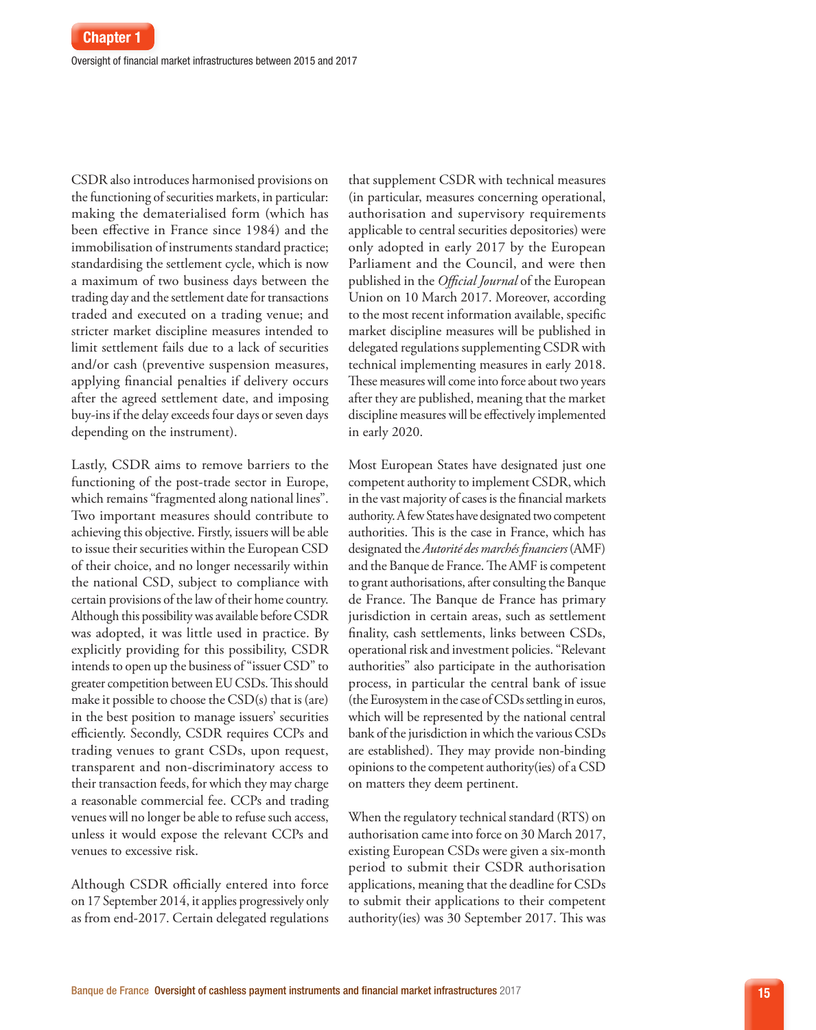CSDR also introduces harmonised provisions on the functioning of securities markets, in particular: making the dematerialised form (which has been effective in France since 1984) and the immobilisation of instruments standard practice; standardising the settlement cycle, which is now a maximum of two business days between the trading day and the settlement date for transactions traded and executed on a trading venue; and stricter market discipline measures intended to limit settlement fails due to a lack of securities and/or cash (preventive suspension measures, applying financial penalties if delivery occurs after the agreed settlement date, and imposing buy-ins if the delay exceeds four days or seven days depending on the instrument).

Lastly, CSDR aims to remove barriers to the functioning of the post-trade sector in Europe, which remains "fragmented along national lines". Two important measures should contribute to achieving this objective. Firstly, issuers will be able to issue their securities within the European CSD of their choice, and no longer necessarily within the national CSD, subject to compliance with certain provisions of the law of their home country. Although this possibility was available before CSDR was adopted, it was little used in practice. By explicitly providing for this possibility, CSDR intends to open up the business of "issuer CSD" to greater competition between EU CSDs. This should make it possible to choose the CSD(s) that is (are) in the best position to manage issuers' securities efficiently. Secondly, CSDR requires CCPs and trading venues to grant CSDs, upon request, transparent and non-discriminatory access to their transaction feeds, for which they may charge a reasonable commercial fee. CCPs and trading venues will no longer be able to refuse such access, unless it would expose the relevant CCPs and venues to excessive risk.

Although CSDR officially entered into force on 17 September 2014, it applies progressively only as from end-2017. Certain delegated regulations that supplement CSDR with technical measures (in particular, measures concerning operational, authorisation and supervisory requirements applicable to central securities depositories) were only adopted in early 2017 by the European Parliament and the Council, and were then published in the *Official Journal* of the European Union on 10 March 2017. Moreover, according to the most recent information available, specific market discipline measures will be published in delegated regulations supplementing CSDR with technical implementing measures in early 2018. These measures will come into force about two years after they are published, meaning that the market discipline measures will be effectively implemented in early 2020.

Most European States have designated just one competent authority to implement CSDR, which in the vast majority of cases is the financial markets authority. A few States have designated two competent authorities. This is the case in France, which has designated the *Autorité des marchés financiers* (AMF) and the Banque de France. The AMF is competent to grant authorisations, after consulting the Banque de France. The Banque de France has primary jurisdiction in certain areas, such as settlement finality, cash settlements, links between CSDs, operational risk and investment policies. "Relevant authorities" also participate in the authorisation process, in particular the central bank of issue (the Eurosystem in the case of CSDs settling in euros, which will be represented by the national central bank of the jurisdiction in which the various CSDs are established). They may provide non-binding opinions to the competent authority(ies) of a CSD on matters they deem pertinent.

When the regulatory technical standard (RTS) on authorisation came into force on 30 March 2017, existing European CSDs were given a six-month period to submit their CSDR authorisation applications, meaning that the deadline for CSDs to submit their applications to their competent authority(ies) was 30 September 2017. This was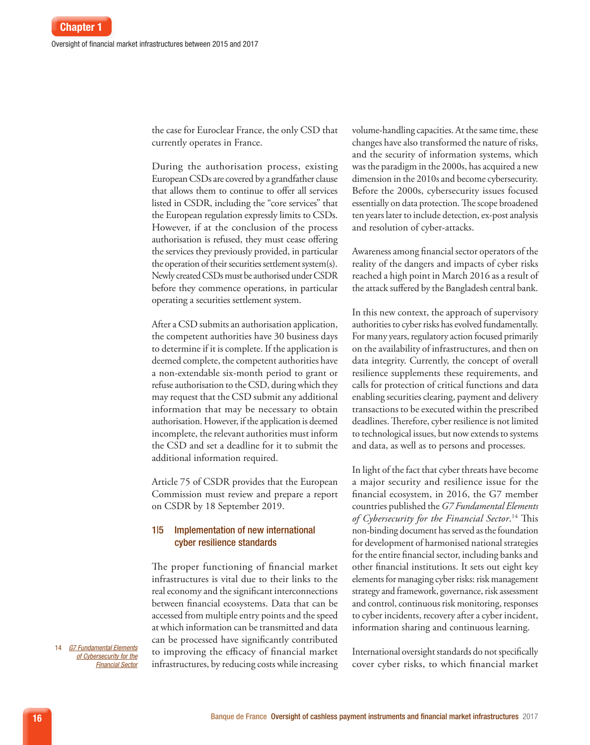the case for Euroclear France, the only CSD that currently operates in France.

During the authorisation process, existing European CSDs are covered by a grandfather clause that allows them to continue to offer all services listed in CSDR, including the "core services" that the European regulation expressly limits to CSDs. However, if at the conclusion of the process authorisation is refused, they must cease offering the services they previously provided, in particular the operation of their securities settlement system(s). Newly created CSDs must be authorised under CSDR before they commence operations, in particular operating a securities settlement system.

After a CSD submits an authorisation application, the competent authorities have 30 business days to determine if it is complete. If the application is deemed complete, the competent authorities have a non-extendable six-month period to grant or refuse authorisation to the CSD, during which they may request that the CSD submit any additional information that may be necessary to obtain authorisation. However, if the application is deemed incomplete, the relevant authorities must inform the CSD and set a deadline for it to submit the additional information required.

Article 75 of CSDR provides that the European Commission must review and prepare a report on CSDR by 18 September 2019.

### 1|5 Implementation of new international cyber resilience standards

The proper functioning of financial market infrastructures is vital due to their links to the real economy and the significant interconnections between financial ecosystems. Data that can be accessed from multiple entry points and the speed at which information can be transmitted and data can be processed have significantly contributed to improving the efficacy of financial market infrastructures, by reducing costs while increasing volume-handling capacities. At the same time, these changes have also transformed the nature of risks, and the security of information systems, which was the paradigm in the 2000s, has acquired a new dimension in the 2010s and become cybersecurity. Before the 2000s, cybersecurity issues focused essentially on data protection. The scope broadened ten years later to include detection, ex-post analysis and resolution of cyber-attacks.

Awareness among financial sector operators of the reality of the dangers and impacts of cyber risks reached a high point in March 2016 as a result of the attack suffered by the Bangladesh central bank.

In this new context, the approach of supervisory authorities to cyber risks has evolved fundamentally. For many years, regulatory action focused primarily on the availability of infrastructures, and then on data integrity. Currently, the concept of overall resilience supplements these requirements, and calls for protection of critical functions and data enabling securities clearing, payment and delivery transactions to be executed within the prescribed deadlines. Therefore, cyber resilience is not limited to technological issues, but now extends to systems and data, as well as to persons and processes.

In light of the fact that cyber threats have become a major security and resilience issue for the financial ecosystem, in 2016, the G7 member countries published the *G7 Fundamental Elements of Cybersecurity for the Financial Sector*.[14] This non-binding document has served as the foundation for development of harmonised national strategies for the entire financial sector, including banks and other financial institutions. It sets out eight key elements for managing cyber risks: risk management strategy and framework, governance, risk assessment and control, continuous risk monitoring, responses to cyber incidents, recovery after a cyber incident, information sharing and continuous learning.

International oversight standards do not specifically cover cyber risks, to which financial market

14 *G7 Fundamental Elements of Cybersecurity for the Financial Sector*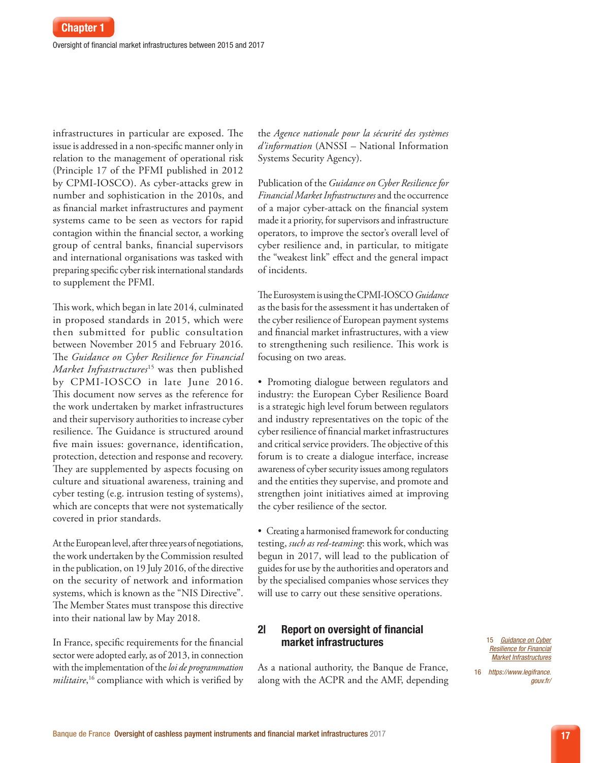infrastructures in particular are exposed. The issue is addressed in a non-specific manner only in relation to the management of operational risk (Principle 17 of the PFMI published in 2012 by CPMI-IOSCO). As cyber-attacks grew in number and sophistication in the 2010s, and as financial market infrastructures and payment systems came to be seen as vectors for rapid contagion within the financial sector, a working group of central banks, financial supervisors and international organisations was tasked with preparing specific cyber risk international standards to supplement the PFMI.

This work, which began in late 2014, culminated in proposed standards in 2015, which were then submitted for public consultation between November 2015 and February 2016. The *Guidance on Cyber Resilience for Financial Market Infrastructures*[15] was then published by CPMI-IOSCO in late June 2016. This document now serves as the reference for the work undertaken by market infrastructures and their supervisory authorities to increase cyber resilience. The Guidance is structured around five main issues: governance, identification, protection, detection and response and recovery. They are supplemented by aspects focusing on culture and situational awareness, training and cyber testing (e.g. intrusion testing of systems), which are concepts that were not systematically covered in prior standards.

At the European level, after three years of negotiations, the work undertaken by the Commission resulted in the publication, on 19 July 2016, of the directive on the security of network and information systems, which is known as the "NIS Directive". The Member States must transpose this directive into their national law by May 2018.

In France, specific requirements for the financial sector were adopted early, as of 2013, in connection with the implementation of the *loi de programmation militaire*,[16] compliance with which is verified by the *Agence nationale pour la sécurité des systèmes d'information* (ANSSI – National Information Systems Security Agency).

Publication of the *Guidance on Cyber Resilience for Financial Market Infrastructures* and the occurrence of a major cyber-attack on the financial system made it a priority, for supervisors and infrastructure operators, to improve the sector's overall level of cyber resilience and, in particular, to mitigate the "weakest link" effect and the general impact of incidents.

The Eurosystem is using the CPMI-IOSCO *Guidance* as the basis for the assessment it has undertaken of the cyber resilience of European payment systems and financial market infrastructures, with a view to strengthening such resilience. This work is focusing on two areas.

- Promoting dialogue between regulators and industry: the European Cyber Resilience Board is a strategic high level forum between regulators and industry representatives on the topic of the cyber resilience of financial market infrastructures and critical service providers. The objective of this forum is to create a dialogue interface, increase awareness of cyber security issues among regulators and the entities they supervise, and promote and strengthen joint initiatives aimed at improving the cyber resilience of the sector.

- Creating a harmonised framework for conducting testing, *such as red-teaming*: this work, which was begun in 2017, will lead to the publication of guides for use by the authorities and operators and by the specialised companies whose services they will use to carry out these sensitive operations.

## 2| Report on oversight of financial market infrastructures

As a national authority, the Banque de France, along with the ACPR and the AMF, depending

15 Guidance on Cyber Resilience for Financial Market Infrastructures

16 https://www.legifrance.gouv.fr/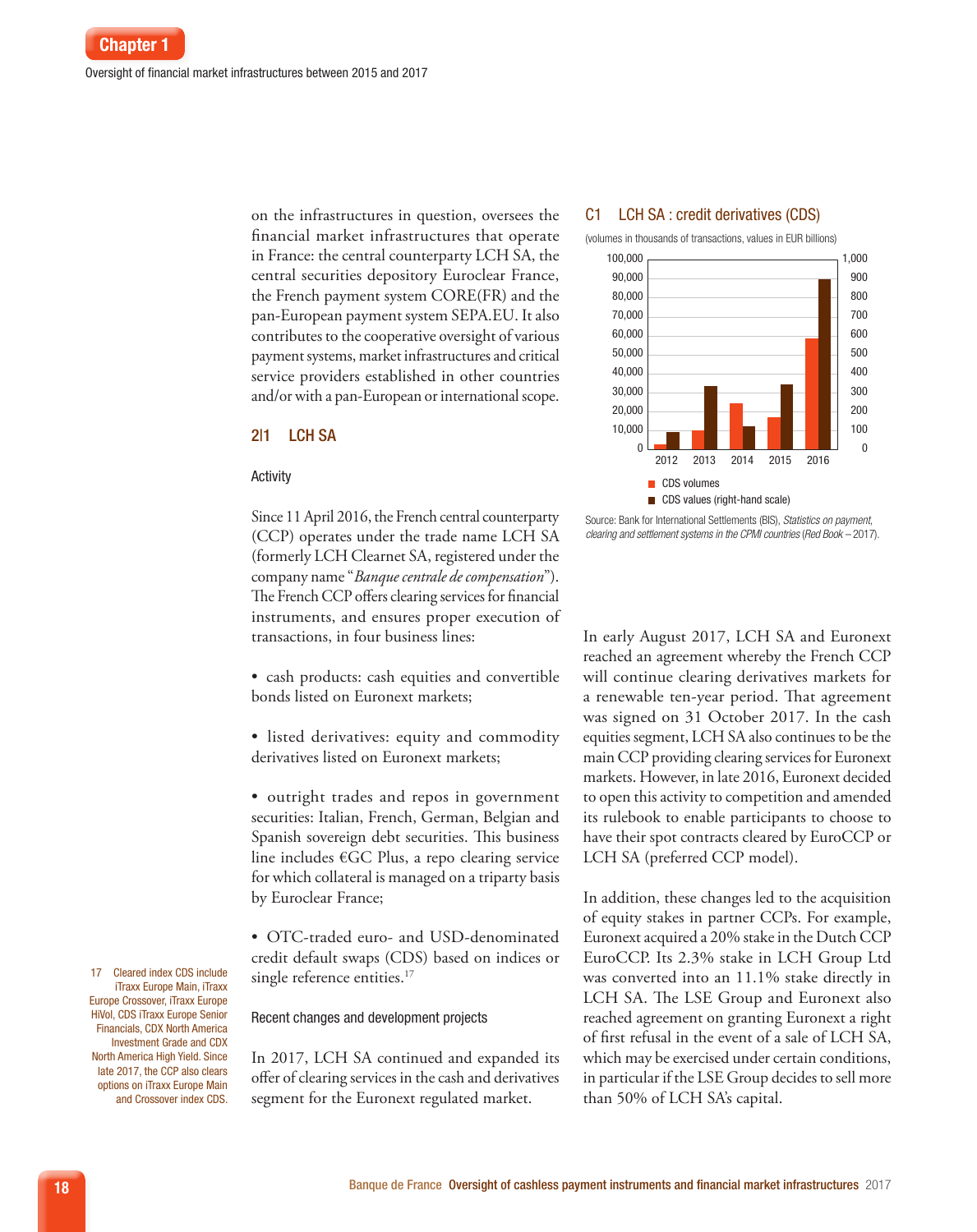on the infrastructures in question, oversees the financial market infrastructures that operate in France: the central counterparty LCH SA, the central securities depository Euroclear France, the French payment system CORE(FR) and the pan-European payment system SEPA.EU. It also contributes to the cooperative oversight of various payment systems, market infrastructures and critical service providers established in other countries and/or with a pan-European or international scope.

## 2|1 LCH SA

### Activity

Since 11 April 2016, the French central counterparty (CCP) operates under the trade name LCH SA (formerly LCH Clearnet SA, registered under the company name "*Banque centrale de compensation*"). The French CCP offers clearing services for financial instruments, and ensures proper execution of transactions, in four business lines:

- cash products: cash equities and convertible bonds listed on Euronext markets;
- listed derivatives: equity and commodity derivatives listed on Euronext markets;
- outright trades and repos in government securities: Italian, French, German, Belgian and Spanish sovereign debt securities. This business line includes €GC Plus, a repo clearing service for which collateral is managed on a triparty basis by Euroclear France;
- OTC-traded euro- and USD-denominated credit default swaps (CDS) based on indices or single reference entities.[17]

### Recent changes and development projects

In 2017, LCH SA continued and expanded its offer of clearing services in the cash and derivatives segment for the Euronext regulated market.

**C1 LCH SA : credit derivatives (CDS)**

(volumes in thousands of transactions, values in EUR billions)

Legend: CDS volumes; CDS values (right-hand scale)

Source: Bank for International Settlements (BIS), *Statistics on payment, clearing and settlement systems in the CPMI countries* (Red Book – 2017).

In early August 2017, LCH SA and Euronext reached an agreement whereby the French CCP will continue clearing derivatives markets for a renewable ten-year period. That agreement was signed on 31 October 2017. In the cash equities segment, LCH SA also continues to be the main CCP providing clearing services for Euronext markets. However, in late 2016, Euronext decided to open this activity to competition and amended its rulebook to enable participants to choose to have their spot contracts cleared by EuroCCP or LCH SA (preferred CCP model).

In addition, these changes led to the acquisition of equity stakes in partner CCPs. For example, Euronext acquired a 20% stake in the Dutch CCP EuroCCP. Its 2.3% stake in LCH Group Ltd was converted into an 11.1% stake directly in LCH SA. The LSE Group and Euronext also reached agreement on granting Euronext a right of first refusal in the event of a sale of LCH SA, which may be exercised under certain conditions, in particular if the LSE Group decides to sell more than 50% of LCH SA's capital.

17 Cleared index CDS include iTraxx Europe Main, iTraxx Europe Crossover, iTraxx Europe HiVol, CDS iTraxx Europe Senior Financials, CDX North America Investment Grade and CDX North America High Yield. Since late 2017, the CCP also clears options on iTraxx Europe Main and Crossover index CDS.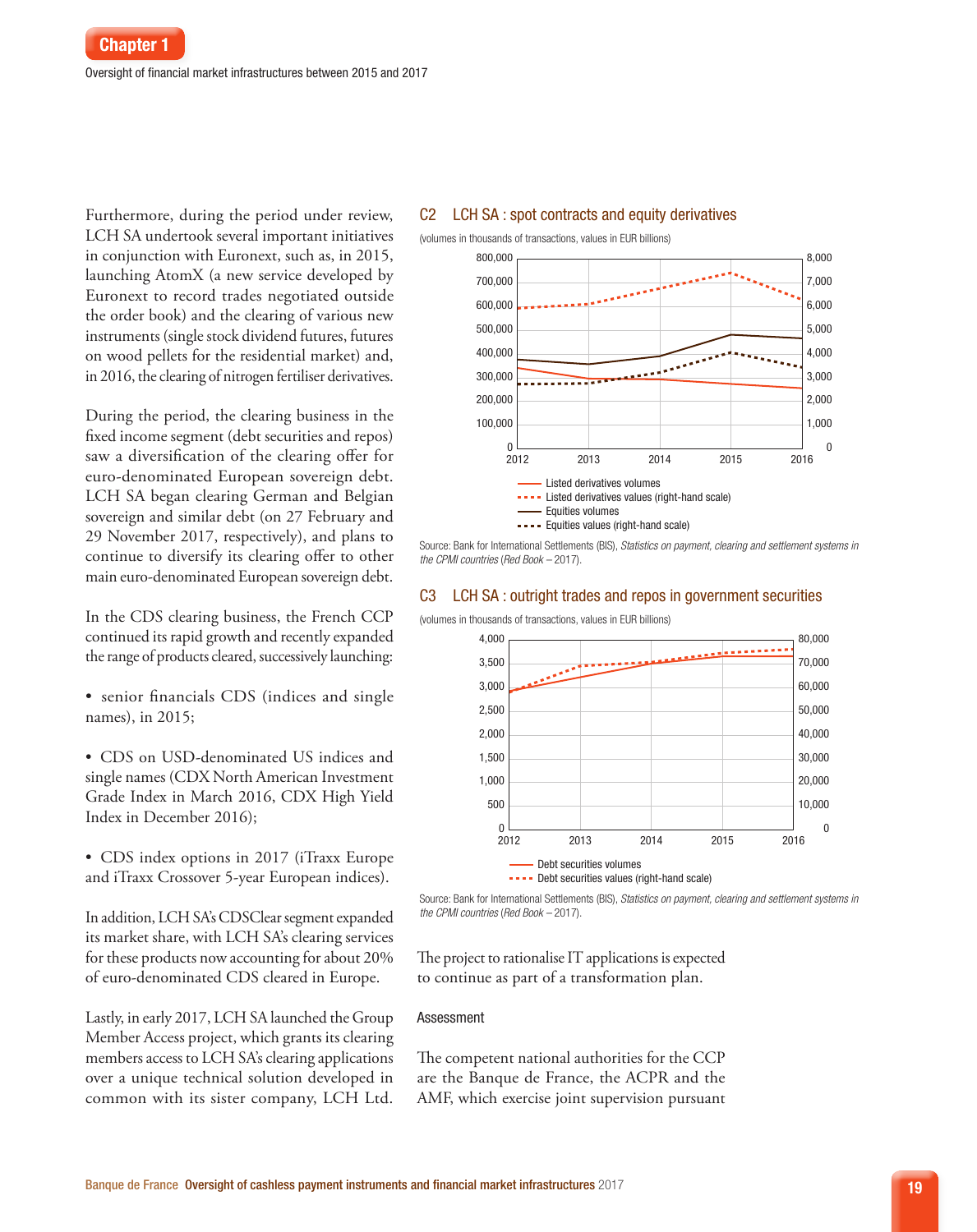Furthermore, during the period under review, LCH SA undertook several important initiatives in conjunction with Euronext, such as, in 2015, launching AtomX (a new service developed by Euronext to record trades negotiated outside the order book) and the clearing of various new instruments (single stock dividend futures, futures on wood pellets for the residential market) and, in 2016, the clearing of nitrogen fertiliser derivatives.

During the period, the clearing business in the fixed income segment (debt securities and repos) saw a diversification of the clearing offer for euro-denominated European sovereign debt. LCH SA began clearing German and Belgian sovereign and similar debt (on 27 February and 29 November 2017, respectively), and plans to continue to diversify its clearing offer to other main euro-denominated European sovereign debt.

In the CDS clearing business, the French CCP continued its rapid growth and recently expanded the range of products cleared, successively launching:

- senior financials CDS (indices and single names), in 2015;
- CDS on USD-denominated US indices and single names (CDX North American Investment Grade Index in March 2016, CDX High Yield Index in December 2016);
- CDS index options in 2017 (iTraxx Europe and iTraxx Crossover 5-year European indices).

In addition, LCH SA's CDSClear segment expanded its market share, with LCH SA's clearing services for these products now accounting for about 20% of euro-denominated CDS cleared in Europe.

Lastly, in early 2017, LCH SA launched the Group Member Access project, which grants its clearing members access to LCH SA's clearing applications over a unique technical solution developed in common with its sister company, LCH Ltd.

## C2 LCH SA : spot contracts and equity derivatives

(volumes in thousands of transactions, values in EUR billions)

- Listed derivatives volumes
- Listed derivatives values (right-hand scale)
- Equities volumes
- Equities values (right-hand scale)

Source: Bank for International Settlements (BIS), *Statistics on payment, clearing and settlement systems in the CPMI countries* (*Red Book* – 2017).

## C3 LCH SA : outright trades and repos in government securities

(volumes in thousands of transactions, values in EUR billions)

- Debt securities volumes
- Debt securities values (right-hand scale)

Source: Bank for International Settlements (BIS), *Statistics on payment, clearing and settlement systems in the CPMI countries* (*Red Book* – 2017).

The project to rationalise IT applications is expected to continue as part of a transformation plan.

### Assessment

The competent national authorities for the CCP are the Banque de France, the ACPR and the AMF, which exercise joint supervision pursuant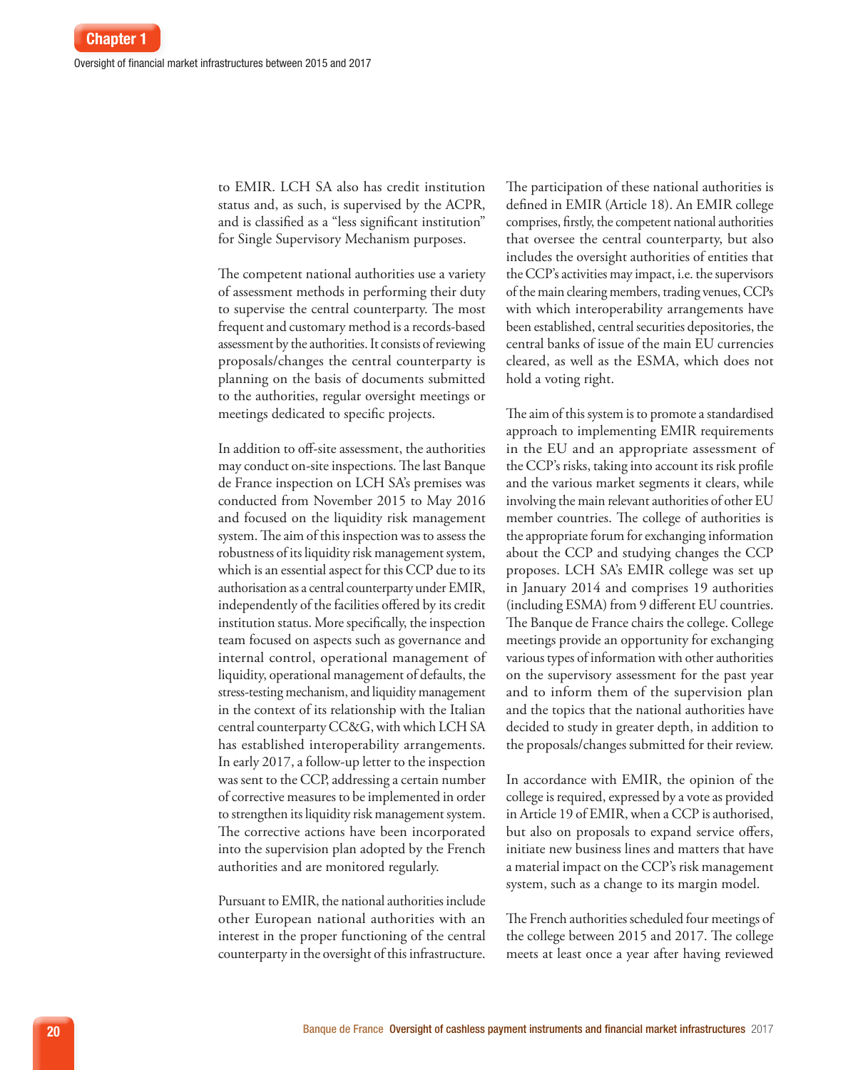to EMIR. LCH SA also has credit institution status and, as such, is supervised by the ACPR, and is classified as a "less significant institution" for Single Supervisory Mechanism purposes.

The competent national authorities use a variety of assessment methods in performing their duty to supervise the central counterparty. The most frequent and customary method is a records-based assessment by the authorities. It consists of reviewing proposals/changes the central counterparty is planning on the basis of documents submitted to the authorities, regular oversight meetings or meetings dedicated to specific projects.

In addition to off-site assessment, the authorities may conduct on-site inspections. The last Banque de France inspection on LCH SA's premises was conducted from November 2015 to May 2016 and focused on the liquidity risk management system. The aim of this inspection was to assess the robustness of its liquidity risk management system, which is an essential aspect for this CCP due to its authorisation as a central counterparty under EMIR, independently of the facilities offered by its credit institution status. More specifically, the inspection team focused on aspects such as governance and internal control, operational management of liquidity, operational management of defaults, the stress-testing mechanism, and liquidity management in the context of its relationship with the Italian central counterparty CC&G, with which LCH SA has established interoperability arrangements. In early 2017, a follow-up letter to the inspection was sent to the CCP, addressing a certain number of corrective measures to be implemented in order to strengthen its liquidity risk management system. The corrective actions have been incorporated into the supervision plan adopted by the French authorities and are monitored regularly.

Pursuant to EMIR, the national authorities include other European national authorities with an interest in the proper functioning of the central counterparty in the oversight of this infrastructure. The participation of these national authorities is defined in EMIR (Article 18). An EMIR college comprises, firstly, the competent national authorities that oversee the central counterparty, but also includes the oversight authorities of entities that the CCP's activities may impact, i.e. the supervisors of the main clearing members, trading venues, CCPs with which interoperability arrangements have been established, central securities depositories, the central banks of issue of the main EU currencies cleared, as well as the ESMA, which does not hold a voting right.

The aim of this system is to promote a standardised approach to implementing EMIR requirements in the EU and an appropriate assessment of the CCP's risks, taking into account its risk profile and the various market segments it clears, while involving the main relevant authorities of other EU member countries. The college of authorities is the appropriate forum for exchanging information about the CCP and studying changes the CCP proposes. LCH SA's EMIR college was set up in January 2014 and comprises 19 authorities (including ESMA) from 9 different EU countries. The Banque de France chairs the college. College meetings provide an opportunity for exchanging various types of information with other authorities on the supervisory assessment for the past year and to inform them of the supervision plan and the topics that the national authorities have decided to study in greater depth, in addition to the proposals/changes submitted for their review.

In accordance with EMIR, the opinion of the college is required, expressed by a vote as provided in Article 19 of EMIR, when a CCP is authorised, but also on proposals to expand service offers, initiate new business lines and matters that have a material impact on the CCP's risk management system, such as a change to its margin model.

The French authorities scheduled four meetings of the college between 2015 and 2017. The college meets at least once a year after having reviewed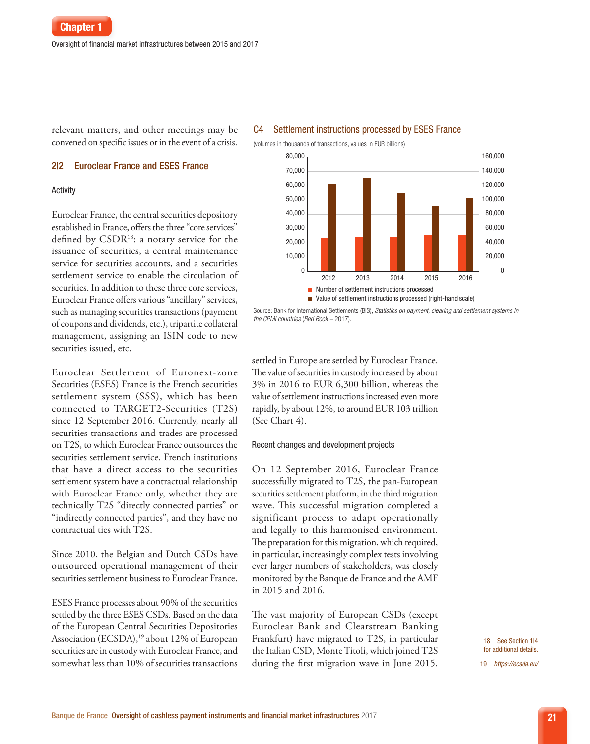relevant matters, and other meetings may be convened on specific issues or in the event of a crisis.

## 2|2 Euroclear France and ESES France

### Activity

Euroclear France, the central securities depository established in France, offers the three "core services" defined by CSDR[18]: a notary service for the issuance of securities, a central maintenance service for securities accounts, and a securities settlement service to enable the circulation of securities. In addition to these three core services, Euroclear France offers various "ancillary" services, such as managing securities transactions (payment of coupons and dividends, etc.), tripartite collateral management, assigning an ISIN code to new securities issued, etc.

Euroclear Settlement of Euronext-zone Securities (ESES) France is the French securities settlement system (SSS), which has been connected to TARGET2-Securities (T2S) since 12 September 2016. Currently, nearly all securities transactions and trades are processed on T2S, to which Euroclear France outsources the securities settlement service. French institutions that have a direct access to the securities settlement system have a contractual relationship with Euroclear France only, whether they are technically T2S "directly connected parties" or "indirectly connected parties", and they have no contractual ties with T2S.

Since 2010, the Belgian and Dutch CSDs have outsourced operational management of their securities settlement business to Euroclear France.

ESES France processes about 90% of the securities settled by the three ESES CSDs. Based on the data of the European Central Securities Depositories Association (ECSDA),[19] about 12% of European securities are in custody with Euroclear France, and somewhat less than 10% of securities transactions settled in Europe are settled by Euroclear France. The value of securities in custody increased by about 3% in 2016 to EUR 6,300 billion, whereas the value of settlement instructions increased even more rapidly, by about 12%, to around EUR 103 trillion (See Chart 4).

**C4 Settlement instructions processed by ESES France**

(volumes in thousands of transactions, values in EUR billions)

| Year | Number of settlement instructions processed | Value of settlement instructions processed (right-hand scale) |
|---|---|---|
| 2012 | ~23,500 | ~123,000 |
| 2013 | ~24,000 | ~131,000 |
| 2014 | ~24,000 | ~110,000 |
| 2015 | ~25,500 | ~92,000 |
| 2016 | ~25,500 | ~103,000 |

Source: Bank for International Settlements (BIS), *Statistics on payment, clearing and settlement systems in the CPMI countries* (*Red Book* – 2017).

### Recent changes and development projects

On 12 September 2016, Euroclear France successfully migrated to T2S, the pan-European securities settlement platform, in the third migration wave. This successful migration completed a significant process to adapt operationally and legally to this harmonised environment. The preparation for this migration, which required, in particular, increasingly complex tests involving ever larger numbers of stakeholders, was closely monitored by the Banque de France and the AMF in 2015 and 2016.

The vast majority of European CSDs (except Euroclear Bank and Clearstream Banking Frankfurt) have migrated to T2S, in particular the Italian CSD, Monte Titoli, which joined T2S during the first migration wave in June 2015.

18 See Section 1|4 for additional details.

19 *https://ecsda.eu/*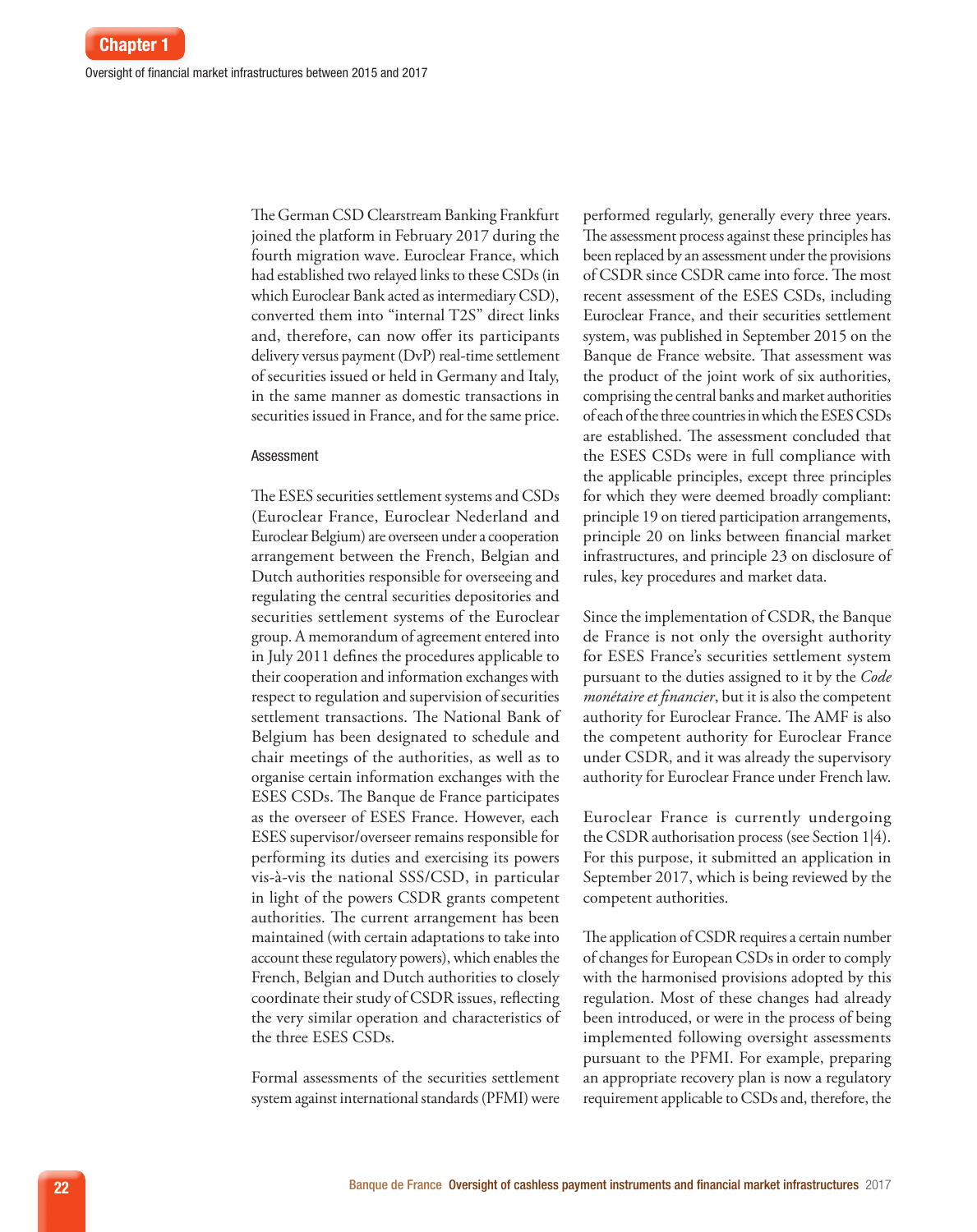The German CSD Clearstream Banking Frankfurt joined the platform in February 2017 during the fourth migration wave. Euroclear France, which had established two relayed links to these CSDs (in which Euroclear Bank acted as intermediary CSD), converted them into "internal T2S" direct links and, therefore, can now offer its participants delivery versus payment (DvP) real-time settlement of securities issued or held in Germany and Italy, in the same manner as domestic transactions in securities issued in France, and for the same price.

#### Assessment

The ESES securities settlement systems and CSDs (Euroclear France, Euroclear Nederland and Euroclear Belgium) are overseen under a cooperation arrangement between the French, Belgian and Dutch authorities responsible for overseeing and regulating the central securities depositories and securities settlement systems of the Euroclear group. A memorandum of agreement entered into in July 2011 defines the procedures applicable to their cooperation and information exchanges with respect to regulation and supervision of securities settlement transactions. The National Bank of Belgium has been designated to schedule and chair meetings of the authorities, as well as to organise certain information exchanges with the ESES CSDs. The Banque de France participates as the overseer of ESES France. However, each ESES supervisor/overseer remains responsible for performing its duties and exercising its powers vis-à-vis the national SSS/CSD, in particular in light of the powers CSDR grants competent authorities. The current arrangement has been maintained (with certain adaptations to take into account these regulatory powers), which enables the French, Belgian and Dutch authorities to closely coordinate their study of CSDR issues, reflecting the very similar operation and characteristics of the three ESES CSDs.

Formal assessments of the securities settlement system against international standards (PFMI) were performed regularly, generally every three years. The assessment process against these principles has been replaced by an assessment under the provisions of CSDR since CSDR came into force. The most recent assessment of the ESES CSDs, including Euroclear France, and their securities settlement system, was published in September 2015 on the Banque de France website. That assessment was the product of the joint work of six authorities, comprising the central banks and market authorities of each of the three countries in which the ESES CSDs are established. The assessment concluded that the ESES CSDs were in full compliance with the applicable principles, except three principles for which they were deemed broadly compliant: principle 19 on tiered participation arrangements, principle 20 on links between financial market infrastructures, and principle 23 on disclosure of rules, key procedures and market data.

Since the implementation of CSDR, the Banque de France is not only the oversight authority for ESES France's securities settlement system pursuant to the duties assigned to it by the *Code monétaire et financier*, but it is also the competent authority for Euroclear France. The AMF is also the competent authority for Euroclear France under CSDR, and it was already the supervisory authority for Euroclear France under French law.

Euroclear France is currently undergoing the CSDR authorisation process (see Section 1|4). For this purpose, it submitted an application in September 2017, which is being reviewed by the competent authorities.

The application of CSDR requires a certain number of changes for European CSDs in order to comply with the harmonised provisions adopted by this regulation. Most of these changes had already been introduced, or were in the process of being implemented following oversight assessments pursuant to the PFMI. For example, preparing an appropriate recovery plan is now a regulatory requirement applicable to CSDs and, therefore, the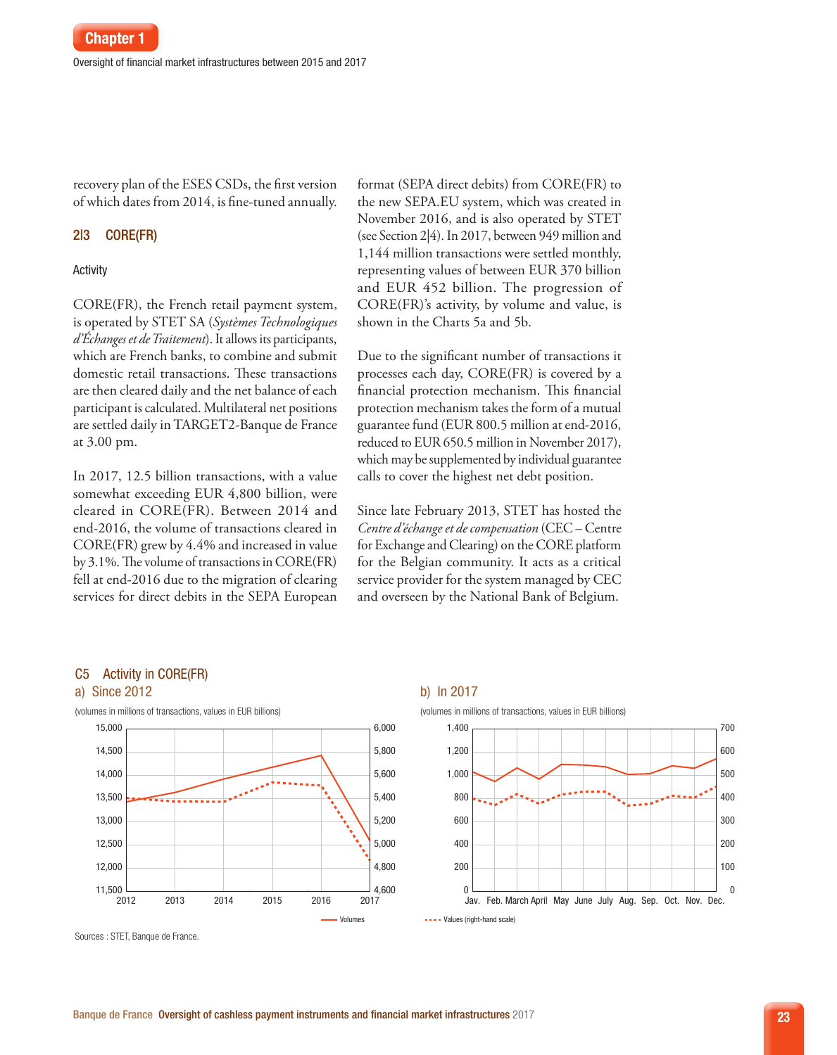recovery plan of the ESES CSDs, the first version of which dates from 2014, is fine-tuned annually.

### 2|3 CORE(FR)

#### Activity

CORE(FR), the French retail payment system, is operated by STET SA (*Systèmes Technologiques d'Échanges et de Traitement*). It allows its participants, which are French banks, to combine and submit domestic retail transactions. These transactions are then cleared daily and the net balance of each participant is calculated. Multilateral net positions are settled daily in TARGET2-Banque de France at 3.00 pm.

In 2017, 12.5 billion transactions, with a value somewhat exceeding EUR 4,800 billion, were cleared in CORE(FR). Between 2014 and end-2016, the volume of transactions cleared in CORE(FR) grew by 4.4% and increased in value by 3.1%. The volume of transactions in CORE(FR) fell at end-2016 due to the migration of clearing services for direct debits in the SEPA European format (SEPA direct debits) from CORE(FR) to the new SEPA.EU system, which was created in November 2016, and is also operated by STET (see Section 2|4). In 2017, between 949 million and 1,144 million transactions were settled monthly, representing values of between EUR 370 billion and EUR 452 billion. The progression of CORE(FR)'s activity, by volume and value, is shown in the Charts 5a and 5b.

Due to the significant number of transactions it processes each day, CORE(FR) is covered by a financial protection mechanism. This financial protection mechanism takes the form of a mutual guarantee fund (EUR 800.5 million at end-2016, reduced to EUR 650.5 million in November 2017), which may be supplemented by individual guarantee calls to cover the highest net debt position.

Since late February 2013, STET has hosted the *Centre d'échange et de compensation* (CEC – Centre for Exchange and Clearing) on the CORE platform for the Belgian community. It acts as a critical service provider for the system managed by CEC and overseen by the National Bank of Belgium.

**C5 Activity in CORE(FR)**

a) Since 2012

(volumes in millions of transactions, values in EUR billions)

b) In 2017

(volumes in millions of transactions, values in EUR billions)

Volumes — Values (right-hand scale)

Sources : STET, Banque de France.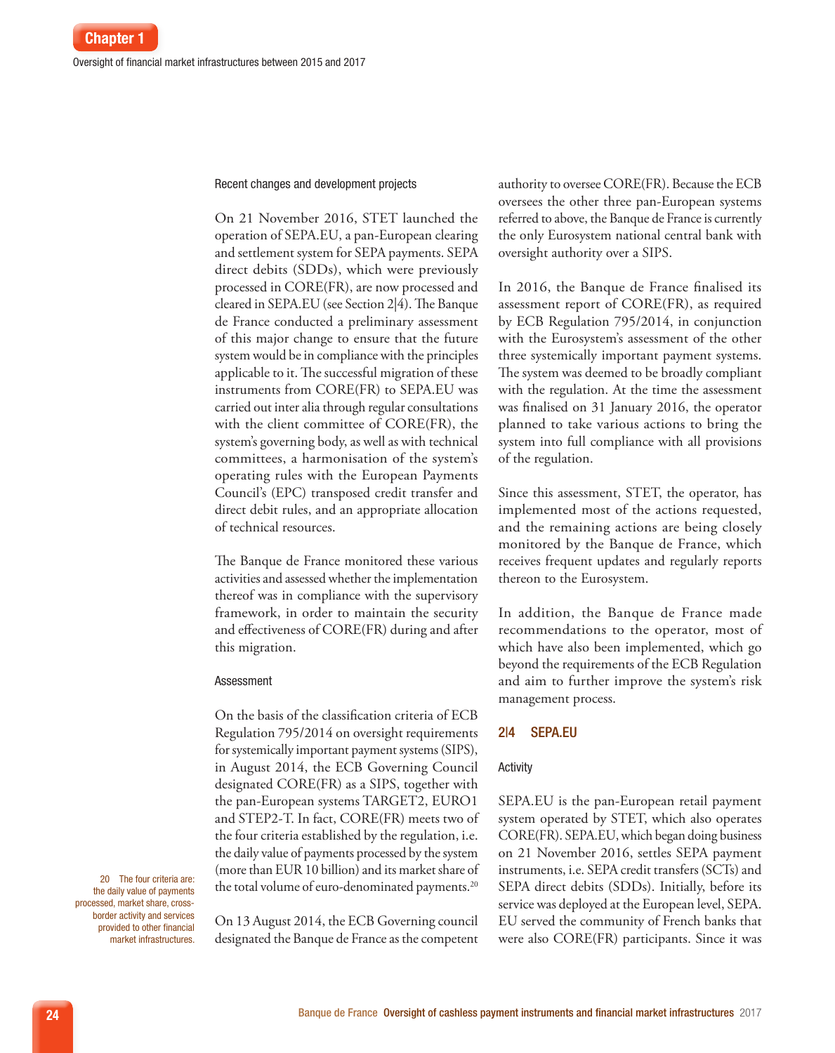#### Recent changes and development projects

On 21 November 2016, STET launched the operation of SEPA.EU, a pan-European clearing and settlement system for SEPA payments. SEPA direct debits (SDDs), which were previously processed in CORE(FR), are now processed and cleared in SEPA.EU (see Section 2|4). The Banque de France conducted a preliminary assessment of this major change to ensure that the future system would be in compliance with the principles applicable to it. The successful migration of these instruments from CORE(FR) to SEPA.EU was carried out inter alia through regular consultations with the client committee of CORE(FR), the system's governing body, as well as with technical committees, a harmonisation of the system's operating rules with the European Payments Council's (EPC) transposed credit transfer and direct debit rules, and an appropriate allocation of technical resources.

The Banque de France monitored these various activities and assessed whether the implementation thereof was in compliance with the supervisory framework, in order to maintain the security and effectiveness of CORE(FR) during and after this migration.

#### Assessment

On the basis of the classification criteria of ECB Regulation 795/2014 on oversight requirements for systemically important payment systems (SIPS), in August 2014, the ECB Governing Council designated CORE(FR) as a SIPS, together with the pan-European systems TARGET2, EURO1 and STEP2-T. In fact, CORE(FR) meets two of the four criteria established by the regulation, i.e. the daily value of payments processed by the system (more than EUR 10 billion) and its market share of the total volume of euro-denominated payments.[20]

On 13 August 2014, the ECB Governing council designated the Banque de France as the competent authority to oversee CORE(FR). Because the ECB oversees the other three pan-European systems referred to above, the Banque de France is currently the only Eurosystem national central bank with oversight authority over a SIPS.

In 2016, the Banque de France finalised its assessment report of CORE(FR), as required by ECB Regulation 795/2014, in conjunction with the Eurosystem's assessment of the other three systemically important payment systems. The system was deemed to be broadly compliant with the regulation. At the time the assessment was finalised on 31 January 2016, the operator planned to take various actions to bring the system into full compliance with all provisions of the regulation.

Since this assessment, STET, the operator, has implemented most of the actions requested, and the remaining actions are being closely monitored by the Banque de France, which receives frequent updates and regularly reports thereon to the Eurosystem.

In addition, the Banque de France made recommendations to the operator, most of which have also been implemented, which go beyond the requirements of the ECB Regulation and aim to further improve the system's risk management process.

### 2|4 SEPA.EU

#### Activity

SEPA.EU is the pan-European retail payment system operated by STET, which also operates CORE(FR). SEPA.EU, which began doing business on 21 November 2016, settles SEPA payment instruments, i.e. SEPA credit transfers (SCTs) and SEPA direct debits (SDDs). Initially, before its service was deployed at the European level, SEPA.EU served the community of French banks that were also CORE(FR) participants. Since it was

20 The four criteria are: the daily value of payments processed, market share, cross-border activity and services provided to other financial market infrastructures.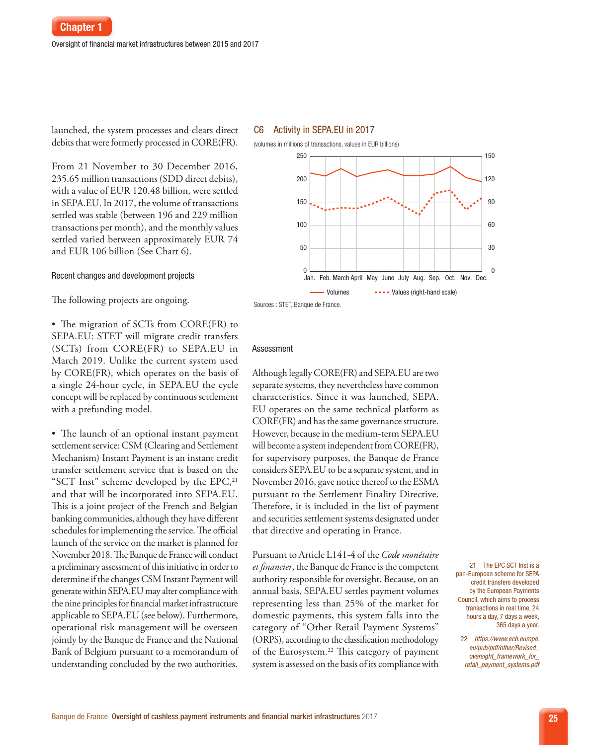launched, the system processes and clears direct debits that were formerly processed in CORE(FR).

From 21 November to 30 December 2016, 235.65 million transactions (SDD direct debits), with a value of EUR 120.48 billion, were settled in SEPA.EU. In 2017, the volume of transactions settled was stable (between 196 and 229 million transactions per month), and the monthly values settled varied between approximately EUR 74 and EUR 106 billion (See Chart 6).

### Recent changes and development projects

The following projects are ongoing.

- The migration of SCTs from CORE(FR) to SEPA.EU: STET will migrate credit transfers (SCTs) from CORE(FR) to SEPA.EU in March 2019. Unlike the current system used by CORE(FR), which operates on the basis of a single 24-hour cycle, in SEPA.EU the cycle concept will be replaced by continuous settlement with a prefunding model.

- The launch of an optional instant payment settlement service: CSM (Clearing and Settlement Mechanism) Instant Payment is an instant credit transfer settlement service that is based on the "SCT Inst" scheme developed by the EPC,[21] and that will be incorporated into SEPA.EU. This is a joint project of the French and Belgian banking communities, although they have different schedules for implementing the service. The official launch of the service on the market is planned for November 2018. The Banque de France will conduct a preliminary assessment of this initiative in order to determine if the changes CSM Instant Payment will generate within SEPA.EU may alter compliance with the nine principles for financial market infrastructure applicable to SEPA.EU (see below). Furthermore, operational risk management will be overseen jointly by the Banque de France and the National Bank of Belgium pursuant to a memorandum of understanding concluded by the two authorities.

**C6 Activity in SEPA.EU in 2017**

(volumes in millions of transactions, values in EUR billions)

Legend: Volumes; Values (right-hand scale)

Sources : STET, Banque de France.

### Assessment

Although legally CORE(FR) and SEPA.EU are two separate systems, they nevertheless have common characteristics. Since it was launched, SEPA.EU operates on the same technical platform as CORE(FR) and has the same governance structure. However, because in the medium-term SEPA.EU will become a system independent from CORE(FR), for supervisory purposes, the Banque de France considers SEPA.EU to be a separate system, and in November 2016, gave notice thereof to the ESMA pursuant to the Settlement Finality Directive. Therefore, it is included in the list of payment and securities settlement systems designated under that directive and operating in France.

Pursuant to Article L141-4 of the *Code monétaire et financier*, the Banque de France is the competent authority responsible for oversight. Because, on an annual basis, SEPA.EU settles payment volumes representing less than 25% of the market for domestic payments, this system falls into the category of "Other Retail Payment Systems" (ORPS), according to the classification methodology of the Eurosystem.[22] This category of payment system is assessed on the basis of its compliance with

21 The EPC SCT Inst is a pan-European scheme for SEPA credit transfers developed by the European Payments Council, which aims to process transactions in real time, 24 hours a day, 7 days a week, 365 days a year.

22 *https://www.ecb.europa.eu/pub/pdf/other/Revised_oversight_framework_for_retail_payment_systems.pdf*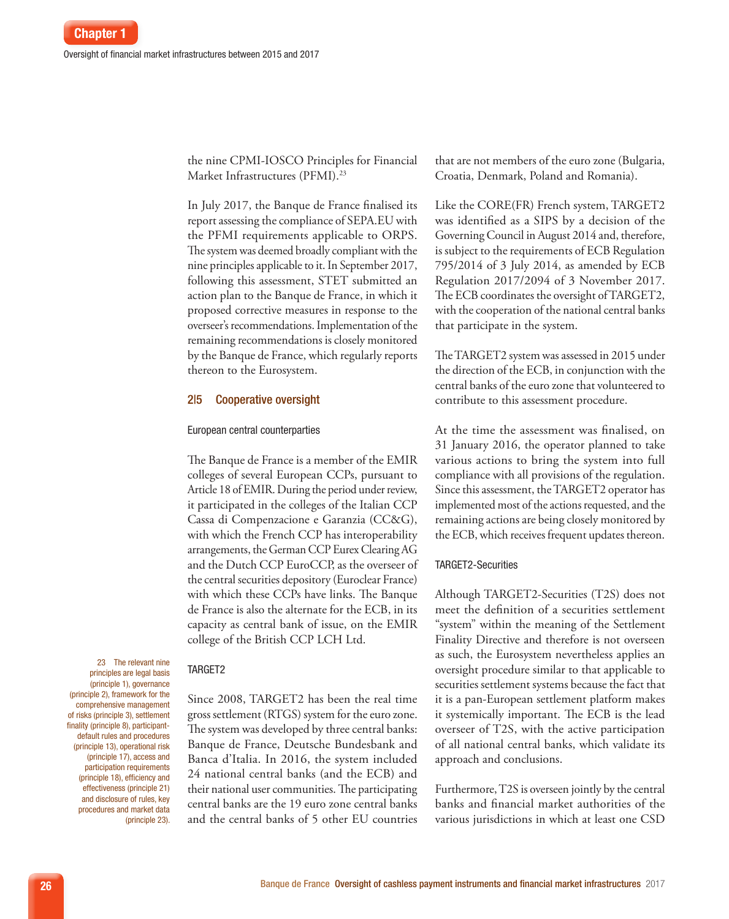the nine CPMI-IOSCO Principles for Financial Market Infrastructures (PFMI).[23]

In July 2017, the Banque de France finalised its report assessing the compliance of SEPA.EU with the PFMI requirements applicable to ORPS. The system was deemed broadly compliant with the nine principles applicable to it. In September 2017, following this assessment, STET submitted an action plan to the Banque de France, in which it proposed corrective measures in response to the overseer's recommendations. Implementation of the remaining recommendations is closely monitored by the Banque de France, which regularly reports thereon to the Eurosystem.

## 2|5 Cooperative oversight

### European central counterparties

The Banque de France is a member of the EMIR colleges of several European CCPs, pursuant to Article 18 of EMIR. During the period under review, it participated in the colleges of the Italian CCP Cassa di Compenzacione e Garanzia (CC&G), with which the French CCP has interoperability arrangements, the German CCP Eurex Clearing AG and the Dutch CCP EuroCCP, as the overseer of the central securities depository (Euroclear France) with which these CCPs have links. The Banque de France is also the alternate for the ECB, in its capacity as central bank of issue, on the EMIR college of the British CCP LCH Ltd.

### TARGET2

Since 2008, TARGET2 has been the real time gross settlement (RTGS) system for the euro zone. The system was developed by three central banks: Banque de France, Deutsche Bundesbank and Banca d'Italia. In 2016, the system included 24 national central banks (and the ECB) and their national user communities. The participating central banks are the 19 euro zone central banks and the central banks of 5 other EU countries that are not members of the euro zone (Bulgaria, Croatia, Denmark, Poland and Romania).

Like the CORE(FR) French system, TARGET2 was identified as a SIPS by a decision of the Governing Council in August 2014 and, therefore, is subject to the requirements of ECB Regulation 795/2014 of 3 July 2014, as amended by ECB Regulation 2017/2094 of 3 November 2017. The ECB coordinates the oversight of TARGET2, with the cooperation of the national central banks that participate in the system.

The TARGET2 system was assessed in 2015 under the direction of the ECB, in conjunction with the central banks of the euro zone that volunteered to contribute to this assessment procedure.

At the time the assessment was finalised, on 31 January 2016, the operator planned to take various actions to bring the system into full compliance with all provisions of the regulation. Since this assessment, the TARGET2 operator has implemented most of the actions requested, and the remaining actions are being closely monitored by the ECB, which receives frequent updates thereon.

### TARGET2-Securities

Although TARGET2-Securities (T2S) does not meet the definition of a securities settlement "system" within the meaning of the Settlement Finality Directive and therefore is not overseen as such, the Eurosystem nevertheless applies an oversight procedure similar to that applicable to securities settlement systems because the fact that it is a pan-European settlement platform makes it systemically important. The ECB is the lead overseer of T2S, with the active participation of all national central banks, which validate its approach and conclusions.

Furthermore, T2S is overseen jointly by the central banks and financial market authorities of the various jurisdictions in which at least one CSD

---

23 The relevant nine principles are legal basis (principle 1), governance (principle 2), framework for the comprehensive management of risks (principle 3), settlement finality (principle 8), participant-default rules and procedures (principle 13), operational risk (principle 17), access and participation requirements (principle 18), efficiency and effectiveness (principle 21) and disclosure of rules, key procedures and market data (principle 23).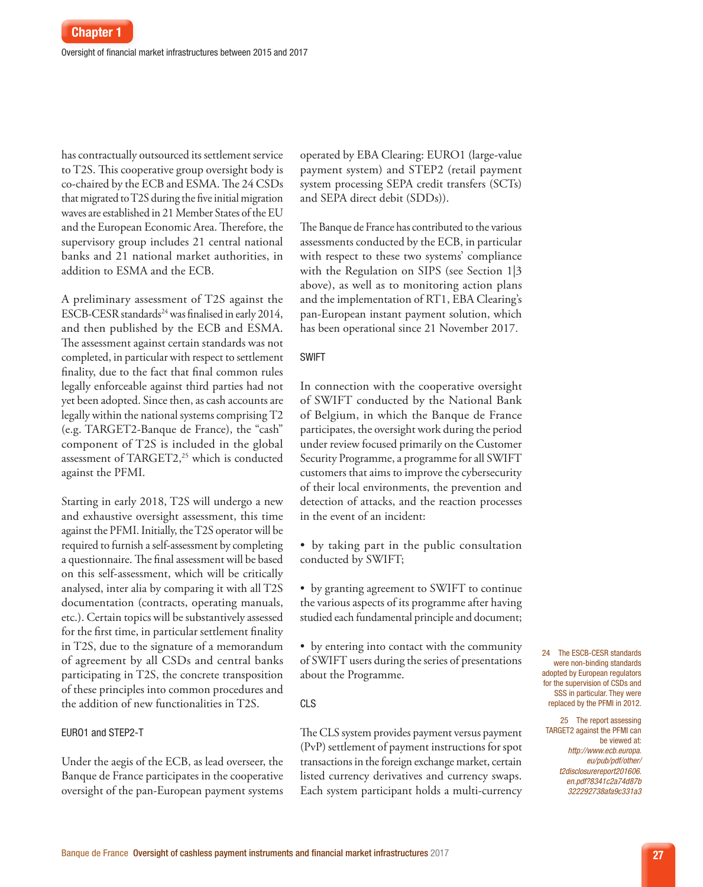has contractually outsourced its settlement service to T2S. This cooperative group oversight body is co-chaired by the ECB and ESMA. The 24 CSDs that migrated to T2S during the five initial migration waves are established in 21 Member States of the EU and the European Economic Area. Therefore, the supervisory group includes 21 central national banks and 21 national market authorities, in addition to ESMA and the ECB.

A preliminary assessment of T2S against the ESCB-CESR standards[24] was finalised in early 2014, and then published by the ECB and ESMA. The assessment against certain standards was not completed, in particular with respect to settlement finality, due to the fact that final common rules legally enforceable against third parties had not yet been adopted. Since then, as cash accounts are legally within the national systems comprising T2 (e.g. TARGET2-Banque de France), the "cash" component of T2S is included in the global assessment of TARGET2,[25] which is conducted against the PFMI.

Starting in early 2018, T2S will undergo a new and exhaustive oversight assessment, this time against the PFMI. Initially, the T2S operator will be required to furnish a self-assessment by completing a questionnaire. The final assessment will be based on this self-assessment, which will be critically analysed, inter alia by comparing it with all T2S documentation (contracts, operating manuals, etc.). Certain topics will be substantively assessed for the first time, in particular settlement finality in T2S, due to the signature of a memorandum of agreement by all CSDs and central banks participating in T2S, the concrete transposition of these principles into common procedures and the addition of new functionalities in T2S.

#### EURO1 and STEP2-T

Under the aegis of the ECB, as lead overseer, the Banque de France participates in the cooperative oversight of the pan-European payment systems operated by EBA Clearing: EURO1 (large-value payment system) and STEP2 (retail payment system processing SEPA credit transfers (SCTs) and SEPA direct debit (SDDs)).

The Banque de France has contributed to the various assessments conducted by the ECB, in particular with respect to these two systems' compliance with the Regulation on SIPS (see Section 1|3 above), as well as to monitoring action plans and the implementation of RT1, EBA Clearing's pan-European instant payment solution, which has been operational since 21 November 2017.

#### SWIFT

In connection with the cooperative oversight of SWIFT conducted by the National Bank of Belgium, in which the Banque de France participates, the oversight work during the period under review focused primarily on the Customer Security Programme, a programme for all SWIFT customers that aims to improve the cybersecurity of their local environments, the prevention and detection of attacks, and the reaction processes in the event of an incident:

- by taking part in the public consultation conducted by SWIFT;
- by granting agreement to SWIFT to continue the various aspects of its programme after having studied each fundamental principle and document;
- by entering into contact with the community of SWIFT users during the series of presentations about the Programme.

#### CLS

The CLS system provides payment versus payment (PvP) settlement of payment instructions for spot transactions in the foreign exchange market, certain listed currency derivatives and currency swaps. Each system participant holds a multi-currency

---

24 The ESCB-CESR standards were non-binding standards adopted by European regulators for the supervision of CSDs and SSS in particular. They were replaced by the PFMI in 2012.

25 The report assessing TARGET2 against the PFMI can be viewed at: *http://www.ecb.europa.eu/pub/pdf/other/t2disclosurereport201606.en.pdf?8341c2a74d87b322292738afa9c331a3*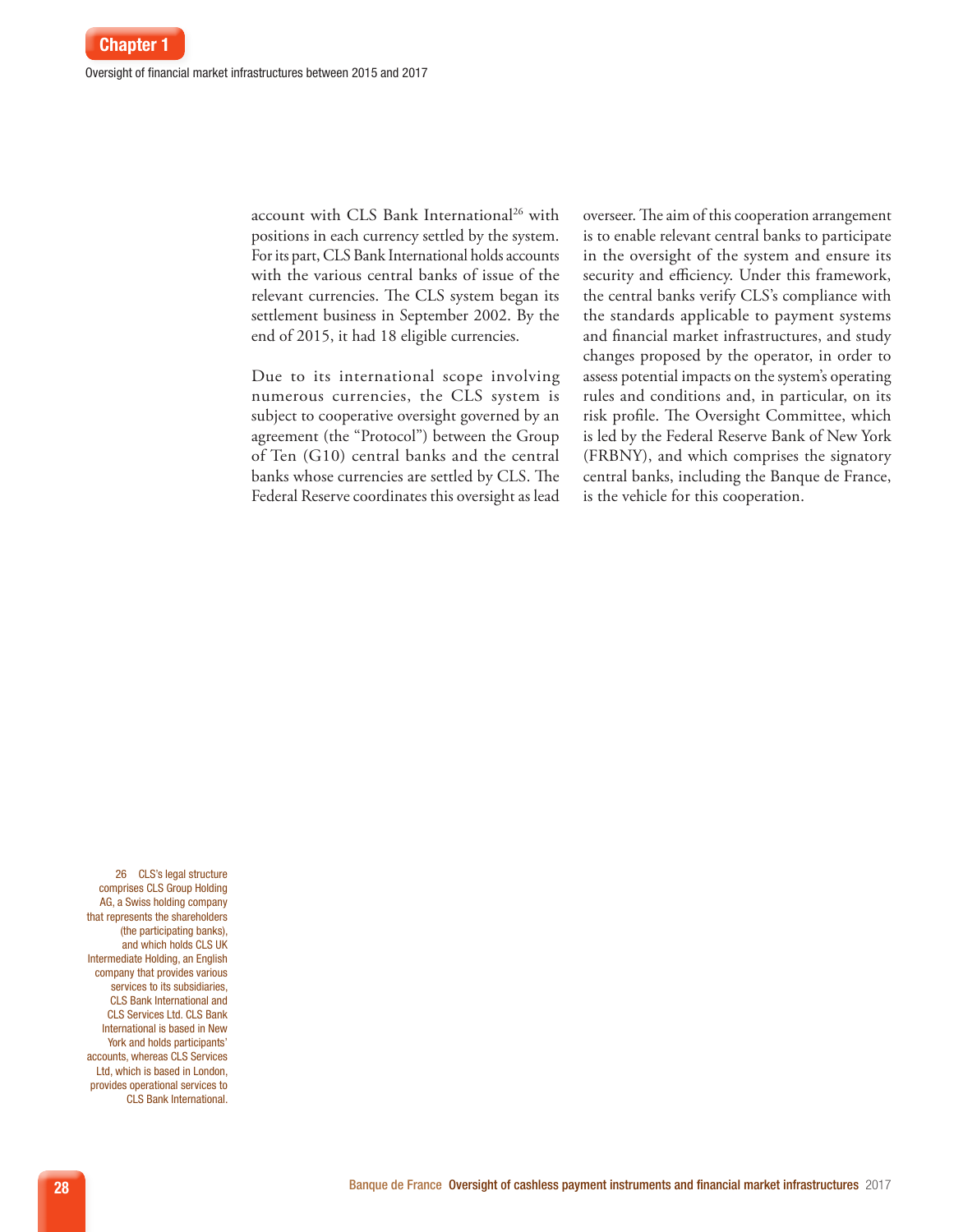account with CLS Bank International[26] with positions in each currency settled by the system. For its part, CLS Bank International holds accounts with the various central banks of issue of the relevant currencies. The CLS system began its settlement business in September 2002. By the end of 2015, it had 18 eligible currencies.

Due to its international scope involving numerous currencies, the CLS system is subject to cooperative oversight governed by an agreement (the "Protocol") between the Group of Ten (G10) central banks and the central banks whose currencies are settled by CLS. The Federal Reserve coordinates this oversight as lead overseer. The aim of this cooperation arrangement is to enable relevant central banks to participate in the oversight of the system and ensure its security and efficiency. Under this framework, the central banks verify CLS's compliance with the standards applicable to payment systems and financial market infrastructures, and study changes proposed by the operator, in order to assess potential impacts on the system's operating rules and conditions and, in particular, on its risk profile. The Oversight Committee, which is led by the Federal Reserve Bank of New York (FRBNY), and which comprises the signatory central banks, including the Banque de France, is the vehicle for this cooperation.

26 CLS's legal structure comprises CLS Group Holding AG, a Swiss holding company that represents the shareholders (the participating banks), and which holds CLS UK Intermediate Holding, an English company that provides various services to its subsidiaries, CLS Bank International and CLS Services Ltd. CLS Bank International is based in New York and holds participants' accounts, whereas CLS Services Ltd, which is based in London, provides operational services to CLS Bank International.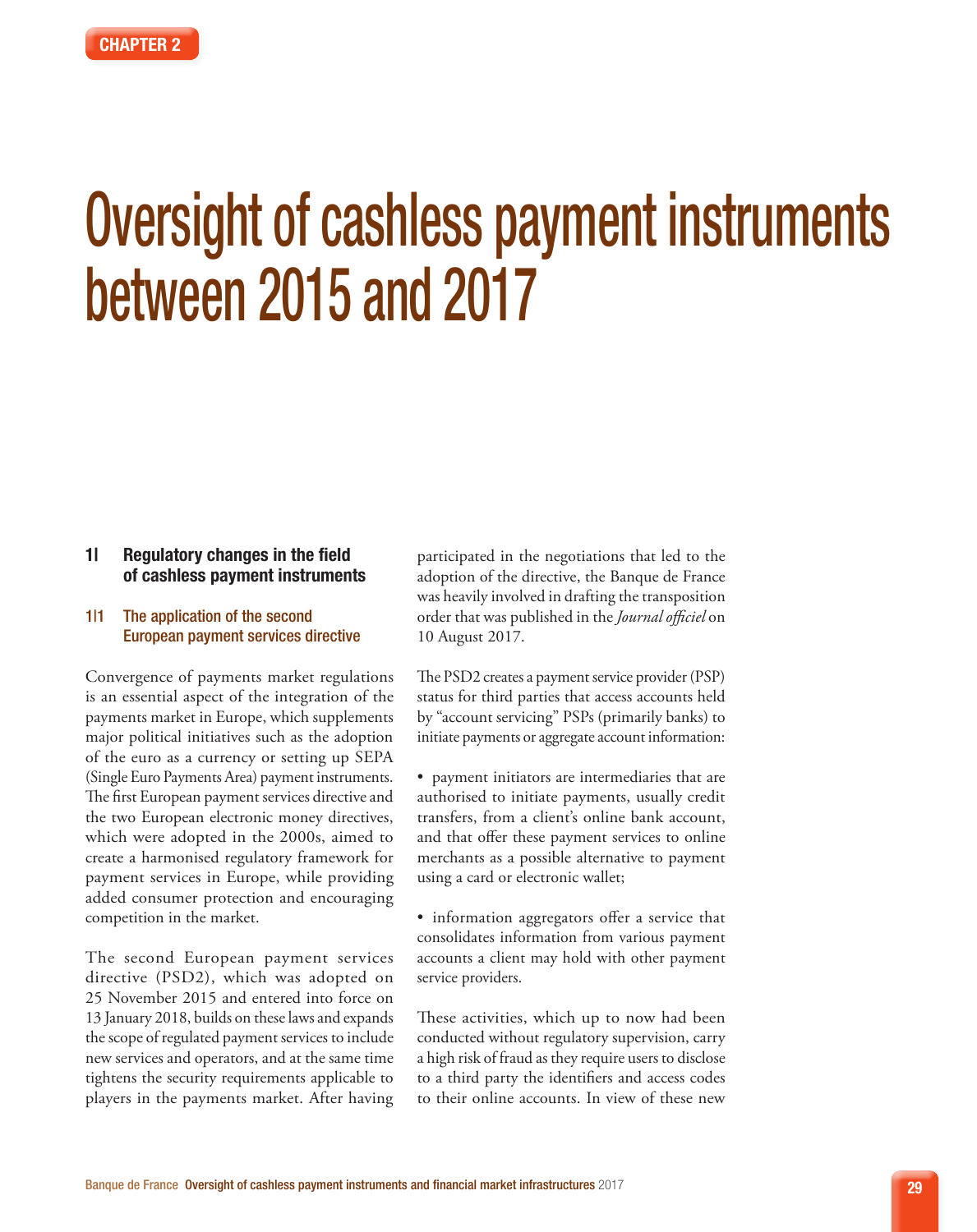CHAPTER 2

# Oversight of cashless payment instruments between 2015 and 2017

## 1| Regulatory changes in the field of cashless payment instruments

### 1|1 The application of the second European payment services directive

Convergence of payments market regulations is an essential aspect of the integration of the payments market in Europe, which supplements major political initiatives such as the adoption of the euro as a currency or setting up SEPA (Single Euro Payments Area) payment instruments. The first European payment services directive and the two European electronic money directives, which were adopted in the 2000s, aimed to create a harmonised regulatory framework for payment services in Europe, while providing added consumer protection and encouraging competition in the market.

The second European payment services directive (PSD2), which was adopted on 25 November 2015 and entered into force on 13 January 2018, builds on these laws and expands the scope of regulated payment services to include new services and operators, and at the same time tightens the security requirements applicable to players in the payments market. After having participated in the negotiations that led to the adoption of the directive, the Banque de France was heavily involved in drafting the transposition order that was published in the *Journal officiel* on 10 August 2017.

The PSD2 creates a payment service provider (PSP) status for third parties that access accounts held by "account servicing" PSPs (primarily banks) to initiate payments or aggregate account information:

- payment initiators are intermediaries that are authorised to initiate payments, usually credit transfers, from a client's online bank account, and that offer these payment services to online merchants as a possible alternative to payment using a card or electronic wallet;

- information aggregators offer a service that consolidates information from various payment accounts a client may hold with other payment service providers.

These activities, which up to now had been conducted without regulatory supervision, carry a high risk of fraud as they require users to disclose to a third party the identifiers and access codes to their online accounts. In view of these new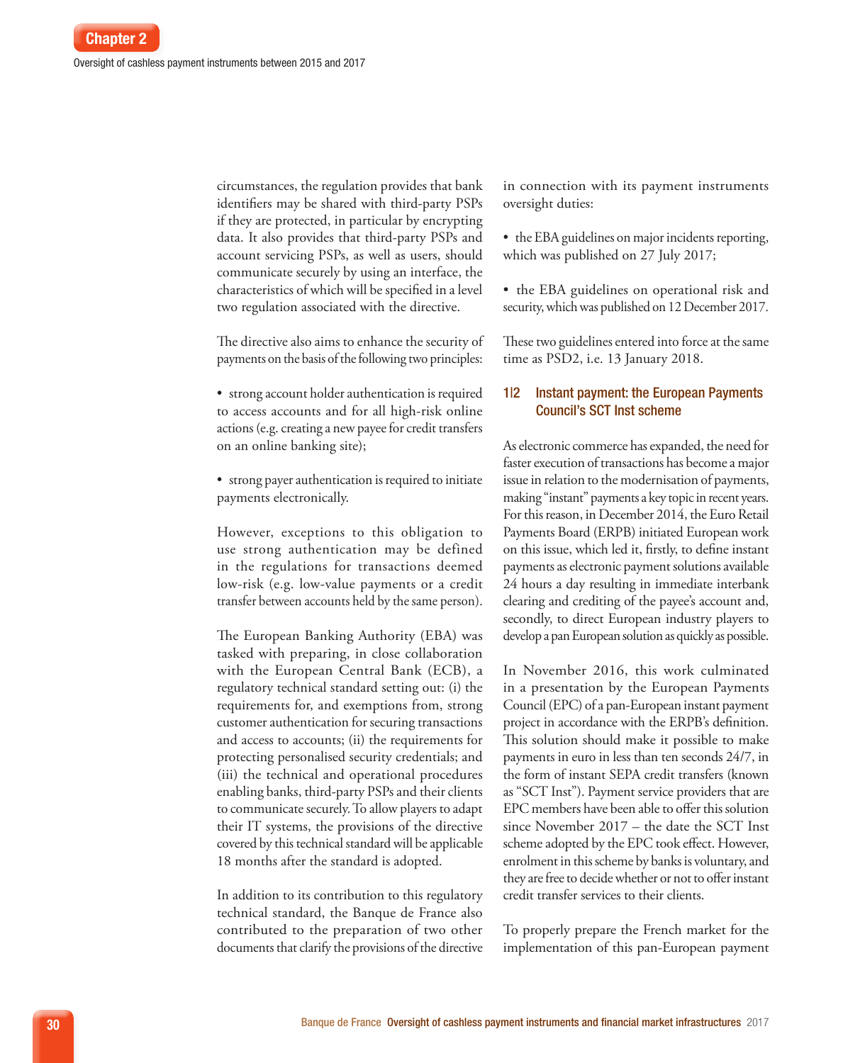circumstances, the regulation provides that bank identifiers may be shared with third-party PSPs if they are protected, in particular by encrypting data. It also provides that third-party PSPs and account servicing PSPs, as well as users, should communicate securely by using an interface, the characteristics of which will be specified in a level two regulation associated with the directive.

The directive also aims to enhance the security of payments on the basis of the following two principles:

- strong account holder authentication is required to access accounts and for all high-risk online actions (e.g. creating a new payee for credit transfers on an online banking site);

- strong payer authentication is required to initiate payments electronically.

However, exceptions to this obligation to use strong authentication may be defined in the regulations for transactions deemed low-risk (e.g. low-value payments or a credit transfer between accounts held by the same person).

The European Banking Authority (EBA) was tasked with preparing, in close collaboration with the European Central Bank (ECB), a regulatory technical standard setting out: (i) the requirements for, and exemptions from, strong customer authentication for securing transactions and access to accounts; (ii) the requirements for protecting personalised security credentials; and (iii) the technical and operational procedures enabling banks, third-party PSPs and their clients to communicate securely. To allow players to adapt their IT systems, the provisions of the directive covered by this technical standard will be applicable 18 months after the standard is adopted.

In addition to its contribution to this regulatory technical standard, the Banque de France also contributed to the preparation of two other documents that clarify the provisions of the directive in connection with its payment instruments oversight duties:

- the EBA guidelines on major incidents reporting, which was published on 27 July 2017;

- the EBA guidelines on operational risk and security, which was published on 12 December 2017.

These two guidelines entered into force at the same time as PSD2, i.e. 13 January 2018.

### 1|2 Instant payment: the European Payments Council's SCT Inst scheme

As electronic commerce has expanded, the need for faster execution of transactions has become a major issue in relation to the modernisation of payments, making "instant" payments a key topic in recent years. For this reason, in December 2014, the Euro Retail Payments Board (ERPB) initiated European work on this issue, which led it, firstly, to define instant payments as electronic payment solutions available 24 hours a day resulting in immediate interbank clearing and crediting of the payee's account and, secondly, to direct European industry players to develop a pan European solution as quickly as possible.

In November 2016, this work culminated in a presentation by the European Payments Council (EPC) of a pan-European instant payment project in accordance with the ERPB's definition. This solution should make it possible to make payments in euro in less than ten seconds 24/7, in the form of instant SEPA credit transfers (known as "SCT Inst"). Payment service providers that are EPC members have been able to offer this solution since November 2017 – the date the SCT Inst scheme adopted by the EPC took effect. However, enrolment in this scheme by banks is voluntary, and they are free to decide whether or not to offer instant credit transfer services to their clients.

To properly prepare the French market for the implementation of this pan-European payment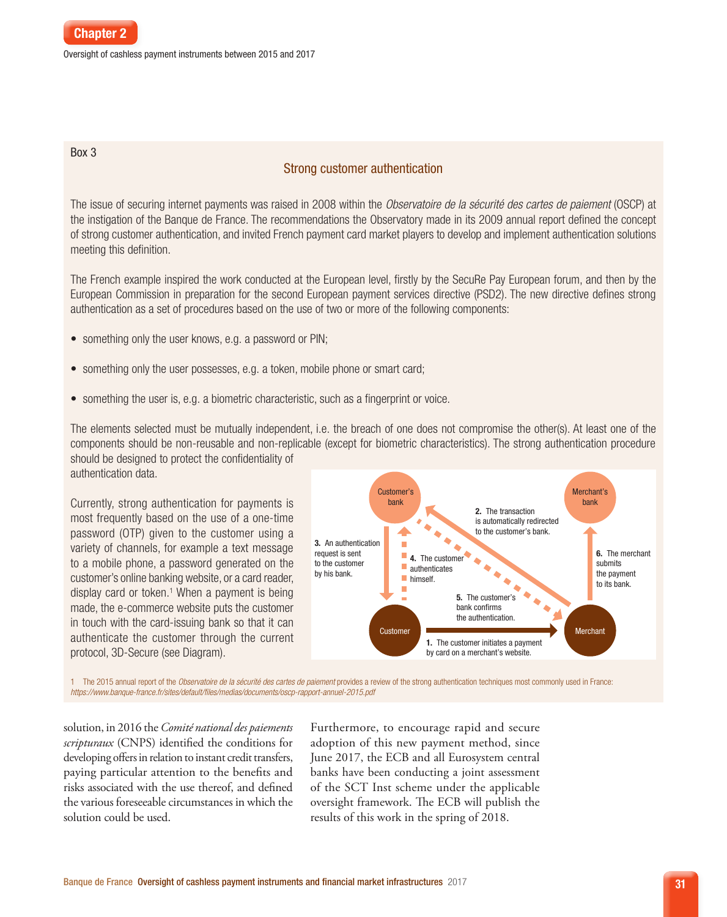Box 3

## Strong customer authentication

The issue of securing internet payments was raised in 2008 within the *Observatoire de la sécurité des cartes de paiement* (OSCP) at the instigation of the Banque de France. The recommendations the Observatory made in its 2009 annual report defined the concept of strong customer authentication, and invited French payment card market players to develop and implement authentication solutions meeting this definition.

The French example inspired the work conducted at the European level, firstly by the SecuRe Pay European forum, and then by the European Commission in preparation for the second European payment services directive (PSD2). The new directive defines strong authentication as a set of procedures based on the use of two or more of the following components:

- something only the user knows, e.g. a password or PIN;
- something only the user possesses, e.g. a token, mobile phone or smart card;
- something the user is, e.g. a biometric characteristic, such as a fingerprint or voice.

The elements selected must be mutually independent, i.e. the breach of one does not compromise the other(s). At least one of the components should be non-reusable and non-replicable (except for biometric characteristics). The strong authentication procedure should be designed to protect the confidentiality of authentication data.

Currently, strong authentication for payments is most frequently based on the use of a one-time password (OTP) given to the customer using a variety of channels, for example a text message to a mobile phone, a password generated on the customer's online banking website, or a card reader, display card or token.[1] When a payment is being made, the e-commerce website puts the customer in touch with the card-issuing bank so that it can authenticate the customer through the current protocol, 3D-Secure (see Diagram).

Customer's bank — Merchant's bank — Customer — Merchant

1. The customer initiates a payment by card on a merchant's website.
2. The transaction is automatically redirected to the customer's bank.
3. An authentication request is sent to the customer by his bank.
4. The customer authenticates himself.
5. The customer's bank confirms the authentication.
6. The merchant submits the payment to its bank.

1 The 2015 annual report of the *Observatoire de la sécurité des cartes de paiement* provides a review of the strong authentication techniques most commonly used in France: *https://www.banque-france.fr/sites/default/files/medias/documents/oscp-rapport-annuel-2015.pdf*

solution, in 2016 the *Comité national des paiements scripturaux* (CNPS) identified the conditions for developing offers in relation to instant credit transfers, paying particular attention to the benefits and risks associated with the use thereof, and defined the various foreseeable circumstances in which the solution could be used.

Furthermore, to encourage rapid and secure adoption of this new payment method, since June 2017, the ECB and all Eurosystem central banks have been conducting a joint assessment of the SCT Inst scheme under the applicable oversight framework. The ECB will publish the results of this work in the spring of 2018.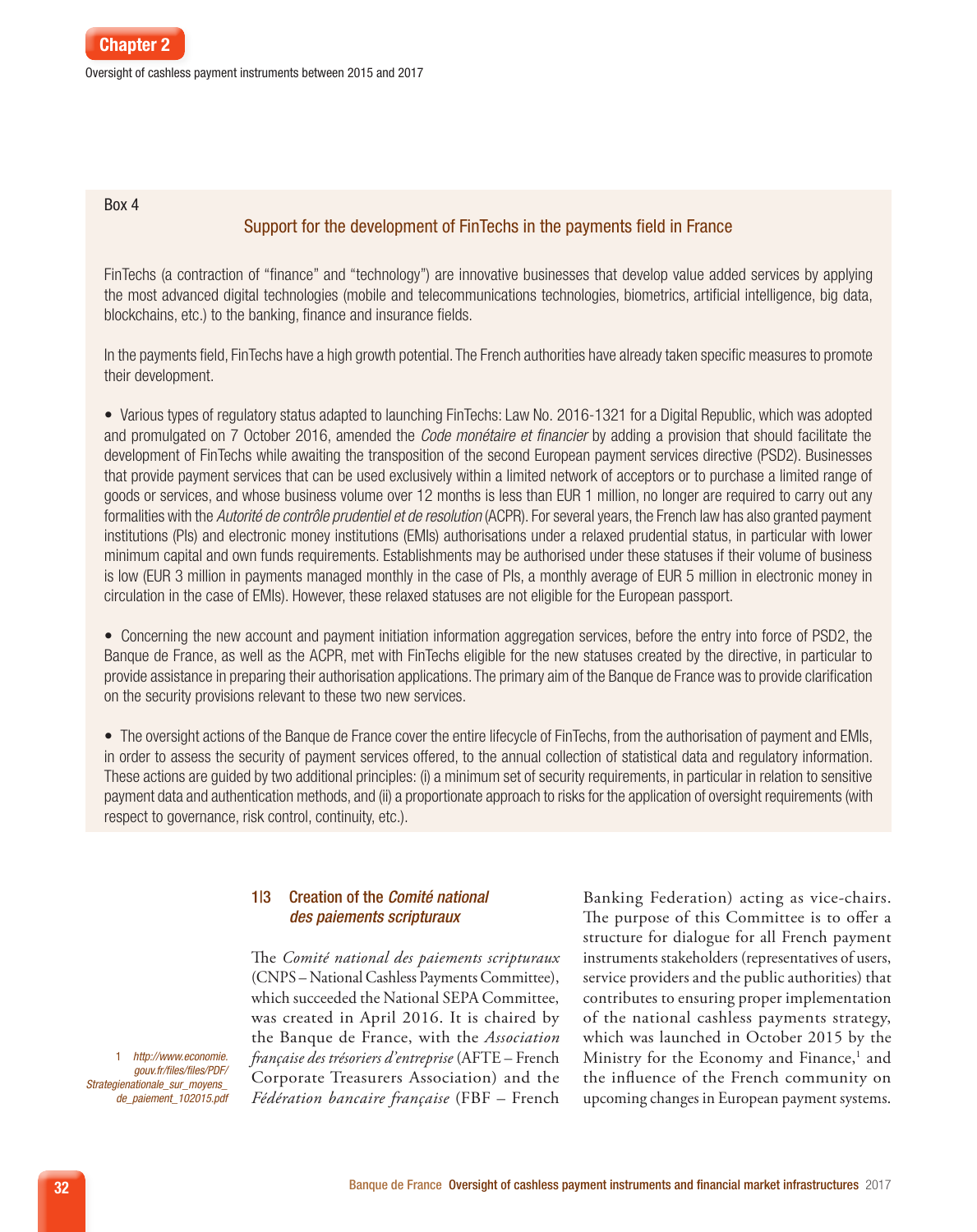Box 4

## Support for the development of FinTechs in the payments field in France

FinTechs (a contraction of "finance" and "technology") are innovative businesses that develop value added services by applying the most advanced digital technologies (mobile and telecommunications technologies, biometrics, artificial intelligence, big data, blockchains, etc.) to the banking, finance and insurance fields.

In the payments field, FinTechs have a high growth potential. The French authorities have already taken specific measures to promote their development.

- Various types of regulatory status adapted to launching FinTechs: Law No. 2016-1321 for a Digital Republic, which was adopted and promulgated on 7 October 2016, amended the *Code monétaire et financier* by adding a provision that should facilitate the development of FinTechs while awaiting the transposition of the second European payment services directive (PSD2). Businesses that provide payment services that can be used exclusively within a limited network of acceptors or to purchase a limited range of goods or services, and whose business volume over 12 months is less than EUR 1 million, no longer are required to carry out any formalities with the *Autorité de contrôle prudentiel et de resolution* (ACPR). For several years, the French law has also granted payment institutions (PIs) and electronic money institutions (EMIs) authorisations under a relaxed prudential status, in particular with lower minimum capital and own funds requirements. Establishments may be authorised under these statuses if their volume of business is low (EUR 3 million in payments managed monthly in the case of PIs, a monthly average of EUR 5 million in electronic money in circulation in the case of EMIs). However, these relaxed statuses are not eligible for the European passport.

- Concerning the new account and payment initiation information aggregation services, before the entry into force of PSD2, the Banque de France, as well as the ACPR, met with FinTechs eligible for the new statuses created by the directive, in particular to provide assistance in preparing their authorisation applications. The primary aim of the Banque de France was to provide clarification on the security provisions relevant to these two new services.

- The oversight actions of the Banque de France cover the entire lifecycle of FinTechs, from the authorisation of payment and EMIs, in order to assess the security of payment services offered, to the annual collection of statistical data and regulatory information. These actions are guided by two additional principles: (i) a minimum set of security requirements, in particular in relation to sensitive payment data and authentication methods, and (ii) a proportionate approach to risks for the application of oversight requirements (with respect to governance, risk control, continuity, etc.).

### 1|3 Creation of the *Comité national des paiements scripturaux*

The *Comité national des paiements scripturaux* (CNPS – National Cashless Payments Committee), which succeeded the National SEPA Committee, was created in April 2016. It is chaired by the Banque de France, with the *Association française des trésoriers d'entreprise* (AFTE – French Corporate Treasurers Association) and the *Fédération bancaire française* (FBF – French Banking Federation) acting as vice-chairs. The purpose of this Committee is to offer a structure for dialogue for all French payment instruments stakeholders (representatives of users, service providers and the public authorities) that contributes to ensuring proper implementation of the national cashless payments strategy, which was launched in October 2015 by the Ministry for the Economy and Finance,[1] and the influence of the French community on upcoming changes in European payment systems.

1 http://www.economie.gouv.fr/files/files/PDF/Strategienationale_sur_moyens_de_paiement_102015.pdf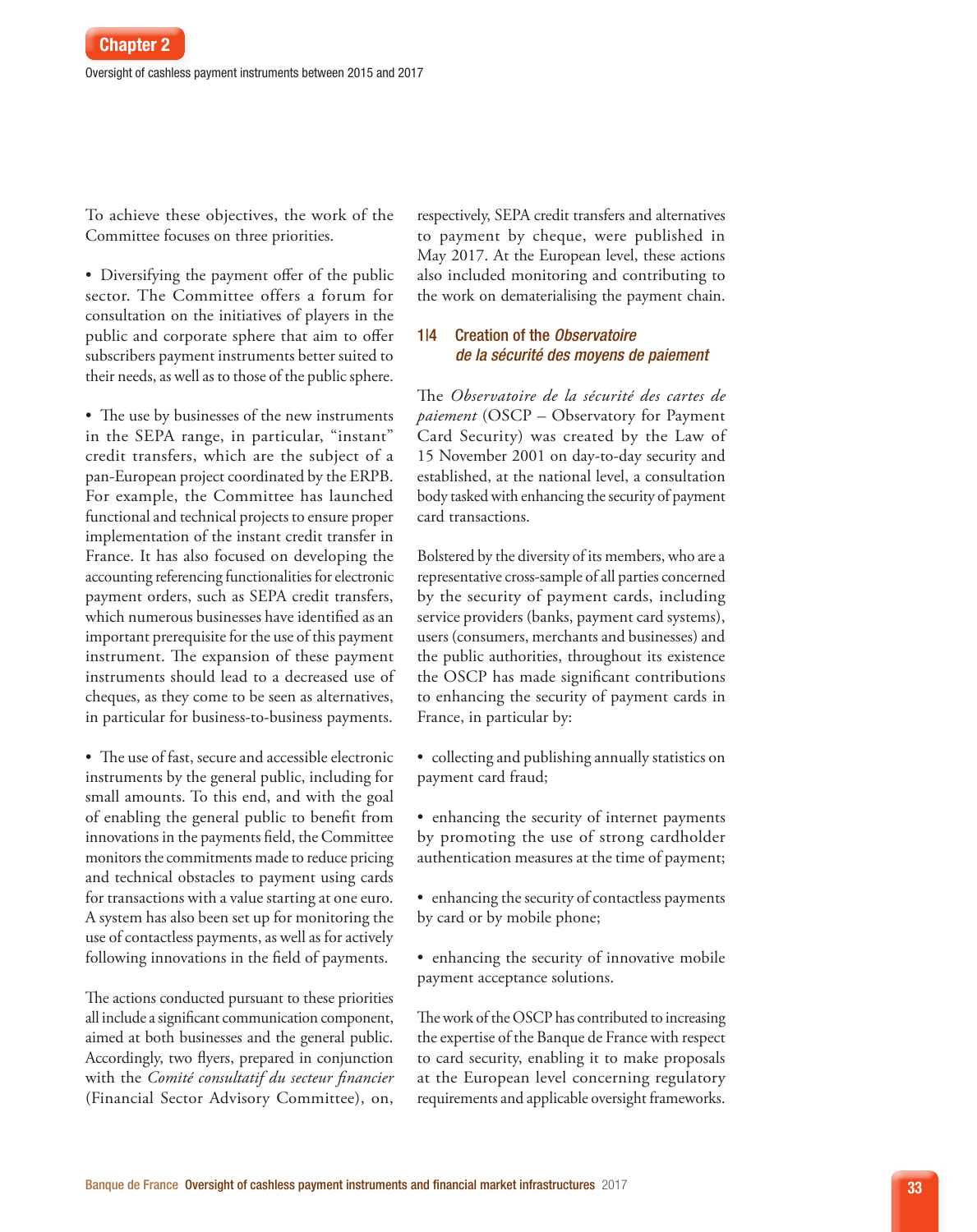To achieve these objectives, the work of the Committee focuses on three priorities.

• Diversifying the payment offer of the public sector. The Committee offers a forum for consultation on the initiatives of players in the public and corporate sphere that aim to offer subscribers payment instruments better suited to their needs, as well as to those of the public sphere.

• The use by businesses of the new instruments in the SEPA range, in particular, "instant" credit transfers, which are the subject of a pan-European project coordinated by the ERPB. For example, the Committee has launched functional and technical projects to ensure proper implementation of the instant credit transfer in France. It has also focused on developing the accounting referencing functionalities for electronic payment orders, such as SEPA credit transfers, which numerous businesses have identified as an important prerequisite for the use of this payment instrument. The expansion of these payment instruments should lead to a decreased use of cheques, as they come to be seen as alternatives, in particular for business-to-business payments.

• The use of fast, secure and accessible electronic instruments by the general public, including for small amounts. To this end, and with the goal of enabling the general public to benefit from innovations in the payments field, the Committee monitors the commitments made to reduce pricing and technical obstacles to payment using cards for transactions with a value starting at one euro. A system has also been set up for monitoring the use of contactless payments, as well as for actively following innovations in the field of payments.

The actions conducted pursuant to these priorities all include a significant communication component, aimed at both businesses and the general public. Accordingly, two flyers, prepared in conjunction with the *Comité consultatif du secteur financier* (Financial Sector Advisory Committee), on, respectively, SEPA credit transfers and alternatives to payment by cheque, were published in May 2017. At the European level, these actions also included monitoring and contributing to the work on dematerialising the payment chain.

### 1|4 Creation of the *Observatoire de la sécurité des moyens de paiement*

The *Observatoire de la sécurité des cartes de paiement* (OSCP – Observatory for Payment Card Security) was created by the Law of 15 November 2001 on day-to-day security and established, at the national level, a consultation body tasked with enhancing the security of payment card transactions.

Bolstered by the diversity of its members, who are a representative cross-sample of all parties concerned by the security of payment cards, including service providers (banks, payment card systems), users (consumers, merchants and businesses) and the public authorities, throughout its existence the OSCP has made significant contributions to enhancing the security of payment cards in France, in particular by:

• collecting and publishing annually statistics on payment card fraud;

• enhancing the security of internet payments by promoting the use of strong cardholder authentication measures at the time of payment;

• enhancing the security of contactless payments by card or by mobile phone;

• enhancing the security of innovative mobile payment acceptance solutions.

The work of the OSCP has contributed to increasing the expertise of the Banque de France with respect to card security, enabling it to make proposals at the European level concerning regulatory requirements and applicable oversight frameworks.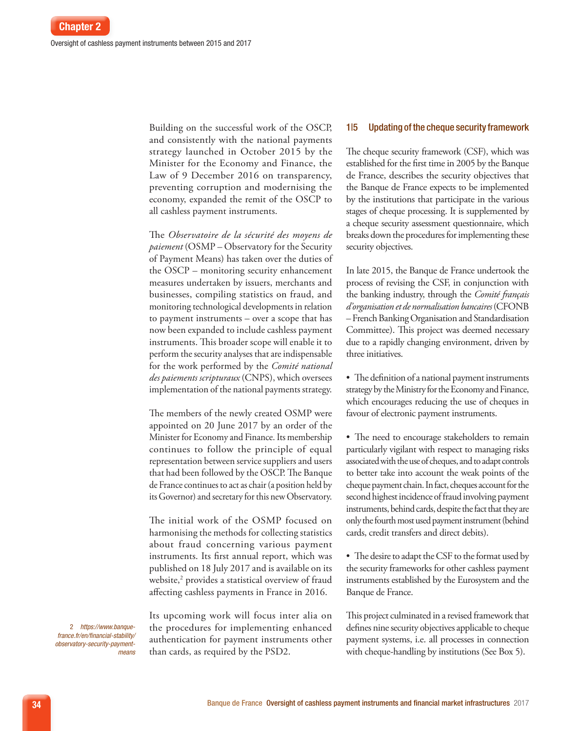Building on the successful work of the OSCP, and consistently with the national payments strategy launched in October 2015 by the Minister for the Economy and Finance, the Law of 9 December 2016 on transparency, preventing corruption and modernising the economy, expanded the remit of the OSCP to all cashless payment instruments.

The *Observatoire de la sécurité des moyens de paiement* (OSMP – Observatory for the Security of Payment Means) has taken over the duties of the OSCP – monitoring security enhancement measures undertaken by issuers, merchants and businesses, compiling statistics on fraud, and monitoring technological developments in relation to payment instruments – over a scope that has now been expanded to include cashless payment instruments. This broader scope will enable it to perform the security analyses that are indispensable for the work performed by the *Comité national des paiements scripturaux* (CNPS), which oversees implementation of the national payments strategy.

The members of the newly created OSMP were appointed on 20 June 2017 by an order of the Minister for Economy and Finance. Its membership continues to follow the principle of equal representation between service suppliers and users that had been followed by the OSCP. The Banque de France continues to act as chair (a position held by its Governor) and secretary for this new Observatory.

The initial work of the OSMP focused on harmonising the methods for collecting statistics about fraud concerning various payment instruments. Its first annual report, which was published on 18 July 2017 and is available on its website,[2] provides a statistical overview of fraud affecting cashless payments in France in 2016.

Its upcoming work will focus inter alia on the procedures for implementing enhanced authentication for payment instruments other than cards, as required by the PSD2.

2 *https://www.banque-france.fr/en/financial-stability/observatory-security-payment-means*

### 1|5 Updating of the cheque security framework

The cheque security framework (CSF), which was established for the first time in 2005 by the Banque de France, describes the security objectives that the Banque de France expects to be implemented by the institutions that participate in the various stages of cheque processing. It is supplemented by a cheque security assessment questionnaire, which breaks down the procedures for implementing these security objectives.

In late 2015, the Banque de France undertook the process of revising the CSF, in conjunction with the banking industry, through the *Comité français d'organisation et de normalisation bancaires* (CFONB – French Banking Organisation and Standardisation Committee). This project was deemed necessary due to a rapidly changing environment, driven by three initiatives.

- The definition of a national payment instruments strategy by the Ministry for the Economy and Finance, which encourages reducing the use of cheques in favour of electronic payment instruments.

- The need to encourage stakeholders to remain particularly vigilant with respect to managing risks associated with the use of cheques, and to adapt controls to better take into account the weak points of the cheque payment chain. In fact, cheques account for the second highest incidence of fraud involving payment instruments, behind cards, despite the fact that they are only the fourth most used payment instrument (behind cards, credit transfers and direct debits).

- The desire to adapt the CSF to the format used by the security frameworks for other cashless payment instruments established by the Eurosystem and the Banque de France.

This project culminated in a revised framework that defines nine security objectives applicable to cheque payment systems, i.e. all processes in connection with cheque-handling by institutions (See Box 5).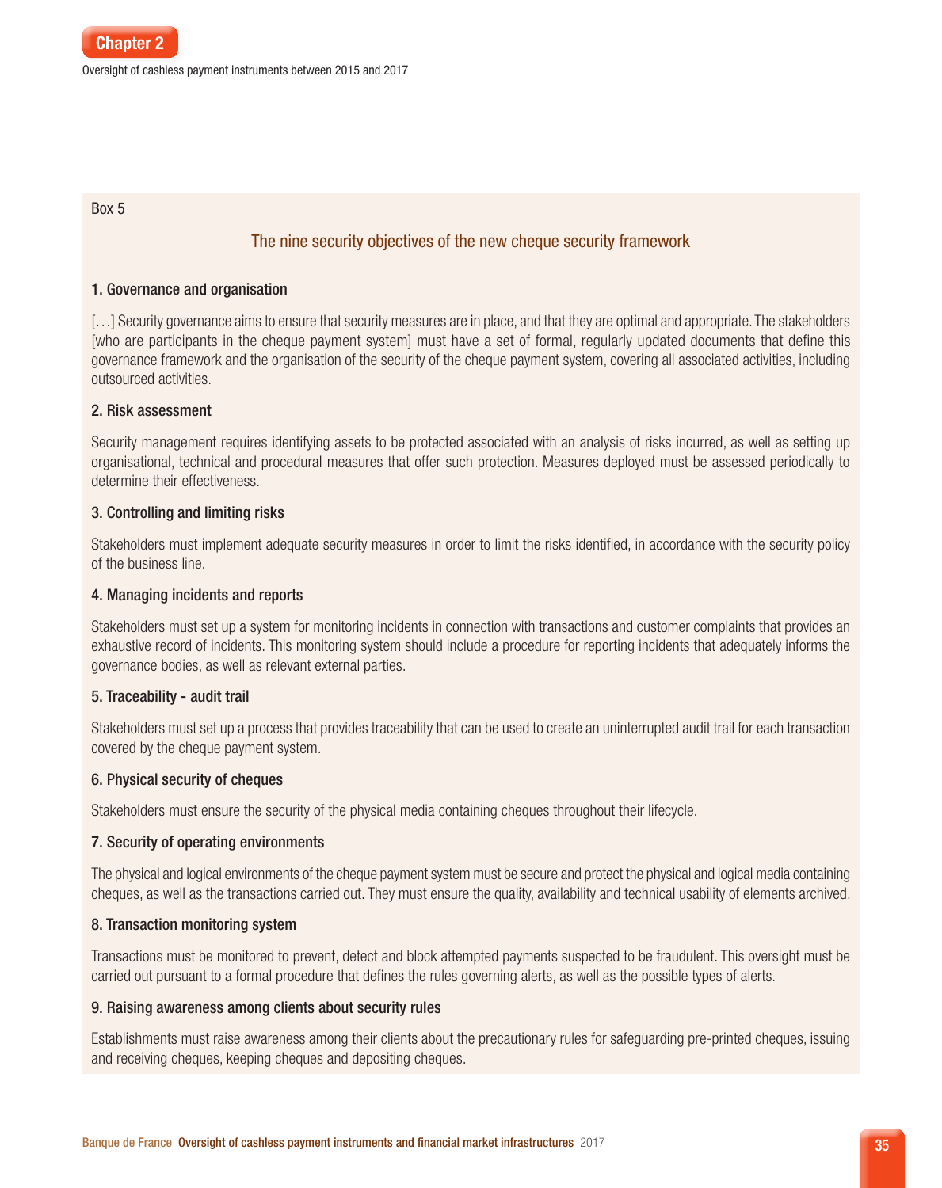Box 5

## The nine security objectives of the new cheque security framework

### 1. Governance and organisation

[…] Security governance aims to ensure that security measures are in place, and that they are optimal and appropriate. The stakeholders [who are participants in the cheque payment system] must have a set of formal, regularly updated documents that define this governance framework and the organisation of the security of the cheque payment system, covering all associated activities, including outsourced activities.

### 2. Risk assessment

Security management requires identifying assets to be protected associated with an analysis of risks incurred, as well as setting up organisational, technical and procedural measures that offer such protection. Measures deployed must be assessed periodically to determine their effectiveness.

### 3. Controlling and limiting risks

Stakeholders must implement adequate security measures in order to limit the risks identified, in accordance with the security policy of the business line.

### 4. Managing incidents and reports

Stakeholders must set up a system for monitoring incidents in connection with transactions and customer complaints that provides an exhaustive record of incidents. This monitoring system should include a procedure for reporting incidents that adequately informs the governance bodies, as well as relevant external parties.

### 5. Traceability - audit trail

Stakeholders must set up a process that provides traceability that can be used to create an uninterrupted audit trail for each transaction covered by the cheque payment system.

### 6. Physical security of cheques

Stakeholders must ensure the security of the physical media containing cheques throughout their lifecycle.

### 7. Security of operating environments

The physical and logical environments of the cheque payment system must be secure and protect the physical and logical media containing cheques, as well as the transactions carried out. They must ensure the quality, availability and technical usability of elements archived.

### 8. Transaction monitoring system

Transactions must be monitored to prevent, detect and block attempted payments suspected to be fraudulent. This oversight must be carried out pursuant to a formal procedure that defines the rules governing alerts, as well as the possible types of alerts.

### 9. Raising awareness among clients about security rules

Establishments must raise awareness among their clients about the precautionary rules for safeguarding pre-printed cheques, issuing and receiving cheques, keeping cheques and depositing cheques.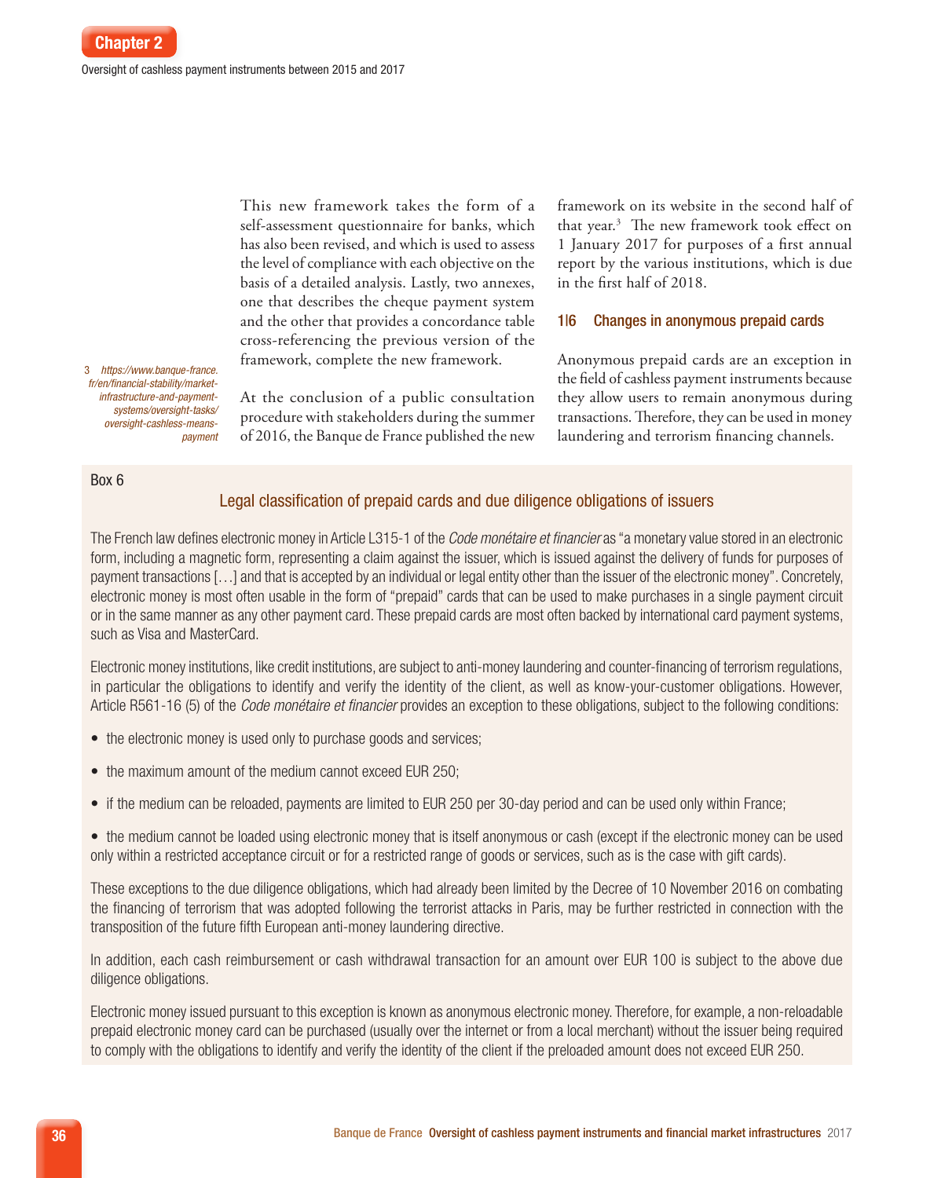This new framework takes the form of a self-assessment questionnaire for banks, which has also been revised, and which is used to assess the level of compliance with each objective on the basis of a detailed analysis. Lastly, two annexes, one that describes the cheque payment system and the other that provides a concordance table cross-referencing the previous version of the framework, complete the new framework.

At the conclusion of a public consultation procedure with stakeholders during the summer of 2016, the Banque de France published the new framework on its website in the second half of that year.[3] The new framework took effect on 1 January 2017 for purposes of a first annual report by the various institutions, which is due in the first half of 2018.

3 *https://www.banque-france.fr/en/financial-stability/market-infrastructure-and-payment-systems/oversight-tasks/oversight-cashless-means-payment*

## 1|6 Changes in anonymous prepaid cards

Anonymous prepaid cards are an exception in the field of cashless payment instruments because they allow users to remain anonymous during transactions. Therefore, they can be used in money laundering and terrorism financing channels.

Box 6

### Legal classification of prepaid cards and due diligence obligations of issuers

The French law defines electronic money in Article L315-1 of the *Code monétaire et financier* as "a monetary value stored in an electronic form, including a magnetic form, representing a claim against the issuer, which is issued against the delivery of funds for purposes of payment transactions […] and that is accepted by an individual or legal entity other than the issuer of the electronic money". Concretely, electronic money is most often usable in the form of "prepaid" cards that can be used to make purchases in a single payment circuit or in the same manner as any other payment card. These prepaid cards are most often backed by international card payment systems, such as Visa and MasterCard.

Electronic money institutions, like credit institutions, are subject to anti-money laundering and counter-financing of terrorism regulations, in particular the obligations to identify and verify the identity of the client, as well as know-your-customer obligations. However, Article R561-16 (5) of the *Code monétaire et financier* provides an exception to these obligations, subject to the following conditions:

- the electronic money is used only to purchase goods and services;
- the maximum amount of the medium cannot exceed EUR 250;
- if the medium can be reloaded, payments are limited to EUR 250 per 30-day period and can be used only within France;
- the medium cannot be loaded using electronic money that is itself anonymous or cash (except if the electronic money can be used only within a restricted acceptance circuit or for a restricted range of goods or services, such as is the case with gift cards).

These exceptions to the due diligence obligations, which had already been limited by the Decree of 10 November 2016 on combating the financing of terrorism that was adopted following the terrorist attacks in Paris, may be further restricted in connection with the transposition of the future fifth European anti-money laundering directive.

In addition, each cash reimbursement or cash withdrawal transaction for an amount over EUR 100 is subject to the above due diligence obligations.

Electronic money issued pursuant to this exception is known as anonymous electronic money. Therefore, for example, a non-reloadable prepaid electronic money card can be purchased (usually over the internet or from a local merchant) without the issuer being required to comply with the obligations to identify and verify the identity of the client if the preloaded amount does not exceed EUR 250.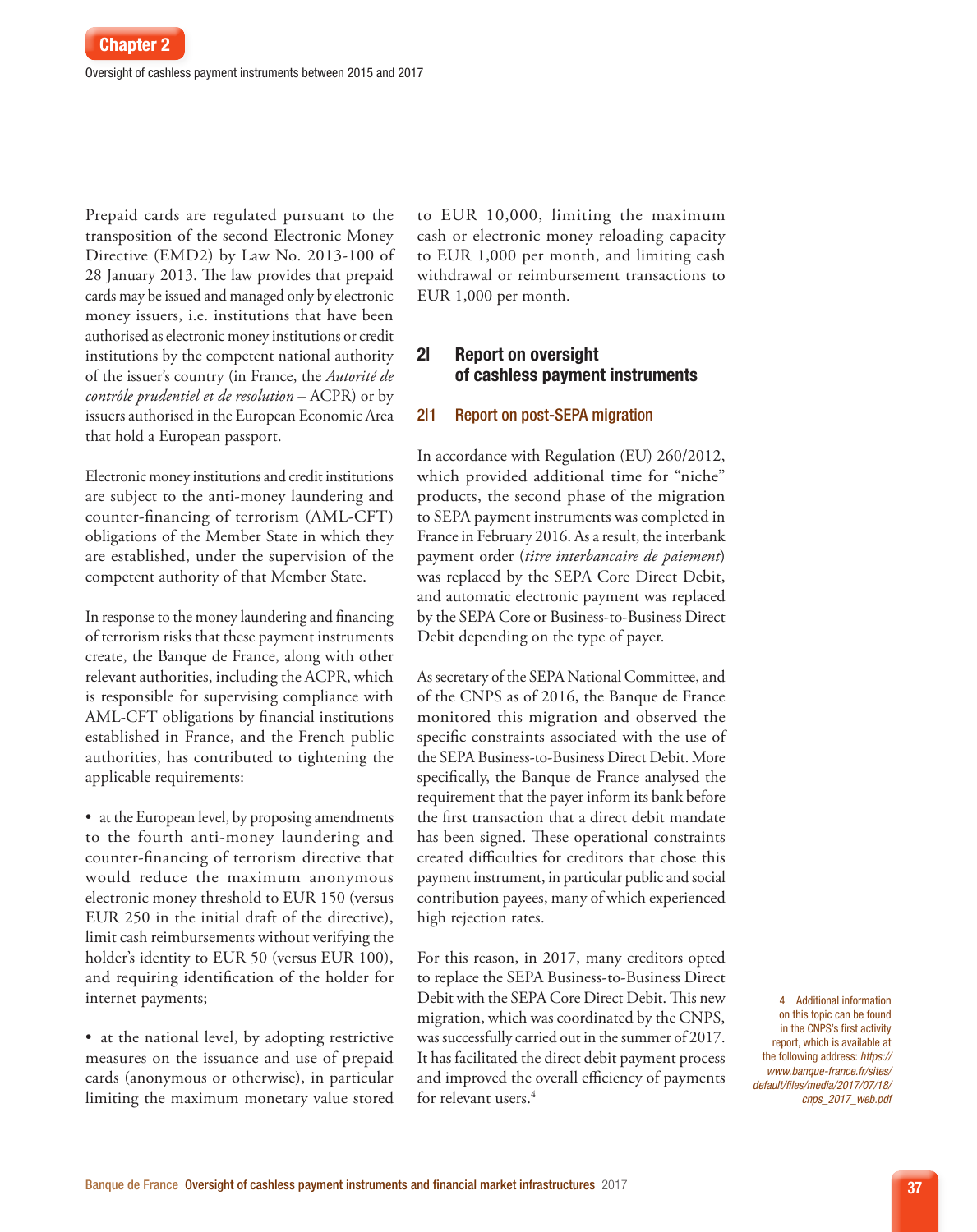Prepaid cards are regulated pursuant to the transposition of the second Electronic Money Directive (EMD2) by Law No. 2013-100 of 28 January 2013. The law provides that prepaid cards may be issued and managed only by electronic money issuers, i.e. institutions that have been authorised as electronic money institutions or credit institutions by the competent national authority of the issuer's country (in France, the *Autorité de contrôle prudentiel et de resolution* – ACPR) or by issuers authorised in the European Economic Area that hold a European passport.

Electronic money institutions and credit institutions are subject to the anti-money laundering and counter-financing of terrorism (AML-CFT) obligations of the Member State in which they are established, under the supervision of the competent authority of that Member State.

In response to the money laundering and financing of terrorism risks that these payment instruments create, the Banque de France, along with other relevant authorities, including the ACPR, which is responsible for supervising compliance with AML-CFT obligations by financial institutions established in France, and the French public authorities, has contributed to tightening the applicable requirements:

- at the European level, by proposing amendments to the fourth anti-money laundering and counter-financing of terrorism directive that would reduce the maximum anonymous electronic money threshold to EUR 150 (versus EUR 250 in the initial draft of the directive), limit cash reimbursements without verifying the holder's identity to EUR 50 (versus EUR 100), and requiring identification of the holder for internet payments;
- at the national level, by adopting restrictive measures on the issuance and use of prepaid cards (anonymous or otherwise), in particular limiting the maximum monetary value stored to EUR 10,000, limiting the maximum cash or electronic money reloading capacity to EUR 1,000 per month, and limiting cash withdrawal or reimbursement transactions to EUR 1,000 per month.

## 2| Report on oversight of cashless payment instruments

### 2|1 Report on post-SEPA migration

In accordance with Regulation (EU) 260/2012, which provided additional time for "niche" products, the second phase of the migration to SEPA payment instruments was completed in France in February 2016. As a result, the interbank payment order (*titre interbancaire de paiement*) was replaced by the SEPA Core Direct Debit, and automatic electronic payment was replaced by the SEPA Core or Business-to-Business Direct Debit depending on the type of payer.

As secretary of the SEPA National Committee, and of the CNPS as of 2016, the Banque de France monitored this migration and observed the specific constraints associated with the use of the SEPA Business-to-Business Direct Debit. More specifically, the Banque de France analysed the requirement that the payer inform its bank before the first transaction that a direct debit mandate has been signed. These operational constraints created difficulties for creditors that chose this payment instrument, in particular public and social contribution payees, many of which experienced high rejection rates.

For this reason, in 2017, many creditors opted to replace the SEPA Business-to-Business Direct Debit with the SEPA Core Direct Debit. This new migration, which was coordinated by the CNPS, was successfully carried out in the summer of 2017. It has facilitated the direct debit payment process and improved the overall efficiency of payments for relevant users.[4]

4 Additional information on this topic can be found in the CNPS's first activity report, which is available at the following address: *https://www.banque-france.fr/sites/default/files/media/2017/07/18/cnps_2017_web.pdf*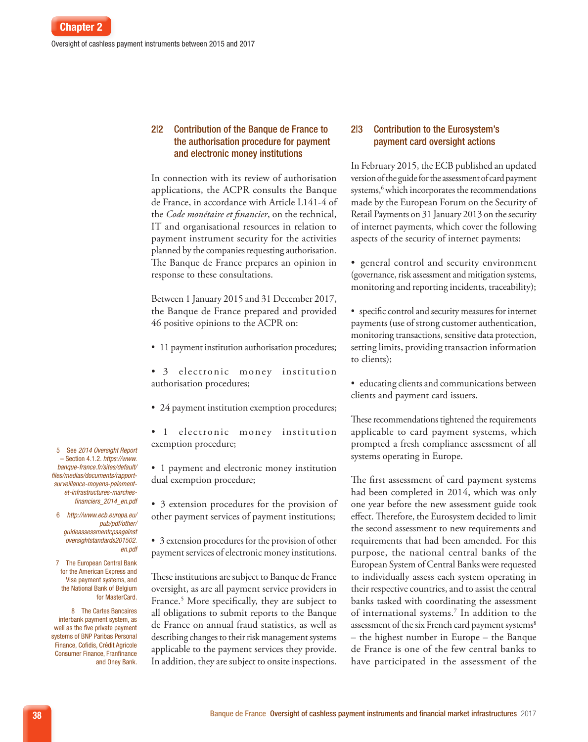## 2|2 Contribution of the Banque de France to the authorisation procedure for payment and electronic money institutions

In connection with its review of authorisation applications, the ACPR consults the Banque de France, in accordance with Article L141-4 of the *Code monétaire et financier*, on the technical, IT and organisational resources in relation to payment instrument security for the activities planned by the companies requesting authorisation. The Banque de France prepares an opinion in response to these consultations.

Between 1 January 2015 and 31 December 2017, the Banque de France prepared and provided 46 positive opinions to the ACPR on:

- 11 payment institution authorisation procedures;
- 3 electronic money institution authorisation procedures;
- 24 payment institution exemption procedures;
- 1 electronic money institution exemption procedure;
- 1 payment and electronic money institution dual exemption procedure;
- 3 extension procedures for the provision of other payment services of payment institutions;
- 3 extension procedures for the provision of other payment services of electronic money institutions.

These institutions are subject to Banque de France oversight, as are all payment service providers in France.[5] More specifically, they are subject to all obligations to submit reports to the Banque de France on annual fraud statistics, as well as describing changes to their risk management systems applicable to the payment services they provide. In addition, they are subject to onsite inspections.

## 2|3 Contribution to the Eurosystem's payment card oversight actions

In February 2015, the ECB published an updated version of the guide for the assessment of card payment systems,[6] which incorporates the recommendations made by the European Forum on the Security of Retail Payments on 31 January 2013 on the security of internet payments, which cover the following aspects of the security of internet payments:

- general control and security environment (governance, risk assessment and mitigation systems, monitoring and reporting incidents, traceability);
- specific control and security measures for internet payments (use of strong customer authentication, monitoring transactions, sensitive data protection, setting limits, providing transaction information to clients);
- educating clients and communications between clients and payment card issuers.

These recommendations tightened the requirements applicable to card payment systems, which prompted a fresh compliance assessment of all systems operating in Europe.

The first assessment of card payment systems had been completed in 2014, which was only one year before the new assessment guide took effect. Therefore, the Eurosystem decided to limit the second assessment to new requirements and requirements that had been amended. For this purpose, the national central banks of the European System of Central Banks were requested to individually assess each system operating in their respective countries, and to assist the central banks tasked with coordinating the assessment of international systems.[7] In addition to the assessment of the six French card payment systems[8] – the highest number in Europe – the Banque de France is one of the few central banks to have participated in the assessment of the

---

5 See *2014 Oversight Report* – Section 4.1.2. *https://www.banque-france.fr/sites/default/files/medias/documents/rapport-surveillance-moyens-paiement-et-infrastructures-marches-financiers_2014_en.pdf*

6 *http://www.ecb.europa.eu/pub/pdf/other/guideassessmentcpsagainstoversightstandards201502.en.pdf*

7 The European Central Bank for the American Express and Visa payment systems, and the National Bank of Belgium for MasterCard.

8 The Cartes Bancaires interbank payment system, as well as the five private payment systems of BNP Paribas Personal Finance, Cofidis, Crédit Agricole Consumer Finance, Franfinance and Oney Bank.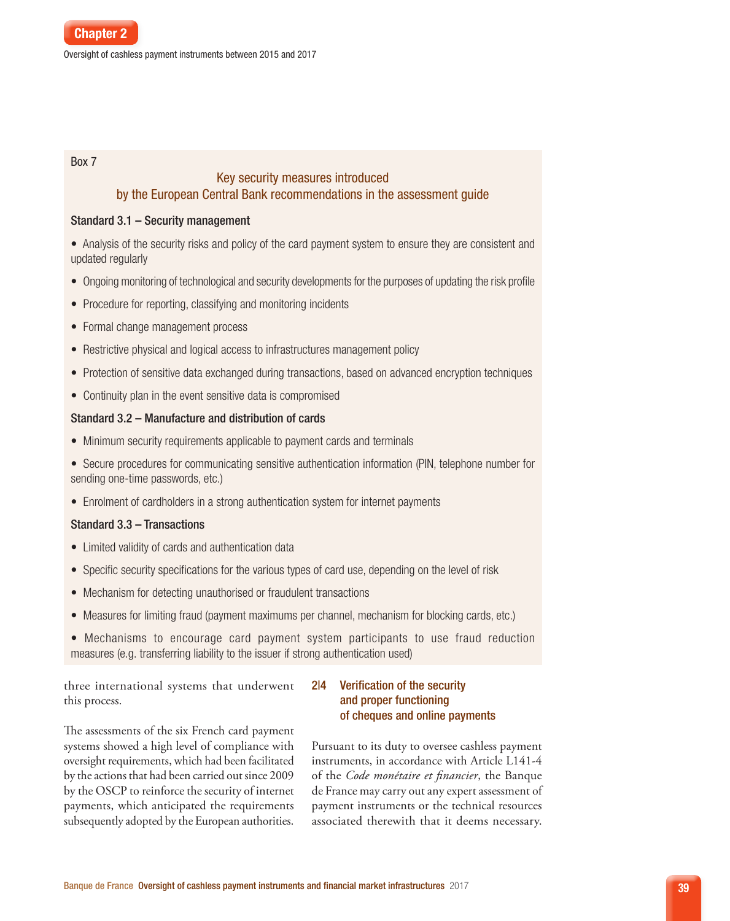Box 7

### Key security measures introduced by the European Central Bank recommendations in the assessment guide

**Standard 3.1 – Security management**

- Analysis of the security risks and policy of the card payment system to ensure they are consistent and updated regularly
- Ongoing monitoring of technological and security developments for the purposes of updating the risk profile
- Procedure for reporting, classifying and monitoring incidents
- Formal change management process
- Restrictive physical and logical access to infrastructures management policy
- Protection of sensitive data exchanged during transactions, based on advanced encryption techniques
- Continuity plan in the event sensitive data is compromised

**Standard 3.2 – Manufacture and distribution of cards**

- Minimum security requirements applicable to payment cards and terminals
- Secure procedures for communicating sensitive authentication information (PIN, telephone number for sending one-time passwords, etc.)
- Enrolment of cardholders in a strong authentication system for internet payments

**Standard 3.3 – Transactions**

- Limited validity of cards and authentication data
- Specific security specifications for the various types of card use, depending on the level of risk
- Mechanism for detecting unauthorised or fraudulent transactions
- Measures for limiting fraud (payment maximums per channel, mechanism for blocking cards, etc.)
- Mechanisms to encourage card payment system participants to use fraud reduction measures (e.g. transferring liability to the issuer if strong authentication used)

three international systems that underwent this process.

The assessments of the six French card payment systems showed a high level of compliance with oversight requirements, which had been facilitated by the actions that had been carried out since 2009 by the OSCP to reinforce the security of internet payments, which anticipated the requirements subsequently adopted by the European authorities.

## 2|4 Verification of the security and proper functioning of cheques and online payments

Pursuant to its duty to oversee cashless payment instruments, in accordance with Article L141-4 of the *Code monétaire et financier*, the Banque de France may carry out any expert assessment of payment instruments or the technical resources associated therewith that it deems necessary.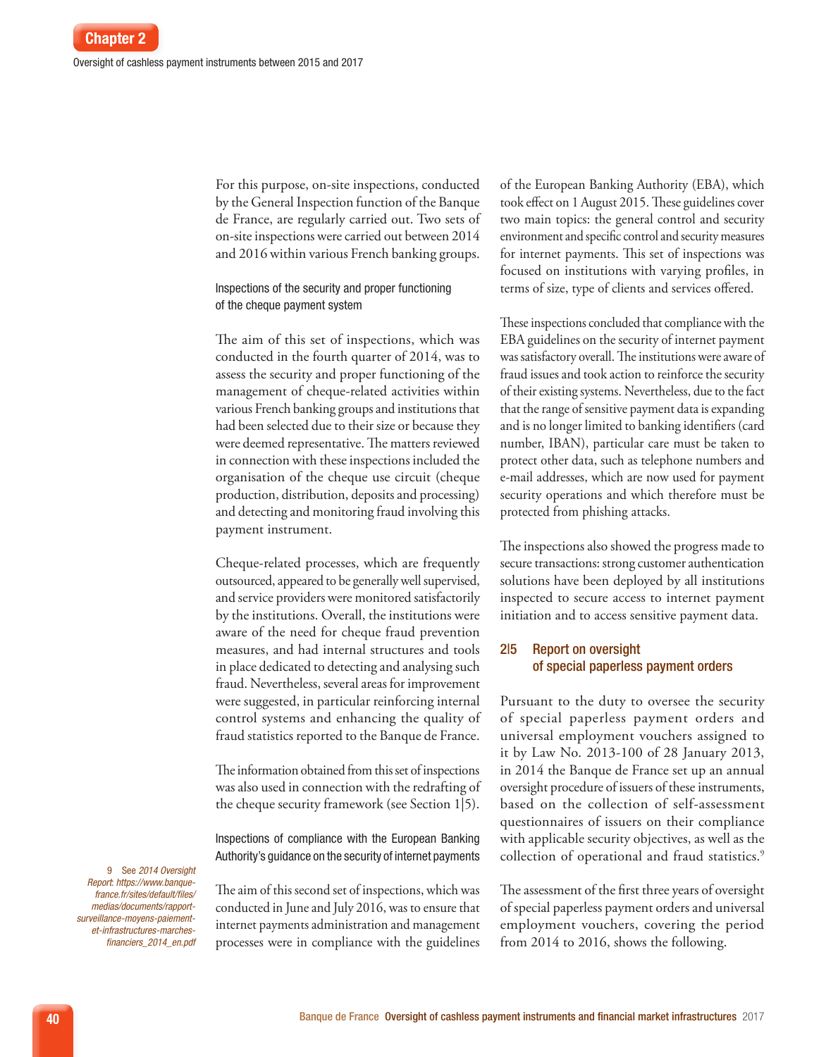For this purpose, on-site inspections, conducted by the General Inspection function of the Banque de France, are regularly carried out. Two sets of on-site inspections were carried out between 2014 and 2016 within various French banking groups.

#### Inspections of the security and proper functioning of the cheque payment system

The aim of this set of inspections, which was conducted in the fourth quarter of 2014, was to assess the security and proper functioning of the management of cheque-related activities within various French banking groups and institutions that had been selected due to their size or because they were deemed representative. The matters reviewed in connection with these inspections included the organisation of the cheque use circuit (cheque production, distribution, deposits and processing) and detecting and monitoring fraud involving this payment instrument.

Cheque-related processes, which are frequently outsourced, appeared to be generally well supervised, and service providers were monitored satisfactorily by the institutions. Overall, the institutions were aware of the need for cheque fraud prevention measures, and had internal structures and tools in place dedicated to detecting and analysing such fraud. Nevertheless, several areas for improvement were suggested, in particular reinforcing internal control systems and enhancing the quality of fraud statistics reported to the Banque de France.

The information obtained from this set of inspections was also used in connection with the redrafting of the cheque security framework (see Section 1|5).

#### Inspections of compliance with the European Banking Authority's guidance on the security of internet payments

The aim of this second set of inspections, which was conducted in June and July 2016, was to ensure that internet payments administration and management processes were in compliance with the guidelines of the European Banking Authority (EBA), which took effect on 1 August 2015. These guidelines cover two main topics: the general control and security environment and specific control and security measures for internet payments. This set of inspections was focused on institutions with varying profiles, in terms of size, type of clients and services offered.

These inspections concluded that compliance with the EBA guidelines on the security of internet payment was satisfactory overall. The institutions were aware of fraud issues and took action to reinforce the security of their existing systems. Nevertheless, due to the fact that the range of sensitive payment data is expanding and is no longer limited to banking identifiers (card number, IBAN), particular care must be taken to protect other data, such as telephone numbers and e-mail addresses, which are now used for payment security operations and which therefore must be protected from phishing attacks.

The inspections also showed the progress made to secure transactions: strong customer authentication solutions have been deployed by all institutions inspected to secure access to internet payment initiation and to access sensitive payment data.

## 2|5 Report on oversight of special paperless payment orders

Pursuant to the duty to oversee the security of special paperless payment orders and universal employment vouchers assigned to it by Law No. 2013-100 of 28 January 2013, in 2014 the Banque de France set up an annual oversight procedure of issuers of these instruments, based on the collection of self-assessment questionnaires of issuers on their compliance with applicable security objectives, as well as the collection of operational and fraud statistics.[9]

The assessment of the first three years of oversight of special paperless payment orders and universal employment vouchers, covering the period from 2014 to 2016, shows the following.

9 See *2014 Oversight Report: https://www.banque-france.fr/sites/default/files/medias/documents/rapport-surveillance-moyens-paiement-et-infrastructures-marches-financiers_2014_en.pdf*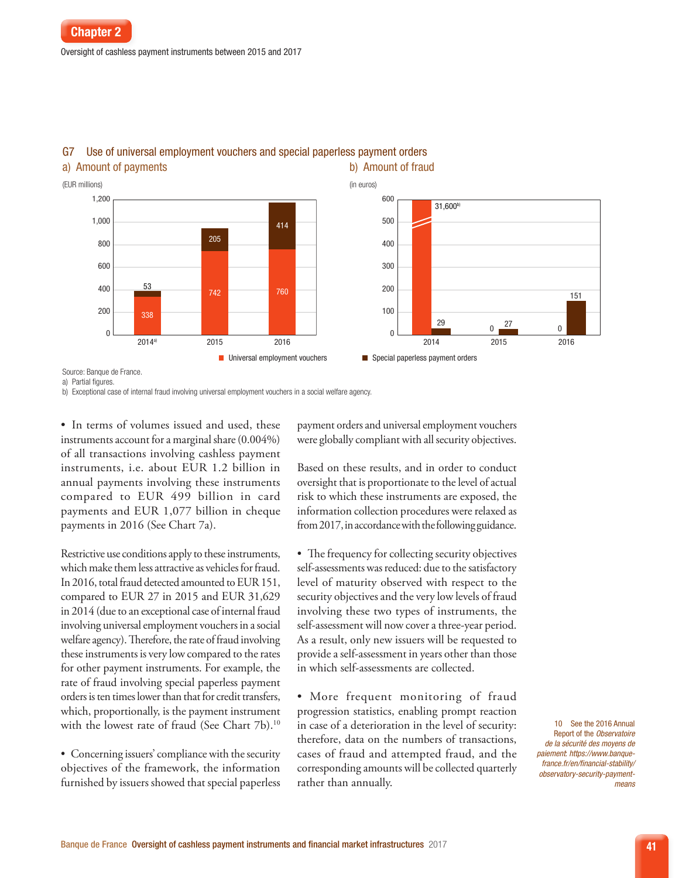**G7 Use of universal employment vouchers and special paperless payment orders**

a) Amount of payments

(EUR millions)

| | Universal employment vouchers | Special paperless payment orders |
|---|---|---|
| 2014[a] | 338 | 53 |
| 2015 | 742 | 205 |
| 2016 | 760 | 414 |

b) Amount of fraud

(in euros)

| | Universal employment vouchers | Special paperless payment orders |
|---|---|---|
| 2014 | 31,600[b] | 29 |
| 2015 | 0 | 27 |
| 2016 | 0 | 151 |

Source: Banque de France.

a) Partial figures.

b) Exceptional case of internal fraud involving universal employment vouchers in a social welfare agency.

• In terms of volumes issued and used, these instruments account for a marginal share (0.004%) of all transactions involving cashless payment instruments, i.e. about EUR 1.2 billion in annual payments involving these instruments compared to EUR 499 billion in card payments and EUR 1,077 billion in cheque payments in 2016 (See Chart 7a).

Restrictive use conditions apply to these instruments, which make them less attractive as vehicles for fraud. In 2016, total fraud detected amounted to EUR 151, compared to EUR 27 in 2015 and EUR 31,629 in 2014 (due to an exceptional case of internal fraud involving universal employment vouchers in a social welfare agency). Therefore, the rate of fraud involving these instruments is very low compared to the rates for other payment instruments. For example, the rate of fraud involving special paperless payment orders is ten times lower than that for credit transfers, which, proportionally, is the payment instrument with the lowest rate of fraud (See Chart 7b).[10]

• Concerning issuers' compliance with the security objectives of the framework, the information furnished by issuers showed that special paperless payment orders and universal employment vouchers were globally compliant with all security objectives.

Based on these results, and in order to conduct oversight that is proportionate to the level of actual risk to which these instruments are exposed, the information collection procedures were relaxed as from 2017, in accordance with the following guidance.

• The frequency for collecting security objectives self-assessments was reduced: due to the satisfactory level of maturity observed with respect to the security objectives and the very low levels of fraud involving these two types of instruments, the self-assessment will now cover a three-year period. As a result, only new issuers will be requested to provide a self-assessment in years other than those in which self-assessments are collected.

• More frequent monitoring of fraud progression statistics, enabling prompt reaction in case of a deterioration in the level of security: therefore, data on the numbers of transactions, cases of fraud and attempted fraud, and the corresponding amounts will be collected quarterly rather than annually.

10 See the 2016 Annual Report of the *Observatoire de la sécurité des moyens de paiement*: *https://www.banque-france.fr/en/financial-stability/observatory-security-payment-means*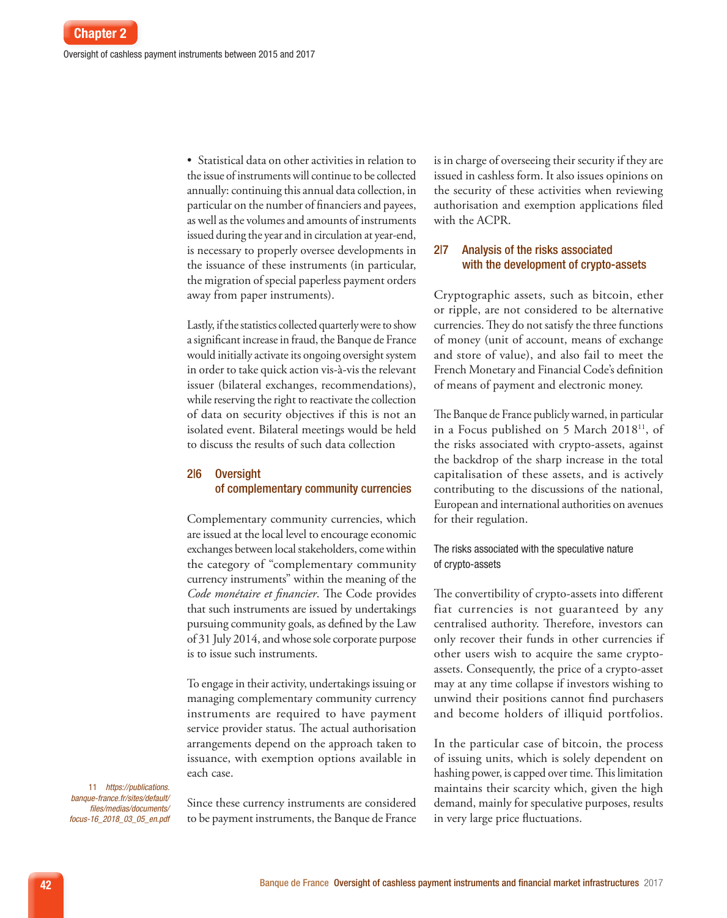• Statistical data on other activities in relation to the issue of instruments will continue to be collected annually: continuing this annual data collection, in particular on the number of financiers and payees, as well as the volumes and amounts of instruments issued during the year and in circulation at year-end, is necessary to properly oversee developments in the issuance of these instruments (in particular, the migration of special paperless payment orders away from paper instruments).

Lastly, if the statistics collected quarterly were to show a significant increase in fraud, the Banque de France would initially activate its ongoing oversight system in order to take quick action vis-à-vis the relevant issuer (bilateral exchanges, recommendations), while reserving the right to reactivate the collection of data on security objectives if this is not an isolated event. Bilateral meetings would be held to discuss the results of such data collection

## 2|6 Oversight of complementary community currencies

Complementary community currencies, which are issued at the local level to encourage economic exchanges between local stakeholders, come within the category of "complementary community currency instruments" within the meaning of the *Code monétaire et financier*. The Code provides that such instruments are issued by undertakings pursuing community goals, as defined by the Law of 31 July 2014, and whose sole corporate purpose is to issue such instruments.

To engage in their activity, undertakings issuing or managing complementary community currency instruments are required to have payment service provider status. The actual authorisation arrangements depend on the approach taken to issuance, with exemption options available in each case.

Since these currency instruments are considered to be payment instruments, the Banque de France is in charge of overseeing their security if they are issued in cashless form. It also issues opinions on the security of these activities when reviewing authorisation and exemption applications filed with the ACPR.

## 2|7 Analysis of the risks associated with the development of crypto-assets

Cryptographic assets, such as bitcoin, ether or ripple, are not considered to be alternative currencies. They do not satisfy the three functions of money (unit of account, means of exchange and store of value), and also fail to meet the French Monetary and Financial Code's definition of means of payment and electronic money.

The Banque de France publicly warned, in particular in a Focus published on 5 March 2018[11], of the risks associated with crypto-assets, against the backdrop of the sharp increase in the total capitalisation of these assets, and is actively contributing to the discussions of the national, European and international authorities on avenues for their regulation.

### The risks associated with the speculative nature of crypto-assets

The convertibility of crypto-assets into different fiat currencies is not guaranteed by any centralised authority. Therefore, investors can only recover their funds in other currencies if other users wish to acquire the same crypto-assets. Consequently, the price of a crypto-asset may at any time collapse if investors wishing to unwind their positions cannot find purchasers and become holders of illiquid portfolios.

In the particular case of bitcoin, the process of issuing units, which is solely dependent on hashing power, is capped over time. This limitation maintains their scarcity which, given the high demand, mainly for speculative purposes, results in very large price fluctuations.

11 *https://publications.banque-france.fr/sites/default/files/medias/documents/focus-16_2018_03_05_en.pdf*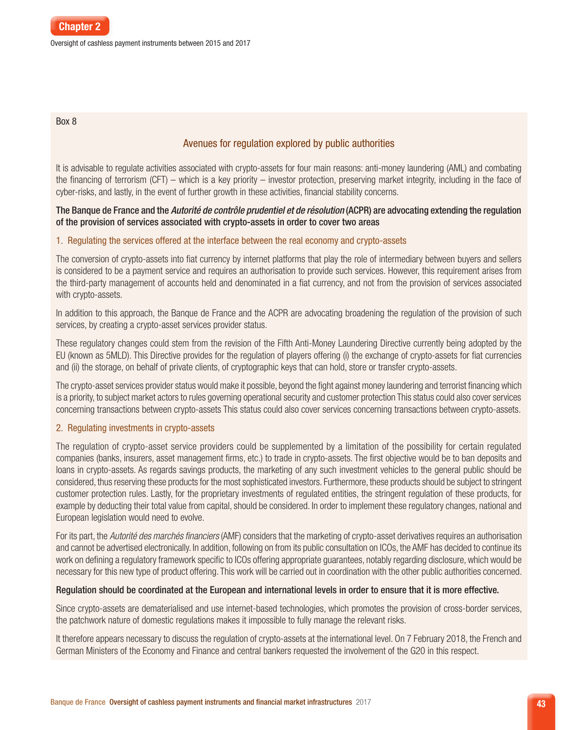Box 8

## Avenues for regulation explored by public authorities

It is advisable to regulate activities associated with crypto-assets for four main reasons: anti-money laundering (AML) and combating the financing of terrorism (CFT) – which is a key priority – investor protection, preserving market integrity, including in the face of cyber-risks, and lastly, in the event of further growth in these activities, financial stability concerns.

**The Banque de France and the *Autorité de contrôle prudentiel et de résolution* (ACPR) are advocating extending the regulation of the provision of services associated with crypto-assets in order to cover two areas**

### 1. Regulating the services offered at the interface between the real economy and crypto-assets

The conversion of crypto-assets into fiat currency by internet platforms that play the role of intermediary between buyers and sellers is considered to be a payment service and requires an authorisation to provide such services. However, this requirement arises from the third-party management of accounts held and denominated in a fiat currency, and not from the provision of services associated with crypto-assets.

In addition to this approach, the Banque de France and the ACPR are advocating broadening the regulation of the provision of such services, by creating a crypto-asset services provider status.

These regulatory changes could stem from the revision of the Fifth Anti-Money Laundering Directive currently being adopted by the EU (known as 5MLD). This Directive provides for the regulation of players offering (i) the exchange of crypto-assets for fiat currencies and (ii) the storage, on behalf of private clients, of cryptographic keys that can hold, store or transfer crypto-assets.

The crypto-asset services provider status would make it possible, beyond the fight against money laundering and terrorist financing which is a priority, to subject market actors to rules governing operational security and customer protection This status could also cover services concerning transactions between crypto-assets This status could also cover services concerning transactions between crypto-assets.

### 2. Regulating investments in crypto-assets

The regulation of crypto-asset service providers could be supplemented by a limitation of the possibility for certain regulated companies (banks, insurers, asset management firms, etc.) to trade in crypto-assets. The first objective would be to ban deposits and loans in crypto-assets. As regards savings products, the marketing of any such investment vehicles to the general public should be considered, thus reserving these products for the most sophisticated investors. Furthermore, these products should be subject to stringent customer protection rules. Lastly, for the proprietary investments of regulated entities, the stringent regulation of these products, for example by deducting their total value from capital, should be considered. In order to implement these regulatory changes, national and European legislation would need to evolve.

For its part, the *Autorité des marchés financiers* (AMF) considers that the marketing of crypto-asset derivatives requires an authorisation and cannot be advertised electronically. In addition, following on from its public consultation on ICOs, the AMF has decided to continue its work on defining a regulatory framework specific to ICOs offering appropriate guarantees, notably regarding disclosure, which would be necessary for this new type of product offering. This work will be carried out in coordination with the other public authorities concerned.

**Regulation should be coordinated at the European and international levels in order to ensure that it is more effective.**

Since crypto-assets are dematerialised and use internet-based technologies, which promotes the provision of cross-border services, the patchwork nature of domestic regulations makes it impossible to fully manage the relevant risks.

It therefore appears necessary to discuss the regulation of crypto-assets at the international level. On 7 February 2018, the French and German Ministers of the Economy and Finance and central bankers requested the involvement of the G20 in this respect.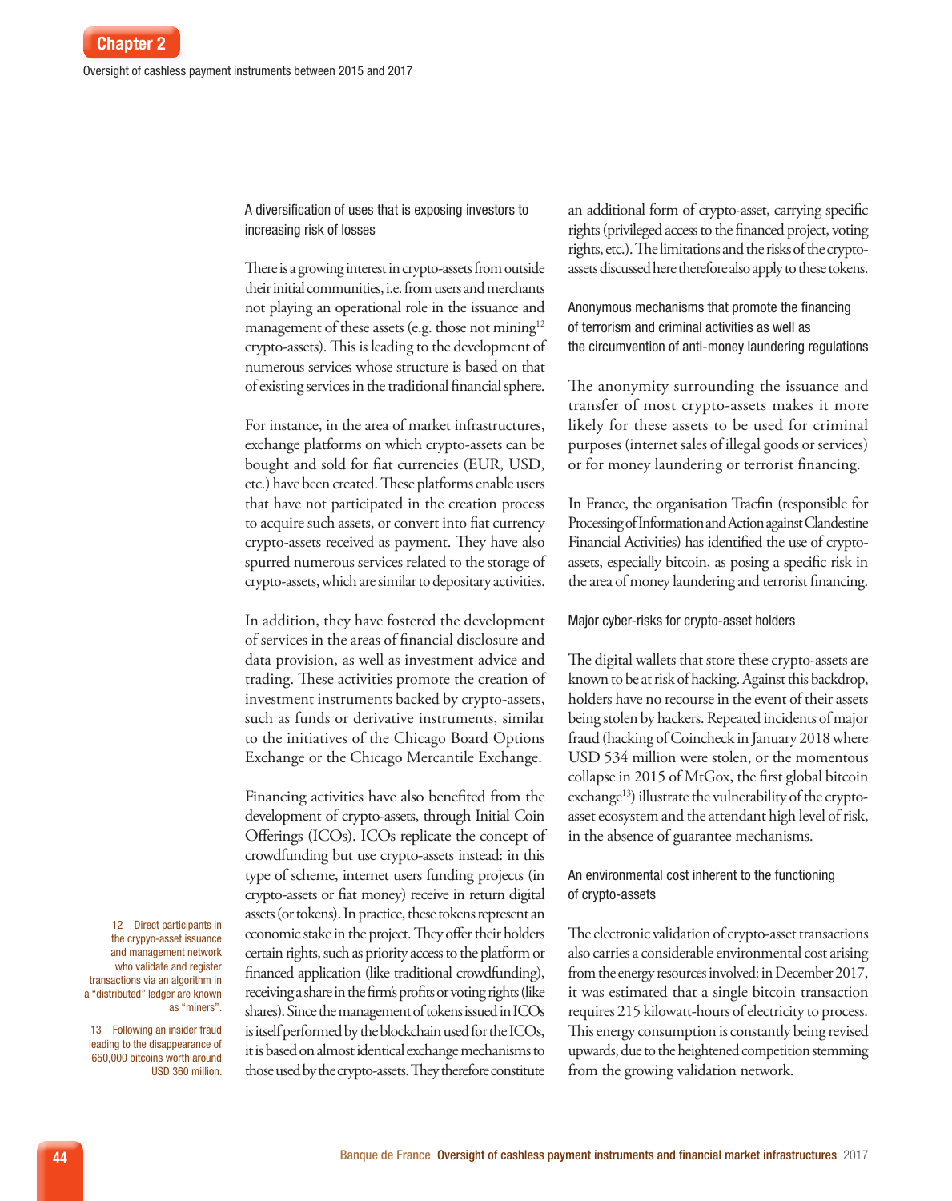### A diversification of uses that is exposing investors to increasing risk of losses

There is a growing interest in crypto-assets from outside their initial communities, i.e. from users and merchants not playing an operational role in the issuance and management of these assets (e.g. those not mining[12] crypto-assets). This is leading to the development of numerous services whose structure is based on that of existing services in the traditional financial sphere.

For instance, in the area of market infrastructures, exchange platforms on which crypto-assets can be bought and sold for fiat currencies (EUR, USD, etc.) have been created. These platforms enable users that have not participated in the creation process to acquire such assets, or convert into fiat currency crypto-assets received as payment. They have also spurred numerous services related to the storage of crypto-assets, which are similar to depositary activities.

In addition, they have fostered the development of services in the areas of financial disclosure and data provision, as well as investment advice and trading. These activities promote the creation of investment instruments backed by crypto-assets, such as funds or derivative instruments, similar to the initiatives of the Chicago Board Options Exchange or the Chicago Mercantile Exchange.

Financing activities have also benefited from the development of crypto-assets, through Initial Coin Offerings (ICOs). ICOs replicate the concept of crowdfunding but use crypto-assets instead: in this type of scheme, internet users funding projects (in crypto-assets or fiat money) receive in return digital assets (or tokens). In practice, these tokens represent an economic stake in the project. They offer their holders certain rights, such as priority access to the platform or financed application (like traditional crowdfunding), receiving a share in the firm's profits or voting rights (like shares). Since the management of tokens issued in ICOs is itself performed by the blockchain used for the ICOs, it is based on almost identical exchange mechanisms to those used by the crypto-assets. They therefore constitute an additional form of crypto-asset, carrying specific rights (privileged access to the financed project, voting rights, etc.). The limitations and the risks of the crypto-assets discussed here therefore also apply to these tokens.

### Anonymous mechanisms that promote the financing of terrorism and criminal activities as well as the circumvention of anti-money laundering regulations

The anonymity surrounding the issuance and transfer of most crypto-assets makes it more likely for these assets to be used for criminal purposes (internet sales of illegal goods or services) or for money laundering or terrorist financing.

In France, the organisation Tracfin (responsible for Processing of Information and Action against Clandestine Financial Activities) has identified the use of crypto-assets, especially bitcoin, as posing a specific risk in the area of money laundering and terrorist financing.

### Major cyber-risks for crypto-asset holders

The digital wallets that store these crypto-assets are known to be at risk of hacking. Against this backdrop, holders have no recourse in the event of their assets being stolen by hackers. Repeated incidents of major fraud (hacking of Coincheck in January 2018 where USD 534 million were stolen, or the momentous collapse in 2015 of MtGox, the first global bitcoin exchange[13]) illustrate the vulnerability of the crypto-asset ecosystem and the attendant high level of risk, in the absence of guarantee mechanisms.

### An environmental cost inherent to the functioning of crypto-assets

The electronic validation of crypto-asset transactions also carries a considerable environmental cost arising from the energy resources involved: in December 2017, it was estimated that a single bitcoin transaction requires 215 kilowatt-hours of electricity to process. This energy consumption is constantly being revised upwards, due to the heightened competition stemming from the growing validation network.

---

12 Direct participants in the crypyo-asset issuance and management network who validate and register transactions via an algorithm in a "distributed" ledger are known as "miners".

13 Following an insider fraud leading to the disappearance of 650,000 bitcoins worth around USD 360 million.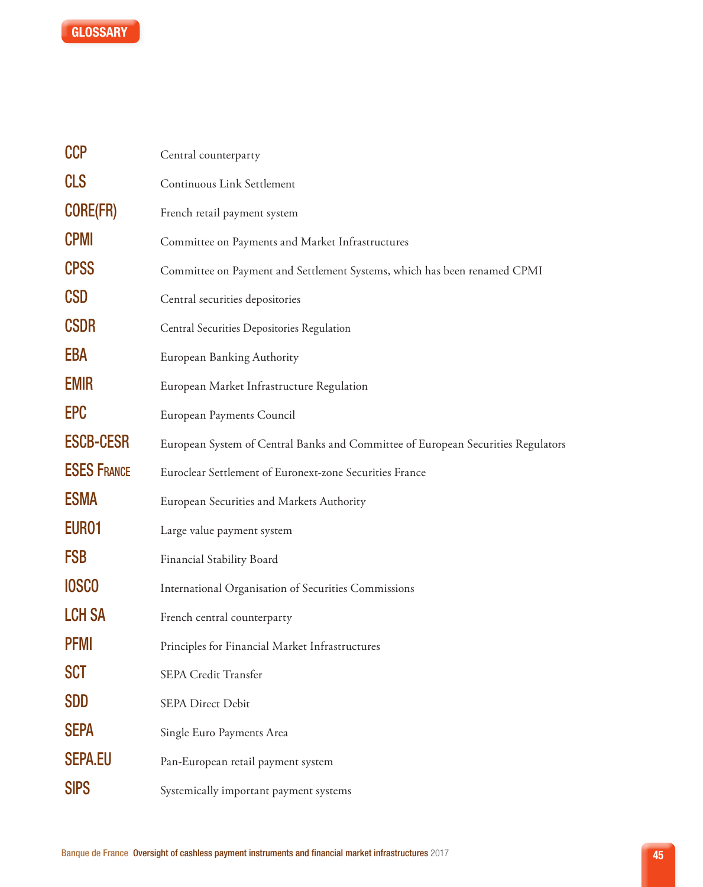# GLOSSARY

| | |
|---|---|
| **CCP** | Central counterparty |
| **CLS** | Continuous Link Settlement |
| **CORE(FR)** | French retail payment system |
| **CPMI** | Committee on Payments and Market Infrastructures |
| **CPSS** | Committee on Payment and Settlement Systems, which has been renamed CPMI |
| **CSD** | Central securities depositories |
| **CSDR** | Central Securities Depositories Regulation |
| **EBA** | European Banking Authority |
| **EMIR** | European Market Infrastructure Regulation |
| **EPC** | European Payments Council |
| **ESCB-CESR** | European System of Central Banks and Committee of European Securities Regulators |
| **ESES France** | Euroclear Settlement of Euronext-zone Securities France |
| **ESMA** | European Securities and Markets Authority |
| **EURO1** | Large value payment system |
| **FSB** | Financial Stability Board |
| **IOSCO** | International Organisation of Securities Commissions |
| **LCH SA** | French central counterparty |
| **PFMI** | Principles for Financial Market Infrastructures |
| **SCT** | SEPA Credit Transfer |
| **SDD** | SEPA Direct Debit |
| **SEPA** | Single Euro Payments Area |
| **SEPA.EU** | Pan-European retail payment system |
| **SIPS** | Systemically important payment systems |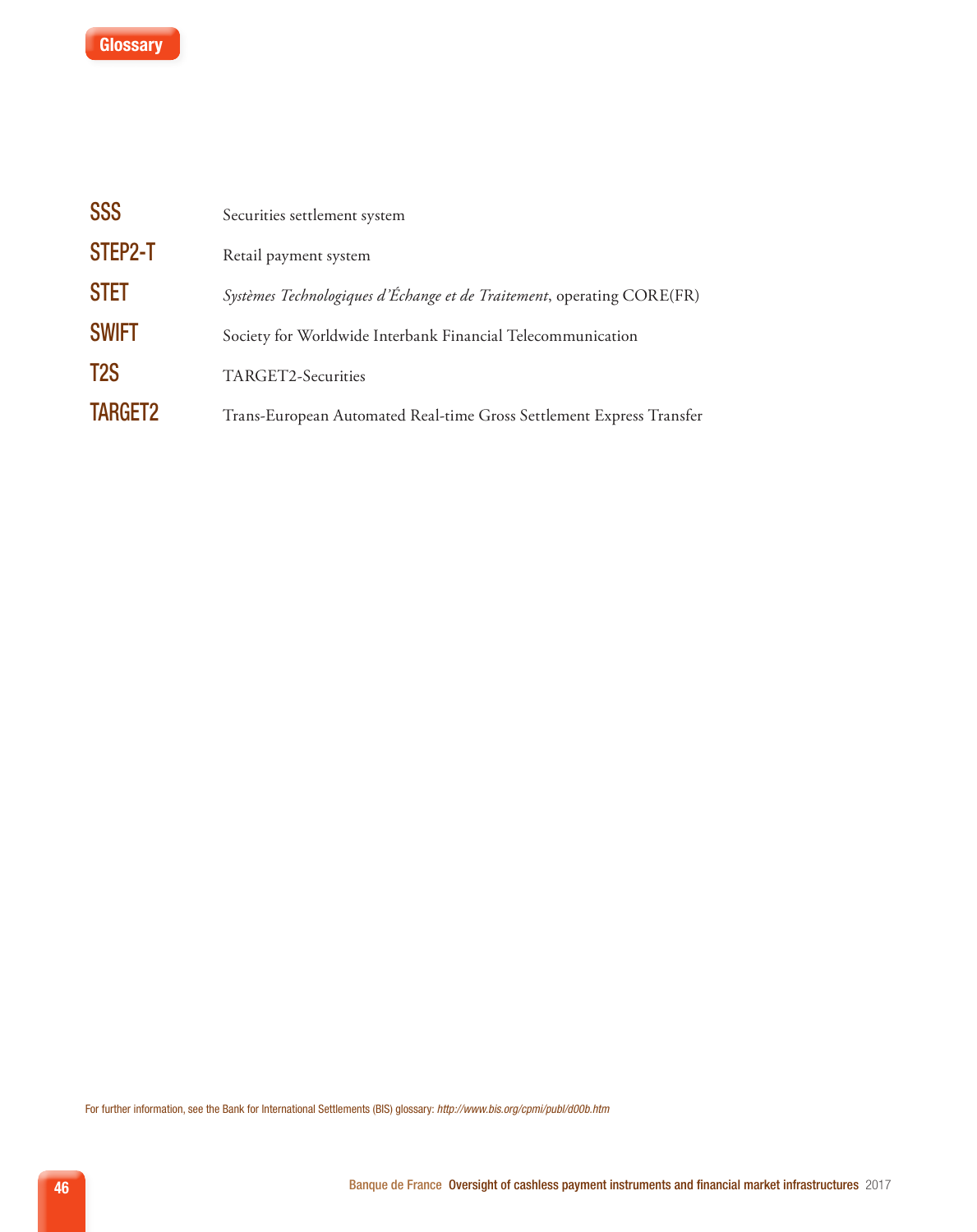## Glossary

| | |
|---|---|
| **SSS** | Securities settlement system |
| **STEP2-T** | Retail payment system |
| **STET** | *Systèmes Technologiques d'Échange et de Traitement*, operating CORE(FR) |
| **SWIFT** | Society for Worldwide Interbank Financial Telecommunication |
| **T2S** | TARGET2-Securities |
| **TARGET2** | Trans-European Automated Real-time Gross Settlement Express Transfer |

For further information, see the Bank for International Settlements (BIS) glossary: *http://www.bis.org/cpmi/publ/d00b.htm*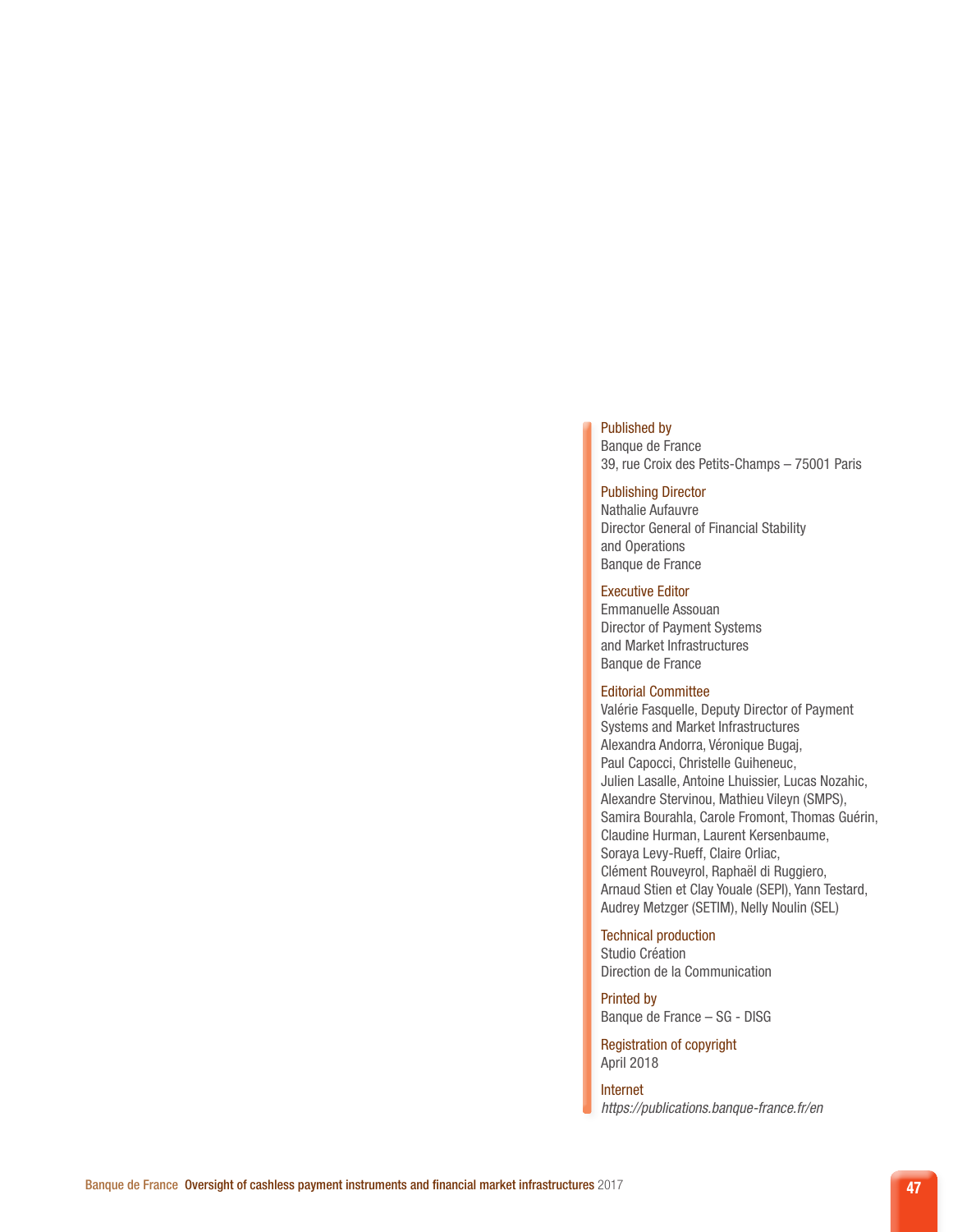**Published by**
Banque de France
39, rue Croix des Petits-Champs – 75001 Paris

**Publishing Director**
Nathalie Aufauvre
Director General of Financial Stability
and Operations
Banque de France

**Executive Editor**
Emmanuelle Assouan
Director of Payment Systems
and Market Infrastructures
Banque de France

**Editorial Committee**
Valérie Fasquelle, Deputy Director of Payment
Systems and Market Infrastructures
Alexandra Andorra, Véronique Bugaj,
Paul Capocci, Christelle Guiheneuc,
Julien Lasalle, Antoine Lhuissier, Lucas Nozahic,
Alexandre Stervinou, Mathieu Vileyn (SMPS),
Samira Bourahla, Carole Fromont, Thomas Guérin,
Claudine Hurman, Laurent Kersenbaume,
Soraya Levy-Rueff, Claire Orliac,
Clément Rouveyrol, Raphaël di Ruggiero,
Arnaud Stien et Clay Youale (SEPI), Yann Testard,
Audrey Metzger (SETIM), Nelly Noulin (SEL)

**Technical production**
Studio Création
Direction de la Communication

**Printed by**
Banque de France – SG - DISG

**Registration of copyright**
April 2018

**Internet**
*https://publications.banque-france.fr/en*